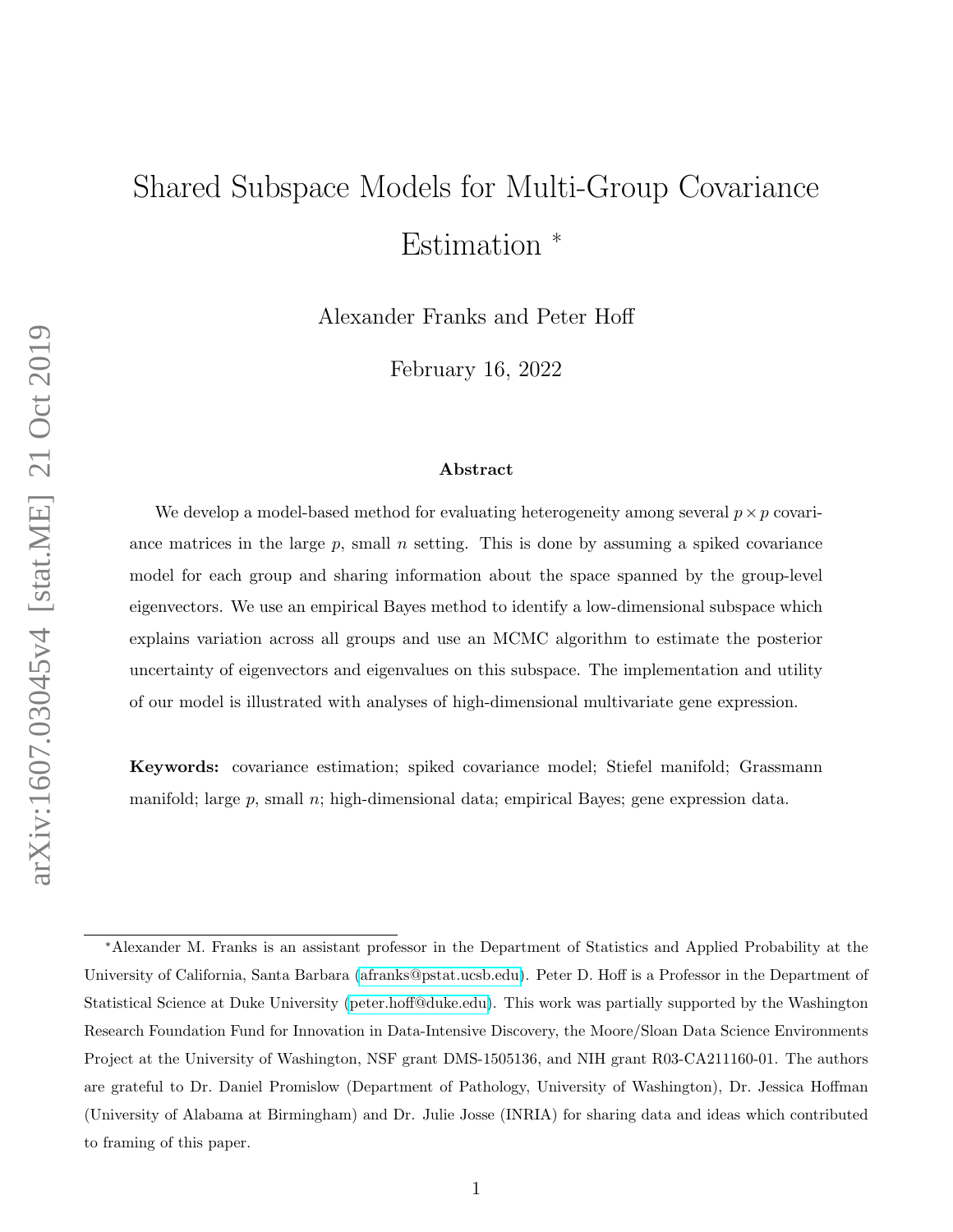# Shared Subspace Models for Multi-Group Covariance Estimation [*]

Alexander Franks and Peter Hoff

February 16, 2022

### Abstract

We develop a model-based method for evaluating heterogeneity among several $p \times p$ covariance matrices in the large $p$, small $n$ setting. This is done by assuming a spiked covariance model for each group and sharing information about the space spanned by the group-level eigenvectors. We use an empirical Bayes method to identify a low-dimensional subspace which explains variation across all groups and use an MCMC algorithm to estimate the posterior uncertainty of eigenvectors and eigenvalues on this subspace. The implementation and utility of our model is illustrated with analyses of high-dimensional multivariate gene expression.

**Keywords:** covariance estimation; spiked covariance model; Stiefel manifold; Grassmann manifold; large $p$, small $n$; high-dimensional data; empirical Bayes; gene expression data.

---

[*] Alexander M. Franks is an assistant professor in the Department of Statistics and Applied Probability at the University of California, Santa Barbara (afranks@pstat.ucsb.edu). Peter D. Hoff is a Professor in the Department of Statistical Science at Duke University (peter.hoff@duke.edu). This work was partially supported by the Washington Research Foundation Fund for Innovation in Data-Intensive Discovery, the Moore/Sloan Data Science Environments Project at the University of Washington, NSF grant DMS-1505136, and NIH grant R03-CA211160-01. The authors are grateful to Dr. Daniel Promislow (Department of Pathology, University of Washington), Dr. Jessica Hoffman (University of Alabama at Birmingham) and Dr. Julie Josse (INRIA) for sharing data and ideas which contributed to framing of this paper.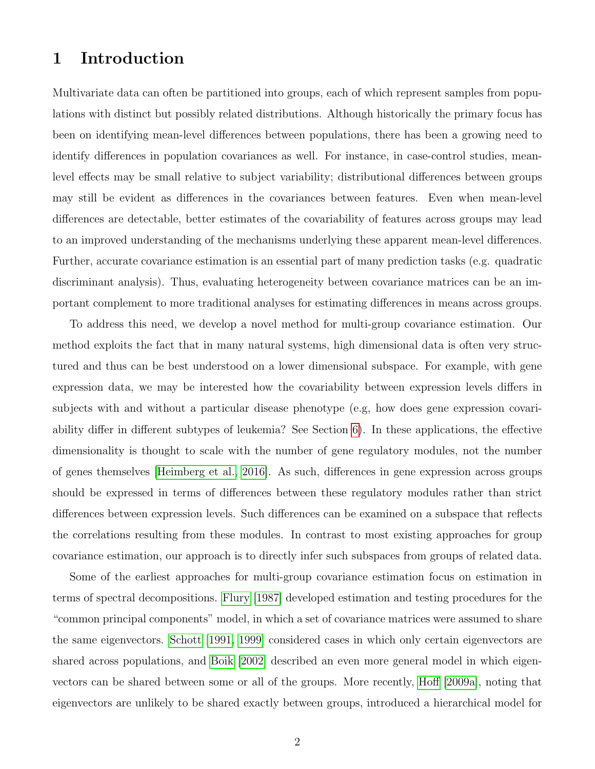# 1 Introduction

Multivariate data can often be partitioned into groups, each of which represent samples from populations with distinct but possibly related distributions. Although historically the primary focus has been on identifying mean-level differences between populations, there has been a growing need to identify differences in population covariances as well. For instance, in case-control studies, mean-level effects may be small relative to subject variability; distributional differences between groups may still be evident as differences in the covariances between features. Even when mean-level differences are detectable, better estimates of the covariability of features across groups may lead to an improved understanding of the mechanisms underlying these apparent mean-level differences. Further, accurate covariance estimation is an essential part of many prediction tasks (e.g. quadratic discriminant analysis). Thus, evaluating heterogeneity between covariance matrices can be an important complement to more traditional analyses for estimating differences in means across groups.

To address this need, we develop a novel method for multi-group covariance estimation. Our method exploits the fact that in many natural systems, high dimensional data is often very structured and thus can be best understood on a lower dimensional subspace. For example, with gene expression data, we may be interested how the covariability between expression levels differs in subjects with and without a particular disease phenotype (e.g, how does gene expression covariability differ in different subtypes of leukemia? See Section 6). In these applications, the effective dimensionality is thought to scale with the number of gene regulatory modules, not the number of genes themselves [Heimberg et al., 2016]. As such, differences in gene expression across groups should be expressed in terms of differences between these regulatory modules rather than strict differences between expression levels. Such differences can be examined on a subspace that reflects the correlations resulting from these modules. In contrast to most existing approaches for group covariance estimation, our approach is to directly infer such subspaces from groups of related data.

Some of the earliest approaches for multi-group covariance estimation focus on estimation in terms of spectral decompositions. Flury [1987] developed estimation and testing procedures for the "common principal components" model, in which a set of covariance matrices were assumed to share the same eigenvectors. Schott [1991, 1999] considered cases in which only certain eigenvectors are shared across populations, and Boik [2002] described an even more general model in which eigenvectors can be shared between some or all of the groups. More recently, Hoff [2009a], noting that eigenvectors are unlikely to be shared exactly between groups, introduced a hierarchical model for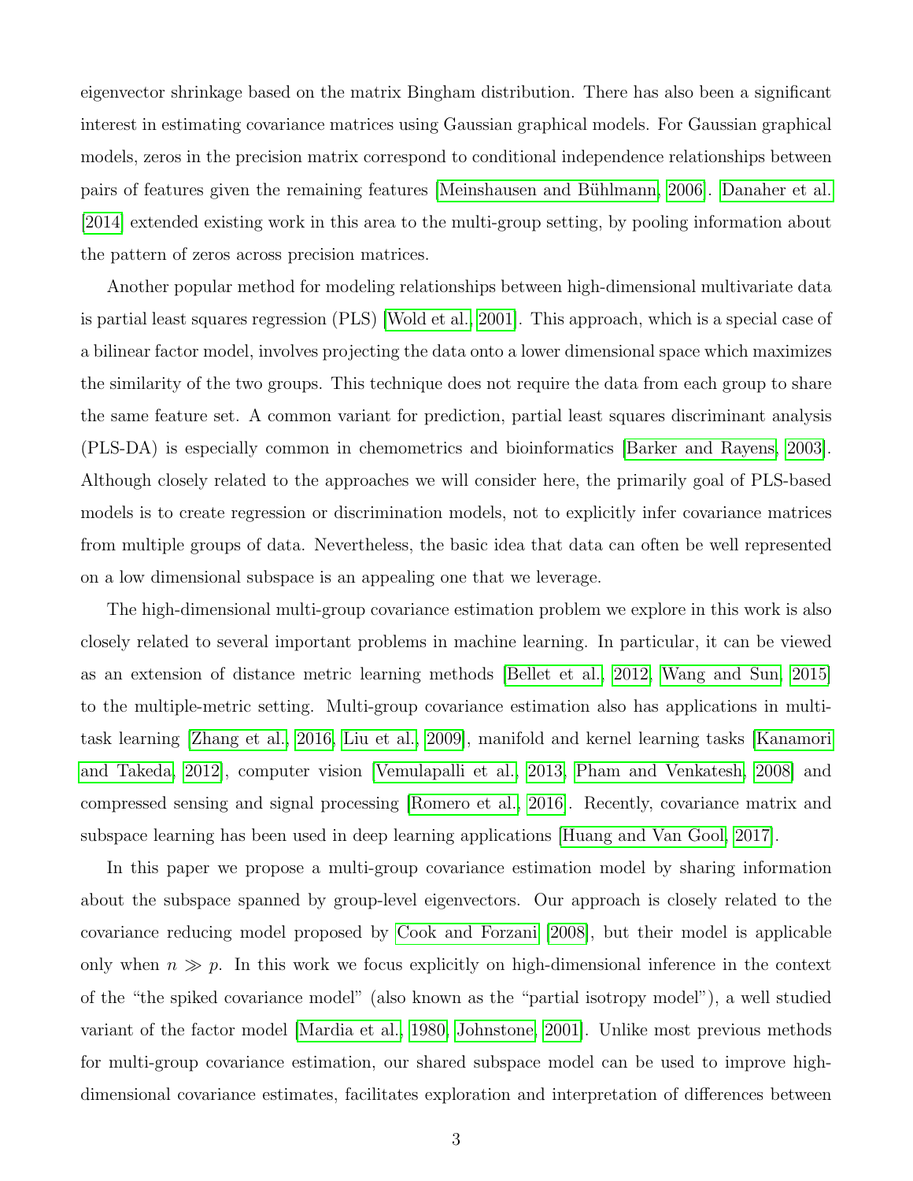eigenvector shrinkage based on the matrix Bingham distribution. There has also been a significant interest in estimating covariance matrices using Gaussian graphical models. For Gaussian graphical models, zeros in the precision matrix correspond to conditional independence relationships between pairs of features given the remaining features [Meinshausen and Bühlmann, 2006]. Danaher et al. [2014] extended existing work in this area to the multi-group setting, by pooling information about the pattern of zeros across precision matrices.

Another popular method for modeling relationships between high-dimensional multivariate data is partial least squares regression (PLS) [Wold et al., 2001]. This approach, which is a special case of a bilinear factor model, involves projecting the data onto a lower dimensional space which maximizes the similarity of the two groups. This technique does not require the data from each group to share the same feature set. A common variant for prediction, partial least squares discriminant analysis (PLS-DA) is especially common in chemometrics and bioinformatics [Barker and Rayens, 2003]. Although closely related to the approaches we will consider here, the primarily goal of PLS-based models is to create regression or discrimination models, not to explicitly infer covariance matrices from multiple groups of data. Nevertheless, the basic idea that data can often be well represented on a low dimensional subspace is an appealing one that we leverage.

The high-dimensional multi-group covariance estimation problem we explore in this work is also closely related to several important problems in machine learning. In particular, it can be viewed as an extension of distance metric learning methods [Bellet et al., 2012, Wang and Sun, 2015] to the multiple-metric setting. Multi-group covariance estimation also has applications in multi-task learning [Zhang et al., 2016, Liu et al., 2009], manifold and kernel learning tasks [Kanamori and Takeda, 2012], computer vision [Vemulapalli et al., 2013, Pham and Venkatesh, 2008] and compressed sensing and signal processing [Romero et al., 2016]. Recently, covariance matrix and subspace learning has been used in deep learning applications [Huang and Van Gool, 2017].

In this paper we propose a multi-group covariance estimation model by sharing information about the subspace spanned by group-level eigenvectors. Our approach is closely related to the covariance reducing model proposed by Cook and Forzani [2008], but their model is applicable only when $n \gg p$. In this work we focus explicitly on high-dimensional inference in the context of the "the spiked covariance model" (also known as the "partial isotropy model"), a well studied variant of the factor model [Mardia et al., 1980, Johnstone, 2001]. Unlike most previous methods for multi-group covariance estimation, our shared subspace model can be used to improve high-dimensional covariance estimates, facilitates exploration and interpretation of differences between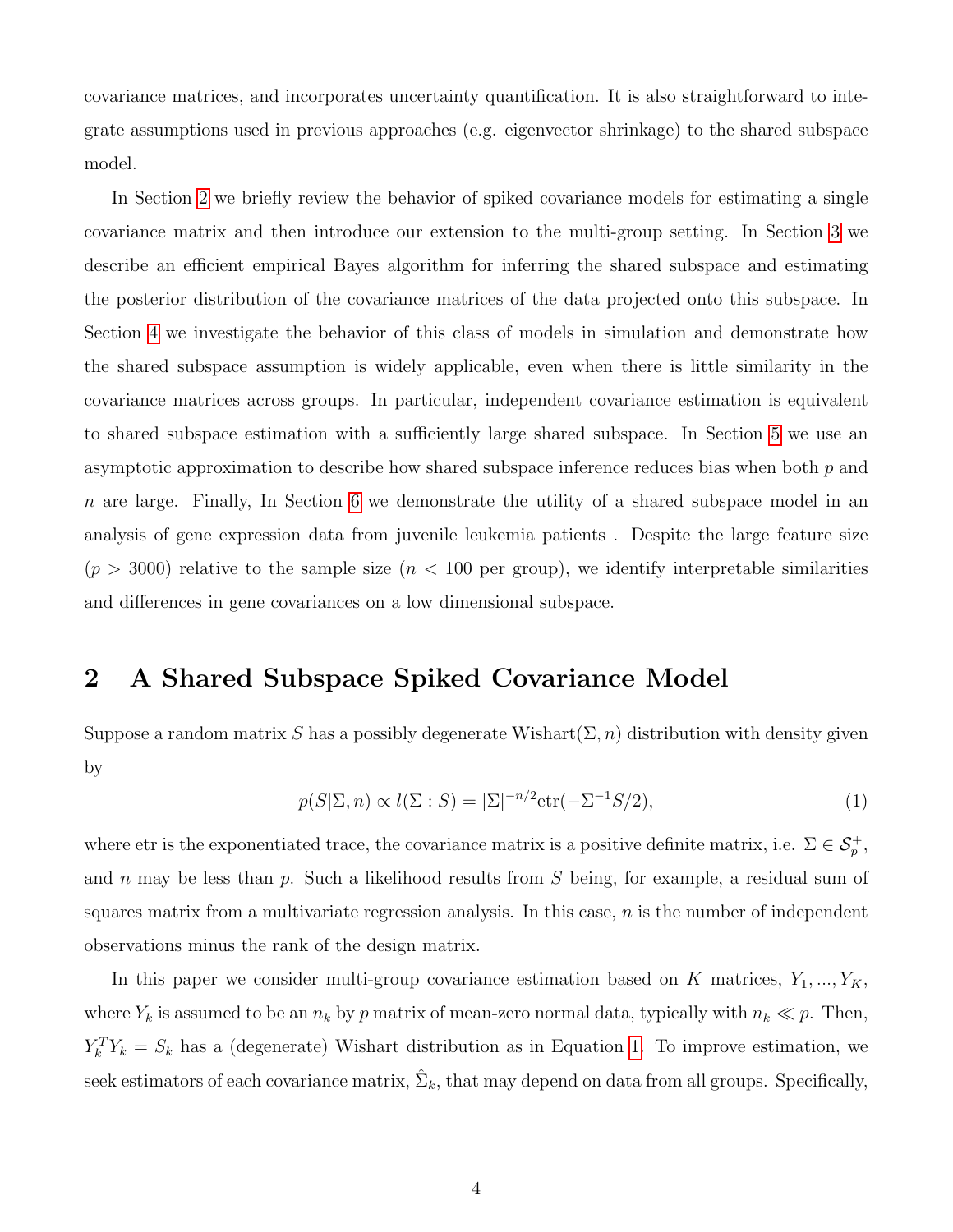covariance matrices, and incorporates uncertainty quantification. It is also straightforward to integrate assumptions used in previous approaches (e.g. eigenvector shrinkage) to the shared subspace model.

In Section 2 we briefly review the behavior of spiked covariance models for estimating a single covariance matrix and then introduce our extension to the multi-group setting. In Section 3 we describe an efficient empirical Bayes algorithm for inferring the shared subspace and estimating the posterior distribution of the covariance matrices of the data projected onto this subspace. In Section 4 we investigate the behavior of this class of models in simulation and demonstrate how the shared subspace assumption is widely applicable, even when there is little similarity in the covariance matrices across groups. In particular, independent covariance estimation is equivalent to shared subspace estimation with a sufficiently large shared subspace. In Section 5 we use an asymptotic approximation to describe how shared subspace inference reduces bias when both $p$ and $n$ are large. Finally, In Section 6 we demonstrate the utility of a shared subspace model in an analysis of gene expression data from juvenile leukemia patients . Despite the large feature size ($p > 3000$) relative to the sample size ($n < 100$ per group), we identify interpretable similarities and differences in gene covariances on a low dimensional subspace.

## 2 A Shared Subspace Spiked Covariance Model

Suppose a random matrix $S$ has a possibly degenerate Wishart$(\Sigma, n)$ distribution with density given by

$$p(S|\Sigma, n) \propto l(\Sigma : S) = |\Sigma|^{-n/2}\text{etr}(-\Sigma^{-1}S/2), \tag{1}$$

where etr is the exponentiated trace, the covariance matrix is a positive definite matrix, i.e. $\Sigma \in \mathcal{S}_p^+$, and $n$ may be less than $p$. Such a likelihood results from $S$ being, for example, a residual sum of squares matrix from a multivariate regression analysis. In this case, $n$ is the number of independent observations minus the rank of the design matrix.

In this paper we consider multi-group covariance estimation based on $K$ matrices, $Y_1, ..., Y_K$, where $Y_k$ is assumed to be an $n_k$ by $p$ matrix of mean-zero normal data, typically with $n_k \ll p$. Then, $Y_k^T Y_k = S_k$ has a (degenerate) Wishart distribution as in Equation 1. To improve estimation, we seek estimators of each covariance matrix, $\hat{\Sigma}_k$, that may depend on data from all groups. Specifically,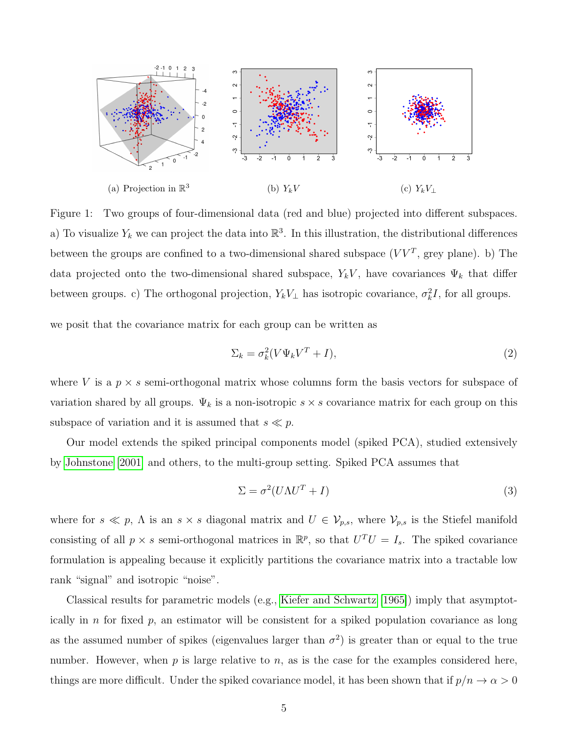(a) Projection in $\mathbb{R}^3$

(b) $Y_k V$

(c) $Y_k V_\perp$

Figure 1: Two groups of four-dimensional data (red and blue) projected into different subspaces. a) To visualize $Y_k$ we can project the data into $\mathbb{R}^3$. In this illustration, the distributional differences between the groups are confined to a two-dimensional shared subspace ($VV^T$, grey plane). b) The data projected onto the two-dimensional shared subspace, $Y_k V$, have covariances $\Psi_k$ that differ between groups. c) The orthogonal projection, $Y_k V_\perp$ has isotropic covariance, $\sigma_k^2 I$, for all groups.

we posit that the covariance matrix for each group can be written as

$$\Sigma_k = \sigma_k^2(V\Psi_k V^T + I), \tag{2}$$

where $V$ is a $p \times s$ semi-orthogonal matrix whose columns form the basis vectors for subspace of variation shared by all groups. $\Psi_k$ is a non-isotropic $s \times s$ covariance matrix for each group on this subspace of variation and it is assumed that $s \ll p$.

Our model extends the spiked principal components model (spiked PCA), studied extensively by Johnstone [2001] and others, to the multi-group setting. Spiked PCA assumes that

$$\Sigma = \sigma^2(U\Lambda U^T + I) \tag{3}$$

where for $s \ll p$, $\Lambda$ is an $s \times s$ diagonal matrix and $U \in \mathcal{V}_{p,s}$, where $\mathcal{V}_{p,s}$ is the Stiefel manifold consisting of all $p \times s$ semi-orthogonal matrices in $\mathbb{R}^p$, so that $U^T U = I_s$. The spiked covariance formulation is appealing because it explicitly partitions the covariance matrix into a tractable low rank "signal" and isotropic "noise".

Classical results for parametric models (e.g., Kiefer and Schwartz [1965]) imply that asymptotically in $n$ for fixed $p$, an estimator will be consistent for a spiked population covariance as long as the assumed number of spikes (eigenvalues larger than $\sigma^2$) is greater than or equal to the true number. However, when $p$ is large relative to $n$, as is the case for the examples considered here, things are more difficult. Under the spiked covariance model, it has been shown that if $p/n \to \alpha > 0$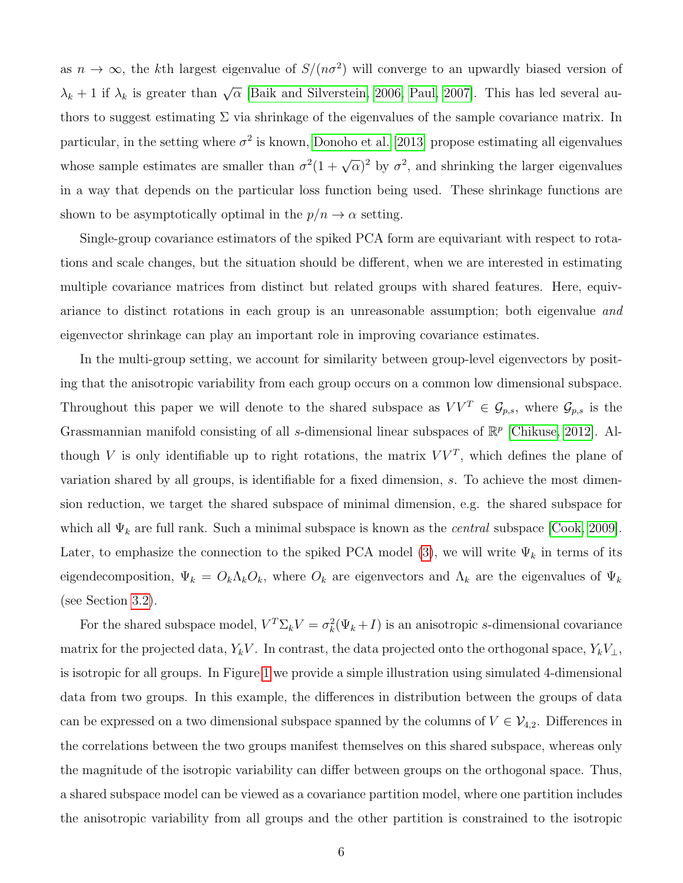as $n \to \infty$, the $k$th largest eigenvalue of $S/(n\sigma^2)$ will converge to an upwardly biased version of $\lambda_k + 1$ if $\lambda_k$ is greater than $\sqrt{\alpha}$ [Baik and Silverstein, 2006, Paul, 2007]. This has led several authors to suggest estimating $\Sigma$ via shrinkage of the eigenvalues of the sample covariance matrix. In particular, in the setting where $\sigma^2$ is known, Donoho et al. [2013] propose estimating all eigenvalues whose sample estimates are smaller than $\sigma^2(1 + \sqrt{\alpha})^2$ by $\sigma^2$, and shrinking the larger eigenvalues in a way that depends on the particular loss function being used. These shrinkage functions are shown to be asymptotically optimal in the $p/n \to \alpha$ setting.

Single-group covariance estimators of the spiked PCA form are equivariant with respect to rotations and scale changes, but the situation should be different, when we are interested in estimating multiple covariance matrices from distinct but related groups with shared features. Here, equivariance to distinct rotations in each group is an unreasonable assumption; both eigenvalue *and* eigenvector shrinkage can play an important role in improving covariance estimates.

In the multi-group setting, we account for similarity between group-level eigenvectors by positing that the anisotropic variability from each group occurs on a common low dimensional subspace. Throughout this paper we will denote to the shared subspace as $VV^T \in \mathcal{G}_{p,s}$, where $\mathcal{G}_{p,s}$ is the Grassmannian manifold consisting of all $s$-dimensional linear subspaces of $\mathbb{R}^p$ [Chikuse, 2012]. Although $V$ is only identifiable up to right rotations, the matrix $VV^T$, which defines the plane of variation shared by all groups, is identifiable for a fixed dimension, $s$. To achieve the most dimension reduction, we target the shared subspace of minimal dimension, e.g. the shared subspace for which all $\Psi_k$ are full rank. Such a minimal subspace is known as the *central* subspace [Cook, 2009]. Later, to emphasize the connection to the spiked PCA model (3), we will write $\Psi_k$ in terms of its eigendecomposition, $\Psi_k = O_k \Lambda_k O_k$, where $O_k$ are eigenvectors and $\Lambda_k$ are the eigenvalues of $\Psi_k$ (see Section 3.2).

For the shared subspace model, $V^T \Sigma_k V = \sigma_k^2(\Psi_k + I)$ is an anisotropic $s$-dimensional covariance matrix for the projected data, $Y_k V$. In contrast, the data projected onto the orthogonal space, $Y_k V_\perp$, is isotropic for all groups. In Figure 1 we provide a simple illustration using simulated 4-dimensional data from two groups. In this example, the differences in distribution between the groups of data can be expressed on a two dimensional subspace spanned by the columns of $V \in \mathcal{V}_{4,2}$. Differences in the correlations between the two groups manifest themselves on this shared subspace, whereas only the magnitude of the isotropic variability can differ between groups on the orthogonal space. Thus, a shared subspace model can be viewed as a covariance partition model, where one partition includes the anisotropic variability from all groups and the other partition is constrained to the isotropic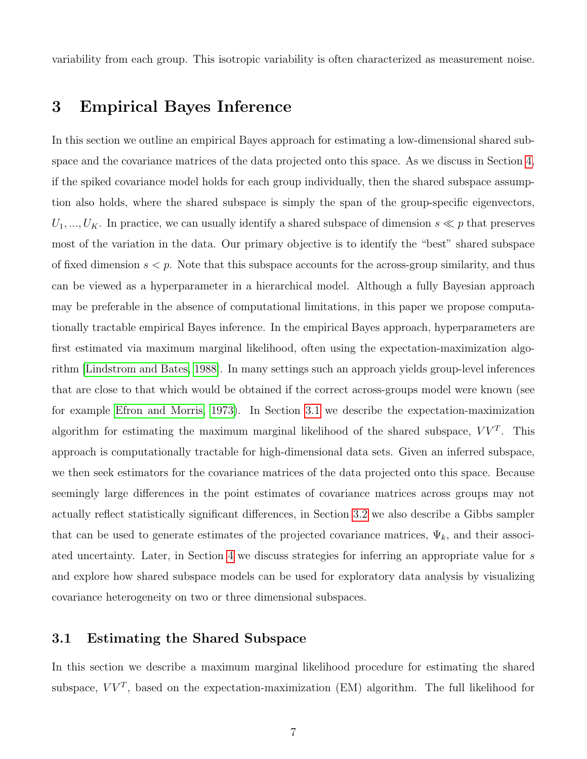variability from each group. This isotropic variability is often characterized as measurement noise.

## 3 Empirical Bayes Inference

In this section we outline an empirical Bayes approach for estimating a low-dimensional shared subspace and the covariance matrices of the data projected onto this space. As we discuss in Section 4, if the spiked covariance model holds for each group individually, then the shared subspace assumption also holds, where the shared subspace is simply the span of the group-specific eigenvectors, $U_1, ..., U_K$. In practice, we can usually identify a shared subspace of dimension $s \ll p$ that preserves most of the variation in the data. Our primary objective is to identify the "best" shared subspace of fixed dimension $s < p$. Note that this subspace accounts for the across-group similarity, and thus can be viewed as a hyperparameter in a hierarchical model. Although a fully Bayesian approach may be preferable in the absence of computational limitations, in this paper we propose computationally tractable empirical Bayes inference. In the empirical Bayes approach, hyperparameters are first estimated via maximum marginal likelihood, often using the expectation-maximization algorithm [Lindstrom and Bates, 1988]. In many settings such an approach yields group-level inferences that are close to that which would be obtained if the correct across-groups model were known (see for example Efron and Morris, 1973). In Section 3.1 we describe the expectation-maximization algorithm for estimating the maximum marginal likelihood of the shared subspace, $VV^T$. This approach is computationally tractable for high-dimensional data sets. Given an inferred subspace, we then seek estimators for the covariance matrices of the data projected onto this space. Because seemingly large differences in the point estimates of covariance matrices across groups may not actually reflect statistically significant differences, in Section 3.2 we also describe a Gibbs sampler that can be used to generate estimates of the projected covariance matrices, $\Psi_k$, and their associated uncertainty. Later, in Section 4 we discuss strategies for inferring an appropriate value for $s$ and explore how shared subspace models can be used for exploratory data analysis by visualizing covariance heterogeneity on two or three dimensional subspaces.

### 3.1 Estimating the Shared Subspace

In this section we describe a maximum marginal likelihood procedure for estimating the shared subspace, $VV^T$, based on the expectation-maximization (EM) algorithm. The full likelihood for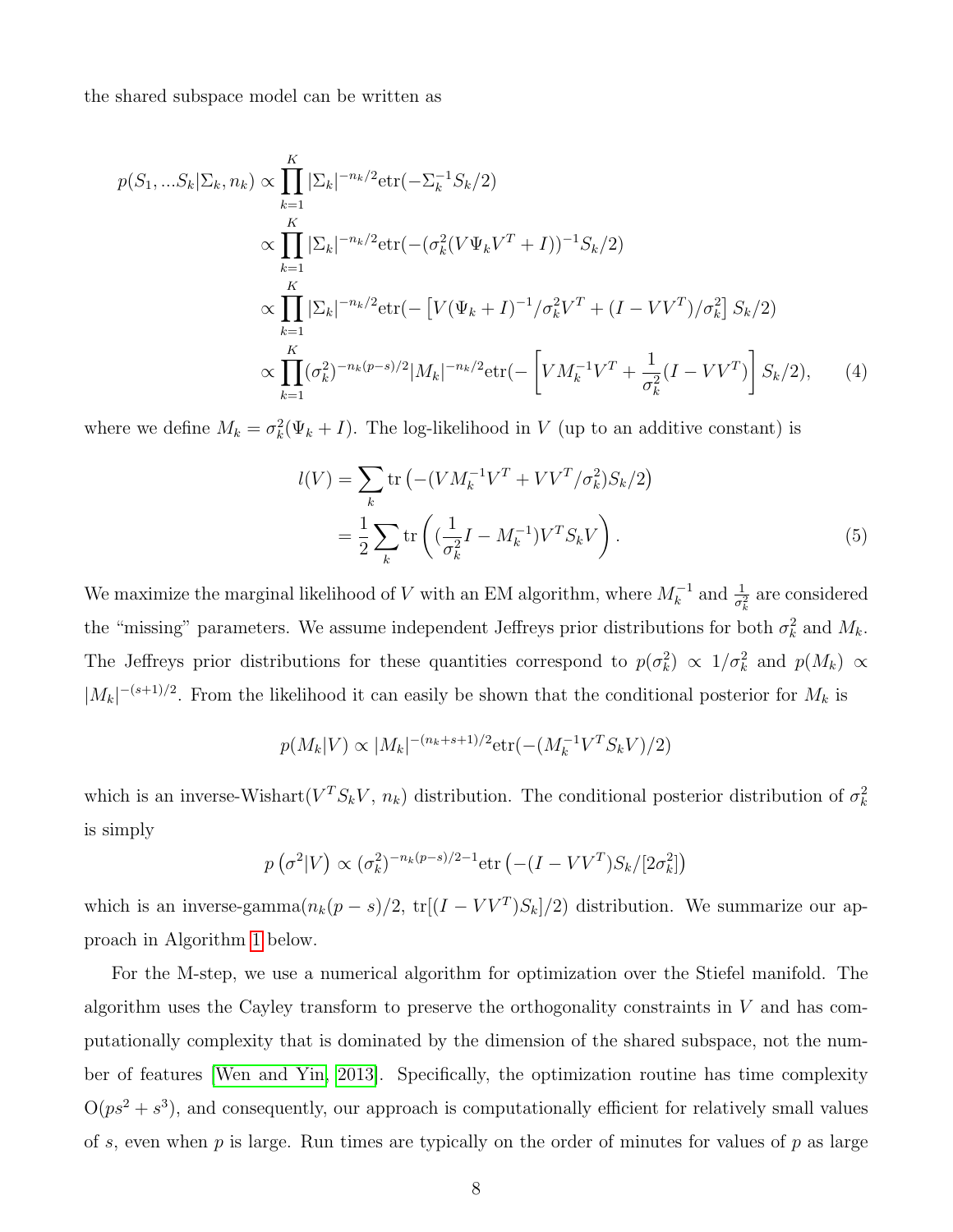the shared subspace model can be written as

$$
\begin{aligned}
p(S_1, ...S_k|\Sigma_k, n_k) &\propto \prod_{k=1}^{K} |\Sigma_k|^{-n_k/2} \text{etr}(-\Sigma_k^{-1} S_k/2) \\
&\propto \prod_{k=1}^{K} |\Sigma_k|^{-n_k/2} \text{etr}(-(\sigma_k^2(V\Psi_k V^T + I))^{-1} S_k/2) \\
&\propto \prod_{k=1}^{K} |\Sigma_k|^{-n_k/2} \text{etr}(-\left[V(\Psi_k + I)^{-1}/\sigma_k^2 V^T + (I - VV^T)/\sigma_k^2\right] S_k/2) \\
&\propto \prod_{k=1}^{K} (\sigma_k^2)^{-n_k(p-s)/2} |M_k|^{-n_k/2} \text{etr}(-\left[V M_k^{-1} V^T + \frac{1}{\sigma_k^2}(I - VV^T)\right] S_k/2), \qquad (4)
\end{aligned}
$$

where we define $M_k = \sigma_k^2(\Psi_k + I)$. The log-likelihood in $V$ (up to an additive constant) is

$$
\begin{aligned}
l(V) &= \sum_k \text{tr}\left(-(V M_k^{-1} V^T + VV^T/\sigma_k^2) S_k/2\right) \\
&= \frac{1}{2} \sum_k \text{tr}\left( (\frac{1}{\sigma_k^2} I - M_k^{-1}) V^T S_k V \right). \qquad (5)
\end{aligned}
$$

We maximize the marginal likelihood of $V$ with an EM algorithm, where $M_k^{-1}$ and $\frac{1}{\sigma_k^2}$ are considered the "missing" parameters. We assume independent Jeffreys prior distributions for both $\sigma_k^2$ and $M_k$. The Jeffreys prior distributions for these quantities correspond to $p(\sigma_k^2) \propto 1/\sigma_k^2$ and $p(M_k) \propto |M_k|^{-(s+1)/2}$. From the likelihood it can easily be shown that the conditional posterior for $M_k$ is

$$
p(M_k|V) \propto |M_k|^{-(n_k+s+1)/2} \text{etr}(-(M_k^{-1} V^T S_k V)/2)
$$

which is an inverse-Wishart($V^T S_k V$, $n_k$) distribution. The conditional posterior distribution of $\sigma_k^2$ is simply

$$
p\left(\sigma^2|V\right) \propto (\sigma_k^2)^{-n_k(p-s)/2-1} \text{etr}\left(-(I - VV^T)S_k/[2\sigma_k^2]\right)
$$

which is an inverse-gamma($n_k(p-s)/2$, $\text{tr}[(I - VV^T)S_k]/2$) distribution. We summarize our approach in Algorithm 1 below.

For the M-step, we use a numerical algorithm for optimization over the Stiefel manifold. The algorithm uses the Cayley transform to preserve the orthogonality constraints in $V$ and has computationally complexity that is dominated by the dimension of the shared subspace, not the number of features [Wen and Yin, 2013]. Specifically, the optimization routine has time complexity $\text{O}(ps^2 + s^3)$, and consequently, our approach is computationally efficient for relatively small values of $s$, even when $p$ is large. Run times are typically on the order of minutes for values of $p$ as large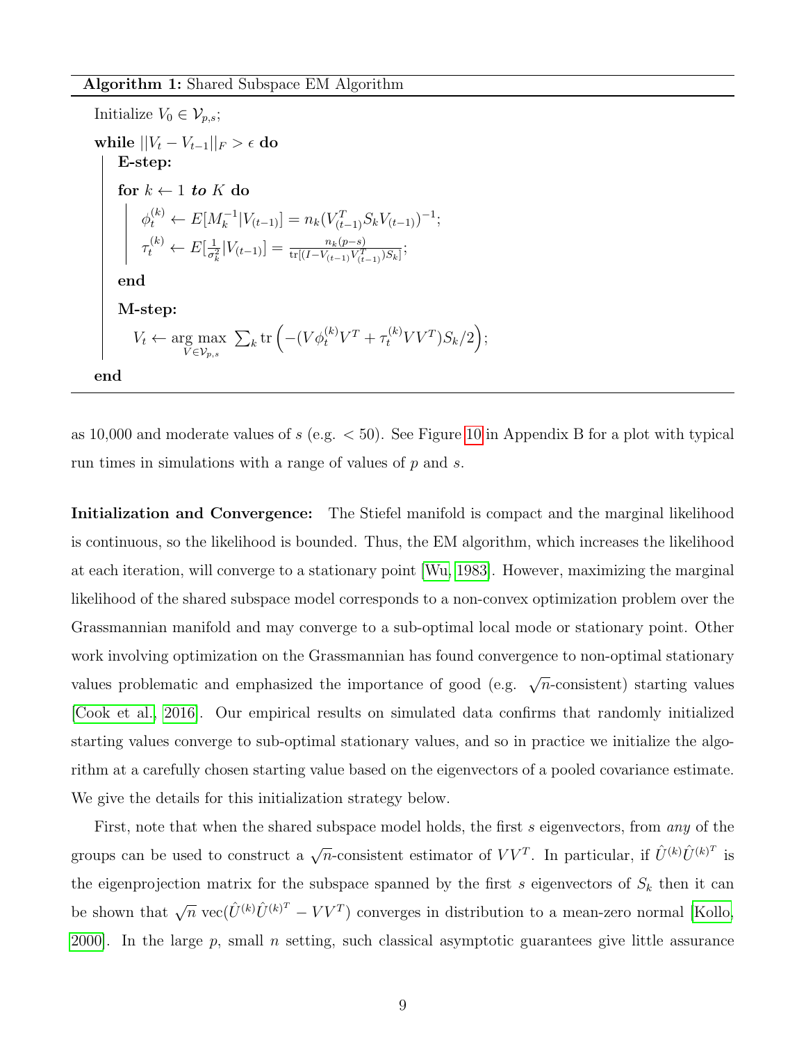**Algorithm 1:** Shared Subspace EM Algorithm

```
Initialize V_0 ∈ V_{p,s};
while ||V_t − V_{t−1}||_F > ϵ do
    E-step:
    for k ← 1 to K do
        φ_t^(k) ← E[M_k^{-1} | V_(t−1)] = n_k (V_(t−1)^T S_k V_(t−1))^{-1};
        τ_t^(k) ← E[1/σ_k^2 | V_(t−1)] = n_k(p−s) / tr[(I − V_(t−1) V_(t−1)^T) S_k];
    end
    M-step:
        V_t ← argmax_{V ∈ V_{p,s}} Σ_k tr( −(V φ_t^(k) V^T + τ_t^(k) V V^T) S_k / 2 );
end
```

Initialize $V_0 \in \mathcal{V}_{p,s}$;

**while** $||V_t - V_{t-1}||_F > \epsilon$ **do**

**E-step:**

**for** $k \leftarrow 1$ ***to*** $K$ **do**

$\phi_t^{(k)} \leftarrow E[M_k^{-1}|V_{(t-1)}] = n_k(V_{(t-1)}^T S_k V_{(t-1)})^{-1}$;

$\tau_t^{(k)} \leftarrow E[\frac{1}{\sigma_k^2}|V_{(t-1)}] = \frac{n_k(p-s)}{\text{tr}[(I - V_{(t-1)}V_{(t-1)}^T)S_k]}$;

**end**

**M-step:**

$V_t \leftarrow \underset{V \in \mathcal{V}_{p,s}}{\arg\max} \sum_k \text{tr}\left(-(V\phi_t^{(k)}V^T + \tau_t^{(k)}VV^T)S_k/2\right)$;

**end**

as 10,000 and moderate values of $s$ (e.g. $< 50$). See Figure 10 in Appendix B for a plot with typical run times in simulations with a range of values of $p$ and $s$.

**Initialization and Convergence:** The Stiefel manifold is compact and the marginal likelihood is continuous, so the likelihood is bounded. Thus, the EM algorithm, which increases the likelihood at each iteration, will converge to a stationary point [Wu, 1983]. However, maximizing the marginal likelihood of the shared subspace model corresponds to a non-convex optimization problem over the Grassmannian manifold and may converge to a sub-optimal local mode or stationary point. Other work involving optimization on the Grassmannian has found convergence to non-optimal stationary values problematic and emphasized the importance of good (e.g. $\sqrt{n}$-consistent) starting values [Cook et al., 2016]. Our empirical results on simulated data confirms that randomly initialized starting values converge to sub-optimal stationary values, and so in practice we initialize the algorithm at a carefully chosen starting value based on the eigenvectors of a pooled covariance estimate. We give the details for this initialization strategy below.

First, note that when the shared subspace model holds, the first $s$ eigenvectors, from *any* of the groups can be used to construct a $\sqrt{n}$-consistent estimator of $VV^T$. In particular, if $\hat{U}^{(k)}\hat{U}^{(k)^T}$ is the eigenprojection matrix for the subspace spanned by the first $s$ eigenvectors of $S_k$ then it can be shown that $\sqrt{n}\,\text{vec}(\hat{U}^{(k)}\hat{U}^{(k)^T} - VV^T)$ converges in distribution to a mean-zero normal [Kollo, 2000]. In the large $p$, small $n$ setting, such classical asymptotic guarantees give little assurance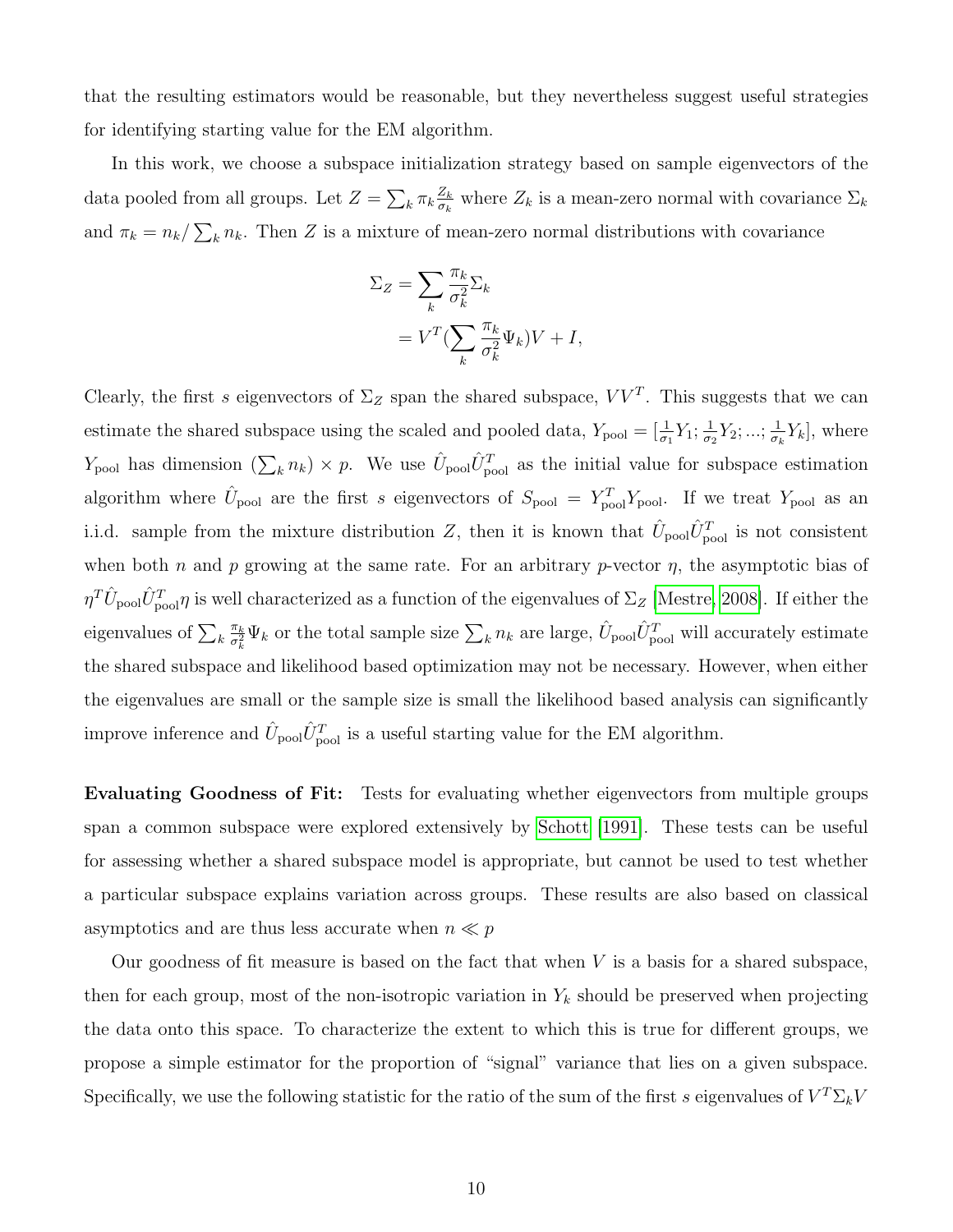that the resulting estimators would be reasonable, but they nevertheless suggest useful strategies for identifying starting value for the EM algorithm.

In this work, we choose a subspace initialization strategy based on sample eigenvectors of the data pooled from all groups. Let $Z = \sum_k \pi_k \frac{Z_k}{\sigma_k}$ where $Z_k$ is a mean-zero normal with covariance $\Sigma_k$ and $\pi_k = n_k / \sum_k n_k$. Then $Z$ is a mixture of mean-zero normal distributions with covariance

$$
\begin{aligned}
\Sigma_Z &= \sum_k \frac{\pi_k}{\sigma_k^2} \Sigma_k \\
&= V^T (\sum_k \frac{\pi_k}{\sigma_k^2} \Psi_k) V + I,
\end{aligned}
$$

Clearly, the first $s$ eigenvectors of $\Sigma_Z$ span the shared subspace, $VV^T$. This suggests that we can estimate the shared subspace using the scaled and pooled data, $Y_{\text{pool}} = [\frac{1}{\sigma_1} Y_1; \frac{1}{\sigma_2} Y_2; ...; \frac{1}{\sigma_k} Y_k]$, where $Y_{\text{pool}}$ has dimension $(\sum_k n_k) \times p$. We use $\hat{U}_{\text{pool}} \hat{U}_{\text{pool}}^T$ as the initial value for subspace estimation algorithm where $\hat{U}_{\text{pool}}$ are the first $s$ eigenvectors of $S_{\text{pool}} = Y_{\text{pool}}^T Y_{\text{pool}}$. If we treat $Y_{\text{pool}}$ as an i.i.d. sample from the mixture distribution $Z$, then it is known that $\hat{U}_{\text{pool}} \hat{U}_{\text{pool}}^T$ is not consistent when both $n$ and $p$ growing at the same rate. For an arbitrary $p$-vector $\eta$, the asymptotic bias of $\eta^T \hat{U}_{\text{pool}} \hat{U}_{\text{pool}}^T \eta$ is well characterized as a function of the eigenvalues of $\Sigma_Z$ [Mestre, 2008]. If either the eigenvalues of $\sum_k \frac{\pi_k}{\sigma_k^2} \Psi_k$ or the total sample size $\sum_k n_k$ are large, $\hat{U}_{\text{pool}} \hat{U}_{\text{pool}}^T$ will accurately estimate the shared subspace and likelihood based optimization may not be necessary. However, when either the eigenvalues are small or the sample size is small the likelihood based analysis can significantly improve inference and $\hat{U}_{\text{pool}} \hat{U}_{\text{pool}}^T$ is a useful starting value for the EM algorithm.

**Evaluating Goodness of Fit:** Tests for evaluating whether eigenvectors from multiple groups span a common subspace were explored extensively by Schott [1991]. These tests can be useful for assessing whether a shared subspace model is appropriate, but cannot be used to test whether a particular subspace explains variation across groups. These results are also based on classical asymptotics and are thus less accurate when $n \ll p$

Our goodness of fit measure is based on the fact that when $V$ is a basis for a shared subspace, then for each group, most of the non-isotropic variation in $Y_k$ should be preserved when projecting the data onto this space. To characterize the extent to which this is true for different groups, we propose a simple estimator for the proportion of "signal" variance that lies on a given subspace. Specifically, we use the following statistic for the ratio of the sum of the first $s$ eigenvalues of $V^T \Sigma_k V$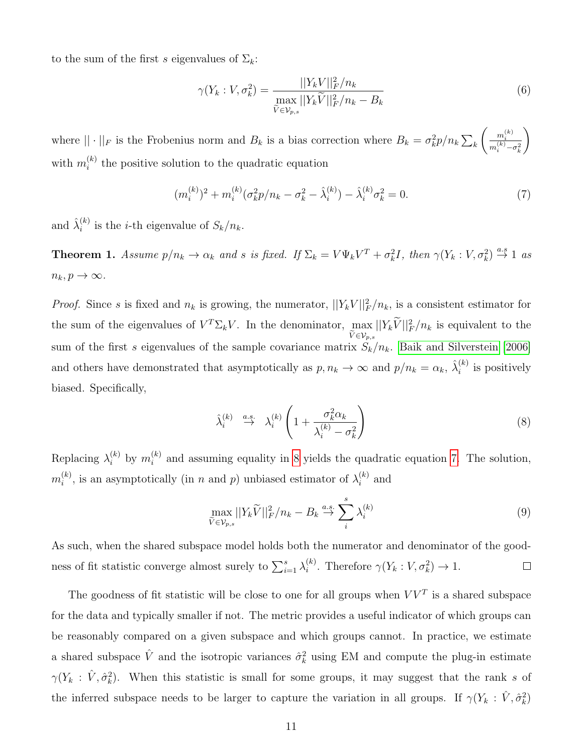to the sum of the first $s$ eigenvalues of $\Sigma_k$:

$$\gamma(Y_k : V, \sigma_k^2) = \frac{||Y_k V||_F^2 / n_k}{\max\limits_{\widetilde{V} \in \mathcal{V}_{p,s}} ||Y_k \widetilde{V}||_F^2 / n_k - B_k} \tag{6}$$

where $|| \cdot ||_F$ is the Frobenius norm and $B_k$ is a bias correction where $B_k = \sigma_k^2 p / n_k \sum_k \left( \frac{m_i^{(k)}}{m_i^{(k)} - \sigma_k^2} \right)$ with $m_i^{(k)}$ the positive solution to the quadratic equation

$$(m_i^{(k)})^2 + m_i^{(k)}(\sigma_k^2 p / n_k - \sigma_k^2 - \hat{\lambda}_i^{(k)}) - \hat{\lambda}_i^{(k)} \sigma_k^2 = 0. \tag{7}$$

and $\hat{\lambda}_i^{(k)}$ is the $i$-th eigenvalue of $S_k / n_k$.

**Theorem 1.** *Assume $p/n_k \to \alpha_k$ and $s$ is fixed. If $\Sigma_k = V \Psi_k V^T + \sigma_k^2 I$, then $\gamma(Y_k : V, \sigma_k^2) \overset{a.s}{\to} 1$ as $n_k, p \to \infty$.*

*Proof.* Since $s$ is fixed and $n_k$ is growing, the numerator, $||Y_k V||_F^2 / n_k$, is a consistent estimator for the sum of the eigenvalues of $V^T \Sigma_k V$. In the denominator, $\max\limits_{\widetilde{V} \in \mathcal{V}_{p,s}} ||Y_k \widetilde{V}||_F^2 / n_k$ is equivalent to the sum of the first $s$ eigenvalues of the sample covariance matrix $S_k / n_k$. Baik and Silverstein [2006] and others have demonstrated that asymptotically as $p, n_k \to \infty$ and $p/n_k = \alpha_k$, $\hat{\lambda}_i^{(k)}$ is positively biased. Specifically,

$$\hat{\lambda}_i^{(k)} \overset{a.s.}{\to} \lambda_i^{(k)} \left( 1 + \frac{\sigma_k^2 \alpha_k}{\lambda_i^{(k)} - \sigma_k^2} \right) \tag{8}$$

Replacing $\lambda_i^{(k)}$ by $m_i^{(k)}$ and assuming equality in 8 yields the quadratic equation 7. The solution, $m_i^{(k)}$, is an asymptotically (in $n$ and $p$) unbiased estimator of $\lambda_i^{(k)}$ and

$$\max_{\widetilde{V} \in \mathcal{V}_{p,s}} ||Y_k \widetilde{V}||_F^2 / n_k - B_k \overset{a.s.}{\to} \sum_i^s \lambda_i^{(k)} \tag{9}$$

As such, when the shared subspace model holds both the numerator and denominator of the goodness of fit statistic converge almost surely to $\sum_{i=1}^s \lambda_i^{(k)}$. Therefore $\gamma(Y_k : V, \sigma_k^2) \to 1$. $\square$

The goodness of fit statistic will be close to one for all groups when $VV^T$ is a shared subspace for the data and typically smaller if not. The metric provides a useful indicator of which groups can be reasonably compared on a given subspace and which groups cannot. In practice, we estimate a shared subspace $\hat{V}$ and the isotropic variances $\hat{\sigma}_k^2$ using EM and compute the plug-in estimate $\gamma(Y_k : \hat{V}, \hat{\sigma}_k^2)$. When this statistic is small for some groups, it may suggest that the rank $s$ of the inferred subspace needs to be larger to capture the variation in all groups. If $\gamma(Y_k : \hat{V}, \hat{\sigma}_k^2)$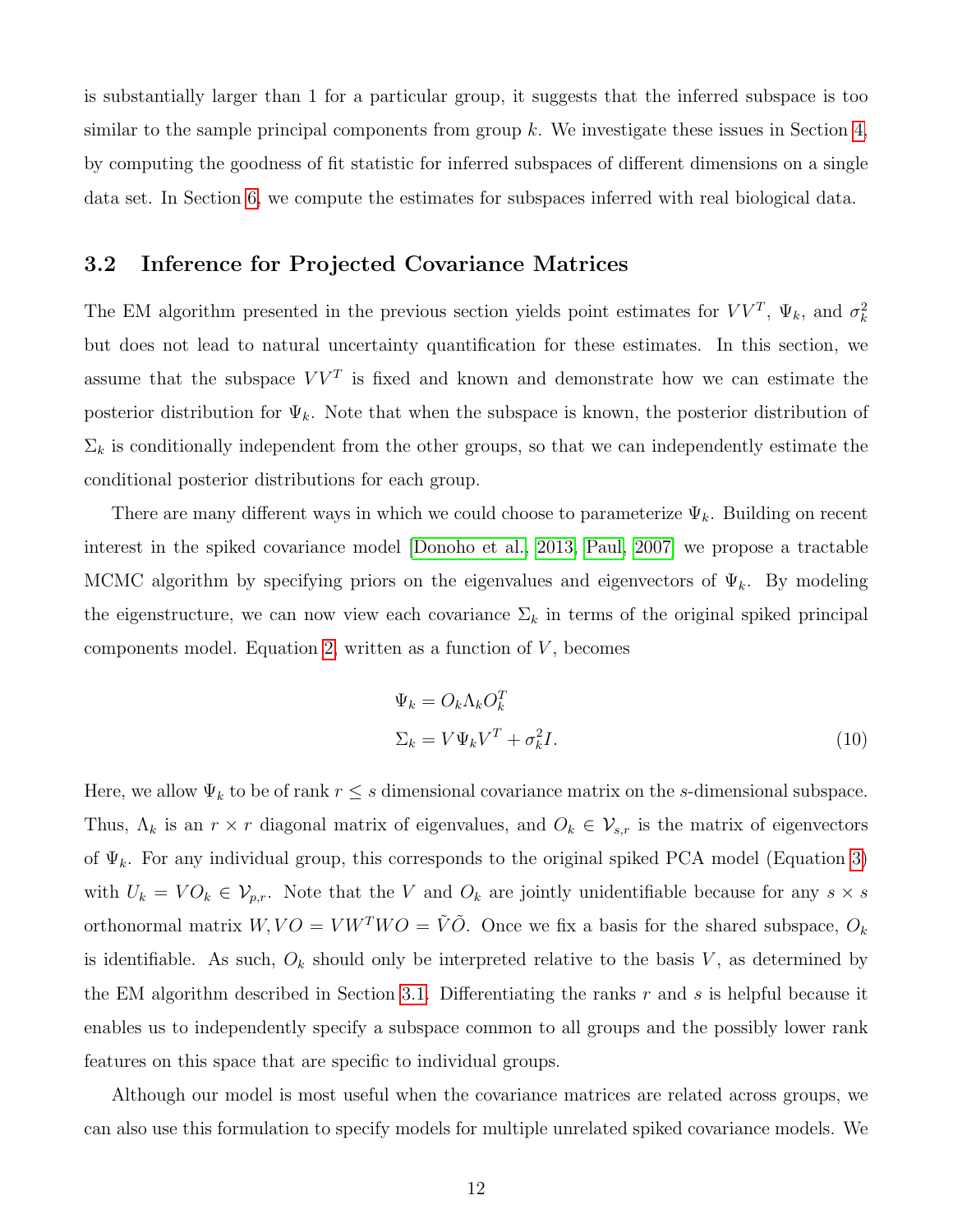is substantially larger than 1 for a particular group, it suggests that the inferred subspace is too similar to the sample principal components from group $k$. We investigate these issues in Section 4, by computing the goodness of fit statistic for inferred subspaces of different dimensions on a single data set. In Section 6, we compute the estimates for subspaces inferred with real biological data.

## 3.2 Inference for Projected Covariance Matrices

The EM algorithm presented in the previous section yields point estimates for $VV^T$, $\Psi_k$, and $\sigma_k^2$ but does not lead to natural uncertainty quantification for these estimates. In this section, we assume that the subspace $VV^T$ is fixed and known and demonstrate how we can estimate the posterior distribution for $\Psi_k$. Note that when the subspace is known, the posterior distribution of $\Sigma_k$ is conditionally independent from the other groups, so that we can independently estimate the conditional posterior distributions for each group.

There are many different ways in which we could choose to parameterize $\Psi_k$. Building on recent interest in the spiked covariance model [Donoho et al., 2013, Paul, 2007] we propose a tractable MCMC algorithm by specifying priors on the eigenvalues and eigenvectors of $\Psi_k$. By modeling the eigenstructure, we can now view each covariance $\Sigma_k$ in terms of the original spiked principal components model. Equation 2, written as a function of $V$, becomes

$$
\begin{aligned}
\Psi_k &= O_k \Lambda_k O_k^T \\
\Sigma_k &= V \Psi_k V^T + \sigma_k^2 I.
\end{aligned} \tag{10}
$$

Here, we allow $\Psi_k$ to be of rank $r \leq s$ dimensional covariance matrix on the $s$-dimensional subspace. Thus, $\Lambda_k$ is an $r \times r$ diagonal matrix of eigenvalues, and $O_k \in \mathcal{V}_{s,r}$ is the matrix of eigenvectors of $\Psi_k$. For any individual group, this corresponds to the original spiked PCA model (Equation 3) with $U_k = VO_k \in \mathcal{V}_{p,r}$. Note that the $V$ and $O_k$ are jointly unidentifiable because for any $s \times s$ orthonormal matrix $W, VO = VW^TWO = \tilde{V}\tilde{O}$. Once we fix a basis for the shared subspace, $O_k$ is identifiable. As such, $O_k$ should only be interpreted relative to the basis $V$, as determined by the EM algorithm described in Section 3.1. Differentiating the ranks $r$ and $s$ is helpful because it enables us to independently specify a subspace common to all groups and the possibly lower rank features on this space that are specific to individual groups.

Although our model is most useful when the covariance matrices are related across groups, we can also use this formulation to specify models for multiple unrelated spiked covariance models. We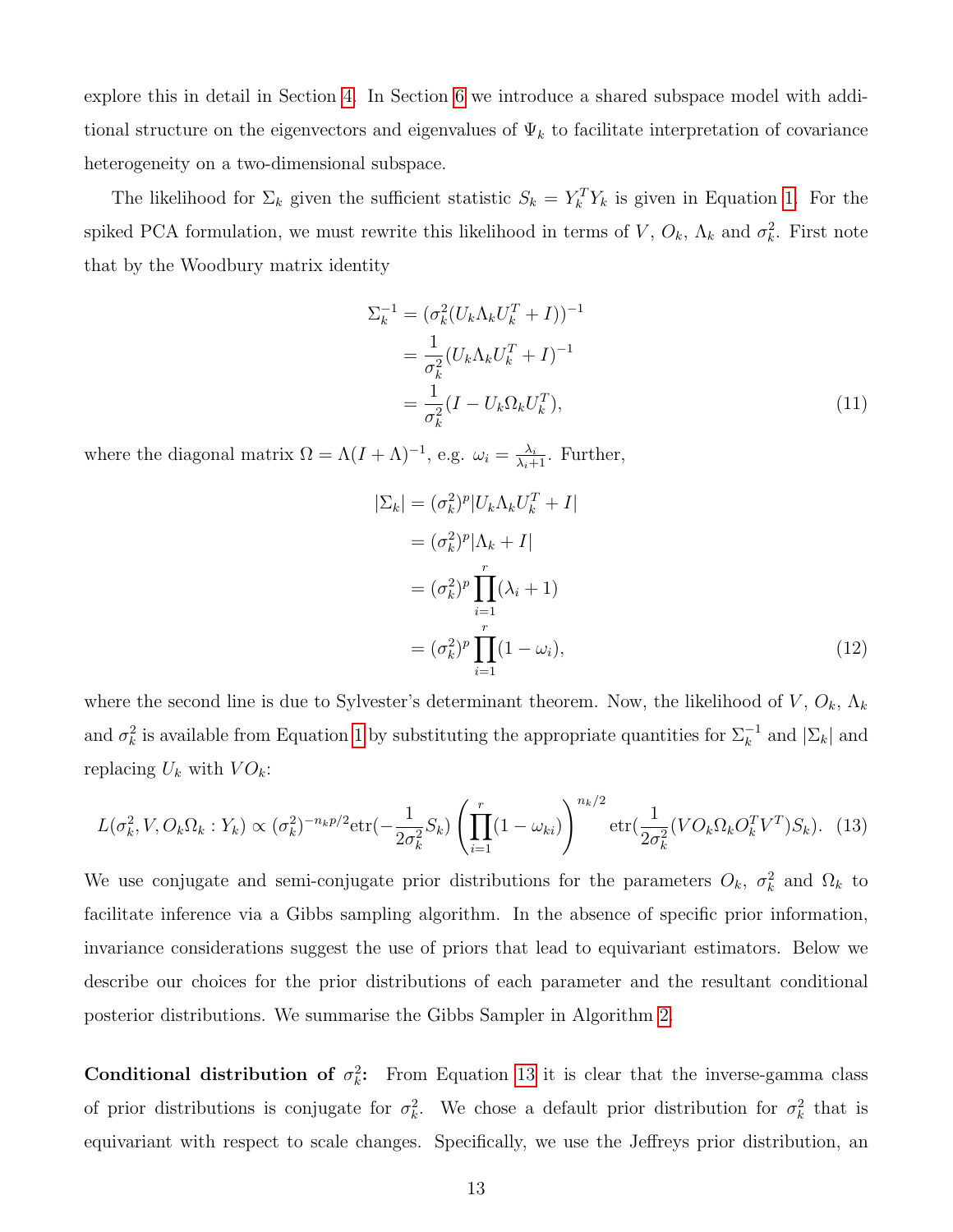explore this in detail in Section 4. In Section 6 we introduce a shared subspace model with additional structure on the eigenvectors and eigenvalues of $\Psi_k$ to facilitate interpretation of covariance heterogeneity on a two-dimensional subspace.

The likelihood for $\Sigma_k$ given the sufficient statistic $S_k = Y_k^T Y_k$ is given in Equation 1. For the spiked PCA formulation, we must rewrite this likelihood in terms of $V$, $O_k$, $\Lambda_k$ and $\sigma_k^2$. First note that by the Woodbury matrix identity

$$
\begin{aligned}
\Sigma_k^{-1} &= (\sigma_k^2(U_k \Lambda_k U_k^T + I))^{-1} \\
&= \frac{1}{\sigma_k^2}(U_k \Lambda_k U_k^T + I)^{-1} \\
&= \frac{1}{\sigma_k^2}(I - U_k \Omega_k U_k^T),
\end{aligned}
\tag{11}
$$

where the diagonal matrix $\Omega = \Lambda(I + \Lambda)^{-1}$, e.g. $\omega_i = \frac{\lambda_i}{\lambda_i + 1}$. Further,

$$
\begin{aligned}
|\Sigma_k| &= (\sigma_k^2)^p |U_k \Lambda_k U_k^T + I| \\
&= (\sigma_k^2)^p |\Lambda_k + I| \\
&= (\sigma_k^2)^p \prod_{i=1}^{r} (\lambda_i + 1) \\
&= (\sigma_k^2)^p \prod_{i=1}^{r} (1 - \omega_i),
\end{aligned}
\tag{12}
$$

where the second line is due to Sylvester's determinant theorem. Now, the likelihood of $V$, $O_k$, $\Lambda_k$ and $\sigma_k^2$ is available from Equation 1 by substituting the appropriate quantities for $\Sigma_k^{-1}$ and $|\Sigma_k|$ and replacing $U_k$ with $VO_k$:

$$
L(\sigma_k^2, V, O_k\Omega_k : Y_k) \propto (\sigma_k^2)^{-n_k p/2} \text{etr}(-\frac{1}{2\sigma_k^2} S_k) \left( \prod_{i=1}^{r} (1 - \omega_{ki}) \right)^{n_k/2} \text{etr}(\frac{1}{2\sigma_k^2}(V O_k \Omega_k O_k^T V^T) S_k). \tag{13}
$$

We use conjugate and semi-conjugate prior distributions for the parameters $O_k$, $\sigma_k^2$ and $\Omega_k$ to facilitate inference via a Gibbs sampling algorithm. In the absence of specific prior information, invariance considerations suggest the use of priors that lead to equivariant estimators. Below we describe our choices for the prior distributions of each parameter and the resultant conditional posterior distributions. We summarise the Gibbs Sampler in Algorithm 2.

**Conditional distribution of $\sigma_k^2$:** From Equation 13 it is clear that the inverse-gamma class of prior distributions is conjugate for $\sigma_k^2$. We chose a default prior distribution for $\sigma_k^2$ that is equivariant with respect to scale changes. Specifically, we use the Jeffreys prior distribution, an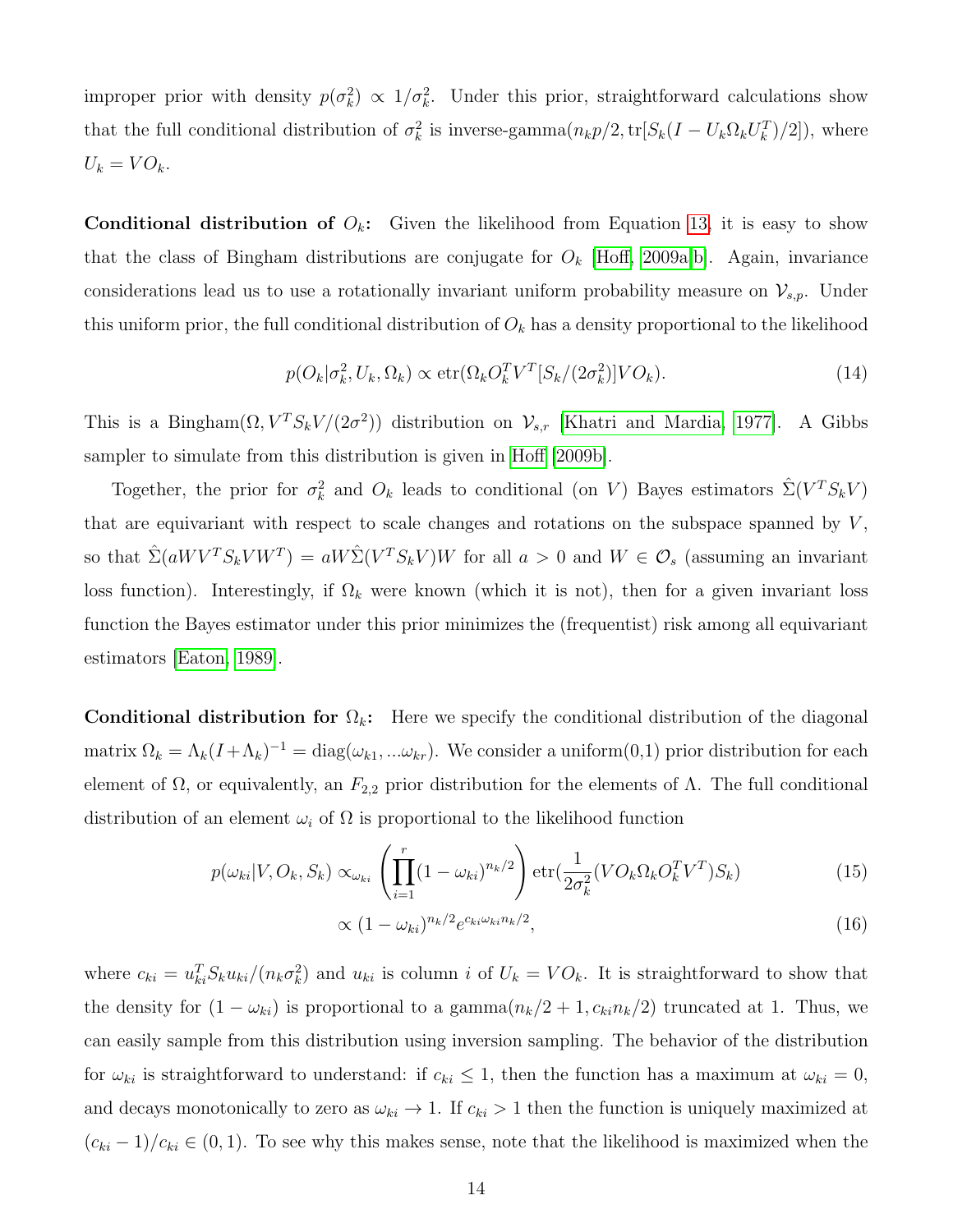improper prior with density $p(\sigma_k^2) \propto 1/\sigma_k^2$. Under this prior, straightforward calculations show that the full conditional distribution of $\sigma_k^2$ is inverse-gamma$(n_k p/2, \text{tr}[S_k(I - U_k \Omega_k U_k^T)/2])$, where $U_k = VO_k$.

**Conditional distribution of $O_k$:** Given the likelihood from Equation 13, it is easy to show that the class of Bingham distributions are conjugate for $O_k$ [Hoff, 2009a,b]. Again, invariance considerations lead us to use a rotationally invariant uniform probability measure on $\mathcal{V}_{s,p}$. Under this uniform prior, the full conditional distribution of $O_k$ has a density proportional to the likelihood

$$p(O_k|\sigma_k^2, U_k, \Omega_k) \propto \text{etr}(\Omega_k O_k^T V^T [S_k/(2\sigma_k^2)] V O_k). \tag{14}$$

This is a Bingham$(\Omega, V^T S_k V/(2\sigma^2))$ distribution on $\mathcal{V}_{s,r}$ [Khatri and Mardia, 1977]. A Gibbs sampler to simulate from this distribution is given in Hoff [2009b].

Together, the prior for $\sigma_k^2$ and $O_k$ leads to conditional (on $V$) Bayes estimators $\hat{\Sigma}(V^T S_k V)$ that are equivariant with respect to scale changes and rotations on the subspace spanned by $V$, so that $\hat{\Sigma}(aWV^T S_k V W^T) = aW\hat{\Sigma}(V^T S_k V)W$ for all $a > 0$ and $W \in \mathcal{O}_s$ (assuming an invariant loss function). Interestingly, if $\Omega_k$ were known (which it is not), then for a given invariant loss function the Bayes estimator under this prior minimizes the (frequentist) risk among all equivariant estimators [Eaton, 1989].

**Conditional distribution for $\Omega_k$:** Here we specify the conditional distribution of the diagonal matrix $\Omega_k = \Lambda_k(I + \Lambda_k)^{-1} = \text{diag}(\omega_{k1}, ...\omega_{kr})$. We consider a uniform(0,1) prior distribution for each element of $\Omega$, or equivalently, an $F_{2,2}$ prior distribution for the elements of $\Lambda$. The full conditional distribution of an element $\omega_i$ of $\Omega$ is proportional to the likelihood function

$$p(\omega_{ki}|V, O_k, S_k) \propto_{\omega_{ki}} \left(\prod_{i=1}^{r} (1 - \omega_{ki})^{n_k/2}\right) \text{etr}\left(\frac{1}{2\sigma_k^2}(VO_k\Omega_k O_k^T V^T)S_k\right) \tag{15}$$

$$\propto (1 - \omega_{ki})^{n_k/2} e^{c_{ki}\omega_{ki} n_k/2}, \tag{16}$$

where $c_{ki} = u_{ki}^T S_k u_{ki}/(n_k \sigma_k^2)$ and $u_{ki}$ is column $i$ of $U_k = VO_k$. It is straightforward to show that the density for $(1 - \omega_{ki})$ is proportional to a gamma$(n_k/2 + 1, c_{ki} n_k/2)$ truncated at 1. Thus, we can easily sample from this distribution using inversion sampling. The behavior of the distribution for $\omega_{ki}$ is straightforward to understand: if $c_{ki} \leq 1$, then the function has a maximum at $\omega_{ki} = 0$, and decays monotonically to zero as $\omega_{ki} \to 1$. If $c_{ki} > 1$ then the function is uniquely maximized at $(c_{ki} - 1)/c_{ki} \in (0, 1)$. To see why this makes sense, note that the likelihood is maximized when the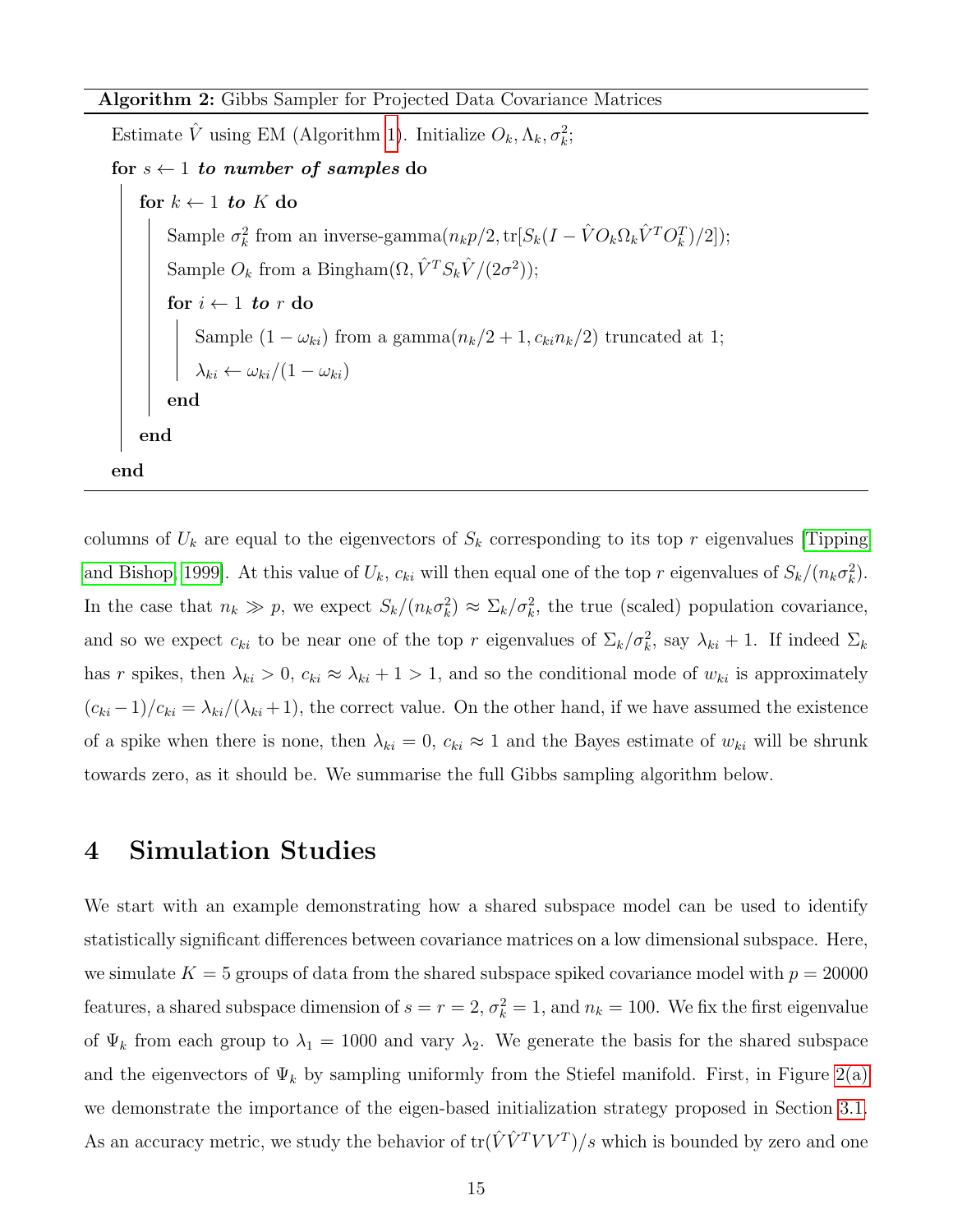**Algorithm 2:** Gibbs Sampler for Projected Data Covariance Matrices

Estimate $\hat{V}$ using EM (Algorithm 1). Initialize $O_k, \Lambda_k, \sigma_k^2$;

**for** $s \leftarrow 1$ ***to number of samples*** **do**

  **for** $k \leftarrow 1$ ***to*** $K$ **do**

    Sample $\sigma_k^2$ from an inverse-gamma$(n_k p/2, \text{tr}[S_k(I - \hat{V} O_k \Omega_k \hat{V}^T O_k^T)/2])$;

    Sample $O_k$ from a Bingham$(\Omega, \hat{V}^T S_k \hat{V}/(2\sigma^2))$;

    **for** $i \leftarrow 1$ ***to*** $r$ **do**

      Sample $(1 - \omega_{ki})$ from a gamma$(n_k/2 + 1, c_{ki} n_k/2)$ truncated at 1;

      $\lambda_{ki} \leftarrow \omega_{ki}/(1 - \omega_{ki})$

    **end**

  **end**

**end**

columns of $U_k$ are equal to the eigenvectors of $S_k$ corresponding to its top $r$ eigenvalues [Tipping and Bishop, 1999]. At this value of $U_k$, $c_{ki}$ will then equal one of the top $r$ eigenvalues of $S_k/(n_k\sigma_k^2)$. In the case that $n_k \gg p$, we expect $S_k/(n_k\sigma_k^2) \approx \Sigma_k/\sigma_k^2$, the true (scaled) population covariance, and so we expect $c_{ki}$ to be near one of the top $r$ eigenvalues of $\Sigma_k/\sigma_k^2$, say $\lambda_{ki} + 1$. If indeed $\Sigma_k$ has $r$ spikes, then $\lambda_{ki} > 0$, $c_{ki} \approx \lambda_{ki} + 1 > 1$, and so the conditional mode of $w_{ki}$ is approximately $(c_{ki} - 1)/c_{ki} = \lambda_{ki}/(\lambda_{ki} + 1)$, the correct value. On the other hand, if we have assumed the existence of a spike when there is none, then $\lambda_{ki} = 0$, $c_{ki} \approx 1$ and the Bayes estimate of $w_{ki}$ will be shrunk towards zero, as it should be. We summarise the full Gibbs sampling algorithm below.

# 4 Simulation Studies

We start with an example demonstrating how a shared subspace model can be used to identify statistically significant differences between covariance matrices on a low dimensional subspace. Here, we simulate $K = 5$ groups of data from the shared subspace spiked covariance model with $p = 20000$ features, a shared subspace dimension of $s = r = 2$, $\sigma_k^2 = 1$, and $n_k = 100$. We fix the first eigenvalue of $\Psi_k$ from each group to $\lambda_1 = 1000$ and vary $\lambda_2$. We generate the basis for the shared subspace and the eigenvectors of $\Psi_k$ by sampling uniformly from the Stiefel manifold. First, in Figure 2(a) we demonstrate the importance of the eigen-based initialization strategy proposed in Section 3.1. As an accuracy metric, we study the behavior of $\text{tr}(\hat{V}\hat{V}^T V V^T)/s$ which is bounded by zero and one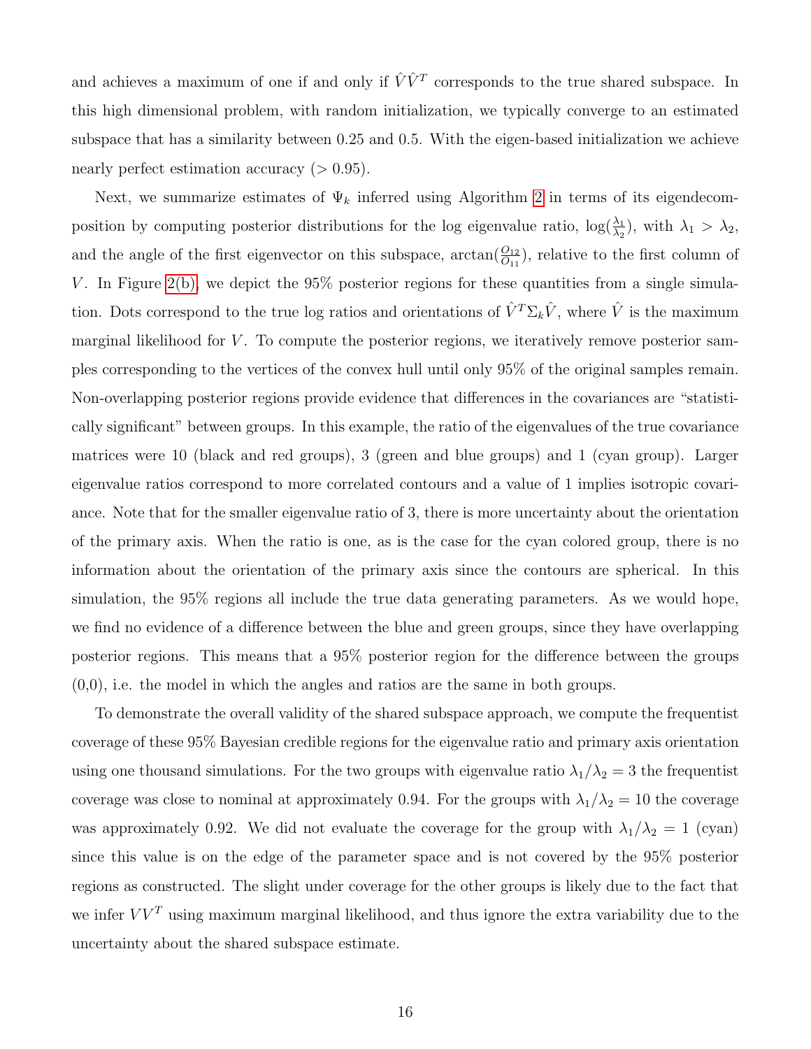and achieves a maximum of one if and only if $\hat{V}\hat{V}^T$ corresponds to the true shared subspace. In this high dimensional problem, with random initialization, we typically converge to an estimated subspace that has a similarity between 0.25 and 0.5. With the eigen-based initialization we achieve nearly perfect estimation accuracy ($> 0.95$).

Next, we summarize estimates of $\Psi_k$ inferred using Algorithm 2 in terms of its eigendecomposition by computing posterior distributions for the log eigenvalue ratio, $\log(\frac{\lambda_1}{\lambda_2})$, with $\lambda_1 > \lambda_2$, and the angle of the first eigenvector on this subspace, $\arctan(\frac{O_{12}}{O_{11}})$, relative to the first column of $V$. In Figure 2(b), we depict the 95% posterior regions for these quantities from a single simulation. Dots correspond to the true log ratios and orientations of $\hat{V}^T\Sigma_k\hat{V}$, where $\hat{V}$ is the maximum marginal likelihood for $V$. To compute the posterior regions, we iteratively remove posterior samples corresponding to the vertices of the convex hull until only 95% of the original samples remain. Non-overlapping posterior regions provide evidence that differences in the covariances are "statistically significant" between groups. In this example, the ratio of the eigenvalues of the true covariance matrices were 10 (black and red groups), 3 (green and blue groups) and 1 (cyan group). Larger eigenvalue ratios correspond to more correlated contours and a value of 1 implies isotropic covariance. Note that for the smaller eigenvalue ratio of 3, there is more uncertainty about the orientation of the primary axis. When the ratio is one, as is the case for the cyan colored group, there is no information about the orientation of the primary axis since the contours are spherical. In this simulation, the 95% regions all include the true data generating parameters. As we would hope, we find no evidence of a difference between the blue and green groups, since they have overlapping posterior regions. This means that a 95% posterior region for the difference between the groups (0,0), i.e. the model in which the angles and ratios are the same in both groups.

To demonstrate the overall validity of the shared subspace approach, we compute the frequentist coverage of these 95% Bayesian credible regions for the eigenvalue ratio and primary axis orientation using one thousand simulations. For the two groups with eigenvalue ratio $\lambda_1/\lambda_2 = 3$ the frequentist coverage was close to nominal at approximately 0.94. For the groups with $\lambda_1/\lambda_2 = 10$ the coverage was approximately 0.92. We did not evaluate the coverage for the group with $\lambda_1/\lambda_2 = 1$ (cyan) since this value is on the edge of the parameter space and is not covered by the 95% posterior regions as constructed. The slight under coverage for the other groups is likely due to the fact that we infer $VV^T$ using maximum marginal likelihood, and thus ignore the extra variability due to the uncertainty about the shared subspace estimate.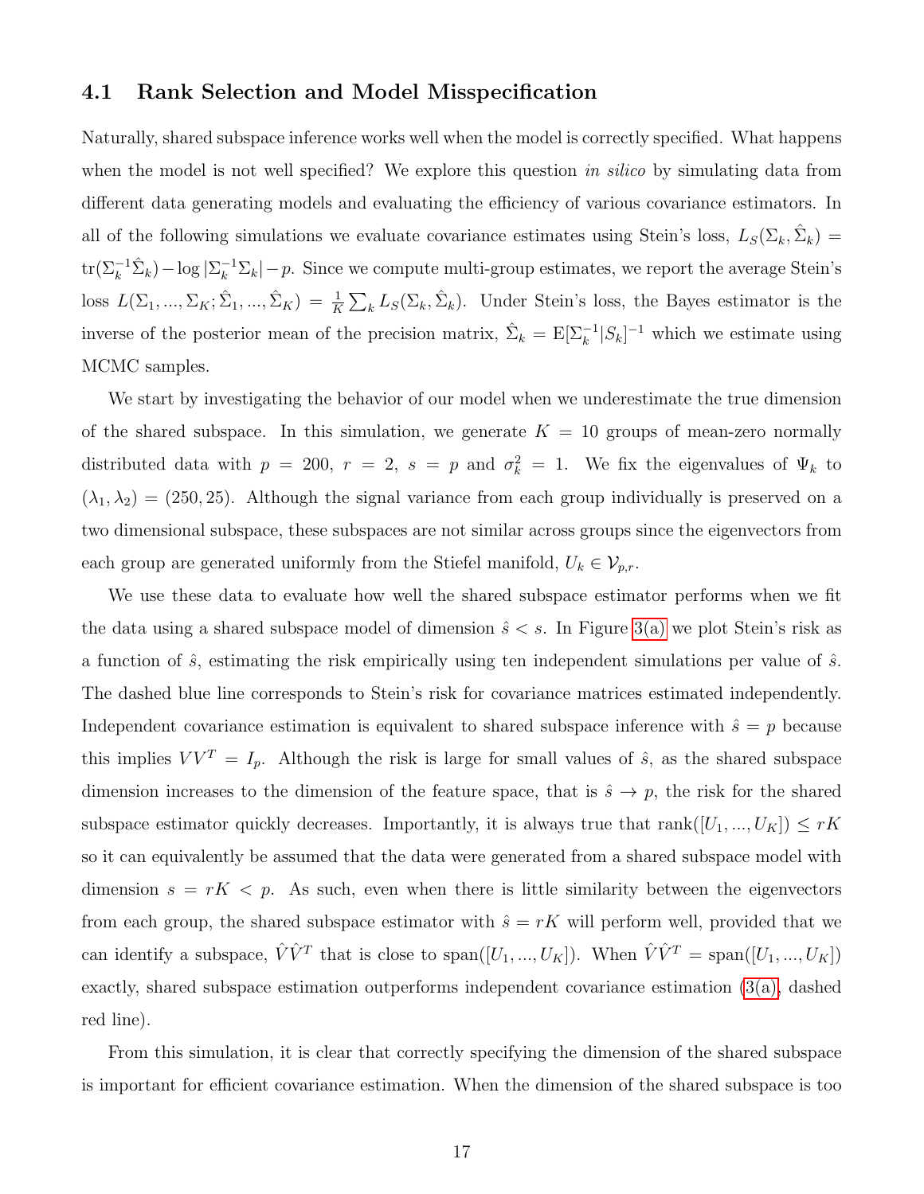### 4.1 Rank Selection and Model Misspecification

Naturally, shared subspace inference works well when the model is correctly specified. What happens when the model is not well specified? We explore this question *in silico* by simulating data from different data generating models and evaluating the efficiency of various covariance estimators. In all of the following simulations we evaluate covariance estimates using Stein's loss, $L_S(\Sigma_k, \hat{\Sigma}_k) = \text{tr}(\Sigma_k^{-1}\hat{\Sigma}_k) - \log|\Sigma_k^{-1}\Sigma_k| - p$. Since we compute multi-group estimates, we report the average Stein's loss $L(\Sigma_1, ..., \Sigma_K; \hat{\Sigma}_1, ..., \hat{\Sigma}_K) = \frac{1}{K}\sum_k L_S(\Sigma_k, \hat{\Sigma}_k)$. Under Stein's loss, the Bayes estimator is the inverse of the posterior mean of the precision matrix, $\hat{\Sigma}_k = \text{E}[\Sigma_k^{-1}|S_k]^{-1}$ which we estimate using MCMC samples.

We start by investigating the behavior of our model when we underestimate the true dimension of the shared subspace. In this simulation, we generate $K = 10$ groups of mean-zero normally distributed data with $p = 200$, $r = 2$, $s = p$ and $\sigma_k^2 = 1$. We fix the eigenvalues of $\Psi_k$ to $(\lambda_1, \lambda_2) = (250, 25)$. Although the signal variance from each group individually is preserved on a two dimensional subspace, these subspaces are not similar across groups since the eigenvectors from each group are generated uniformly from the Stiefel manifold, $U_k \in \mathcal{V}_{p,r}$.

We use these data to evaluate how well the shared subspace estimator performs when we fit the data using a shared subspace model of dimension $\hat{s} < s$. In Figure 3(a) we plot Stein's risk as a function of $\hat{s}$, estimating the risk empirically using ten independent simulations per value of $\hat{s}$. The dashed blue line corresponds to Stein's risk for covariance matrices estimated independently. Independent covariance estimation is equivalent to shared subspace inference with $\hat{s} = p$ because this implies $VV^T = I_p$. Although the risk is large for small values of $\hat{s}$, as the shared subspace dimension increases to the dimension of the feature space, that is $\hat{s} \to p$, the risk for the shared subspace estimator quickly decreases. Importantly, it is always true that $\text{rank}([U_1, ..., U_K]) \leq rK$ so it can equivalently be assumed that the data were generated from a shared subspace model with dimension $s = rK < p$. As such, even when there is little similarity between the eigenvectors from each group, the shared subspace estimator with $\hat{s} = rK$ will perform well, provided that we can identify a subspace, $\hat{V}\hat{V}^T$ that is close to $\text{span}([U_1, ..., U_K])$. When $\hat{V}\hat{V}^T = \text{span}([U_1, ..., U_K])$ exactly, shared subspace estimation outperforms independent covariance estimation (3(a), dashed red line).

From this simulation, it is clear that correctly specifying the dimension of the shared subspace is important for efficient covariance estimation. When the dimension of the shared subspace is too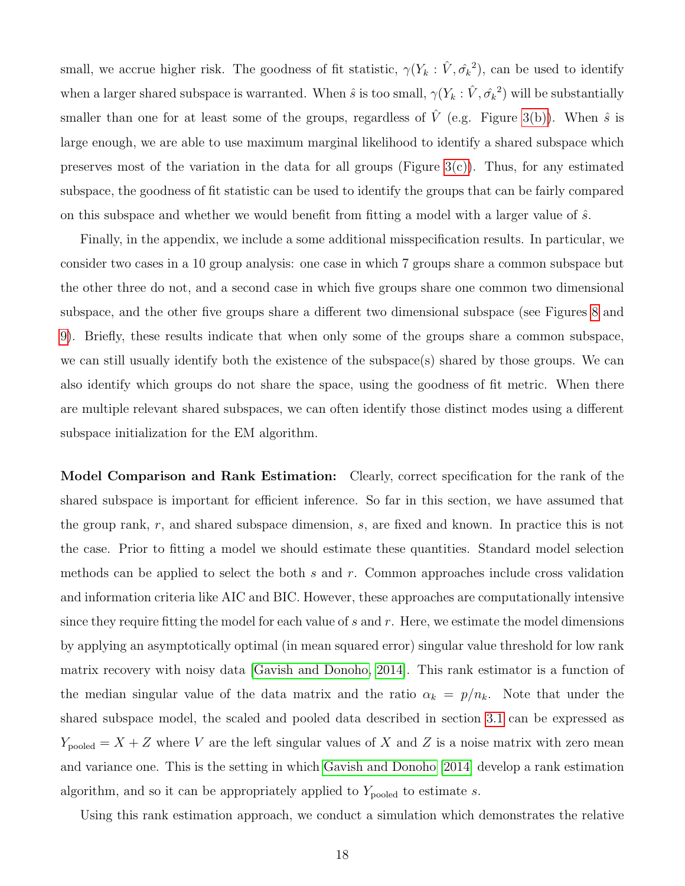small, we accrue higher risk. The goodness of fit statistic, $\gamma(Y_k : \hat{V}, \hat{\sigma_k}^2)$, can be used to identify when a larger shared subspace is warranted. When $\hat{s}$ is too small, $\gamma(Y_k : \hat{V}, \hat{\sigma_k}^2)$ will be substantially smaller than one for at least some of the groups, regardless of $\hat{V}$ (e.g. Figure 3(b)). When $\hat{s}$ is large enough, we are able to use maximum marginal likelihood to identify a shared subspace which preserves most of the variation in the data for all groups (Figure 3(c)). Thus, for any estimated subspace, the goodness of fit statistic can be used to identify the groups that can be fairly compared on this subspace and whether we would benefit from fitting a model with a larger value of $\hat{s}$.

Finally, in the appendix, we include a some additional misspecification results. In particular, we consider two cases in a 10 group analysis: one case in which 7 groups share a common subspace but the other three do not, and a second case in which five groups share one common two dimensional subspace, and the other five groups share a different two dimensional subspace (see Figures 8 and 9). Briefly, these results indicate that when only some of the groups share a common subspace, we can still usually identify both the existence of the subspace(s) shared by those groups. We can also identify which groups do not share the space, using the goodness of fit metric. When there are multiple relevant shared subspaces, we can often identify those distinct modes using a different subspace initialization for the EM algorithm.

**Model Comparison and Rank Estimation:** Clearly, correct specification for the rank of the shared subspace is important for efficient inference. So far in this section, we have assumed that the group rank, $r$, and shared subspace dimension, $s$, are fixed and known. In practice this is not the case. Prior to fitting a model we should estimate these quantities. Standard model selection methods can be applied to select the both $s$ and $r$. Common approaches include cross validation and information criteria like AIC and BIC. However, these approaches are computationally intensive since they require fitting the model for each value of $s$ and $r$. Here, we estimate the model dimensions by applying an asymptotically optimal (in mean squared error) singular value threshold for low rank matrix recovery with noisy data [Gavish and Donoho, 2014]. This rank estimator is a function of the median singular value of the data matrix and the ratio $\alpha_k = p/n_k$. Note that under the shared subspace model, the scaled and pooled data described in section 3.1 can be expressed as $Y_{\text{pooled}} = X + Z$ where $V$ are the left singular values of $X$ and $Z$ is a noise matrix with zero mean and variance one. This is the setting in which Gavish and Donoho [2014] develop a rank estimation algorithm, and so it can be appropriately applied to $Y_{\text{pooled}}$ to estimate $s$.

Using this rank estimation approach, we conduct a simulation which demonstrates the relative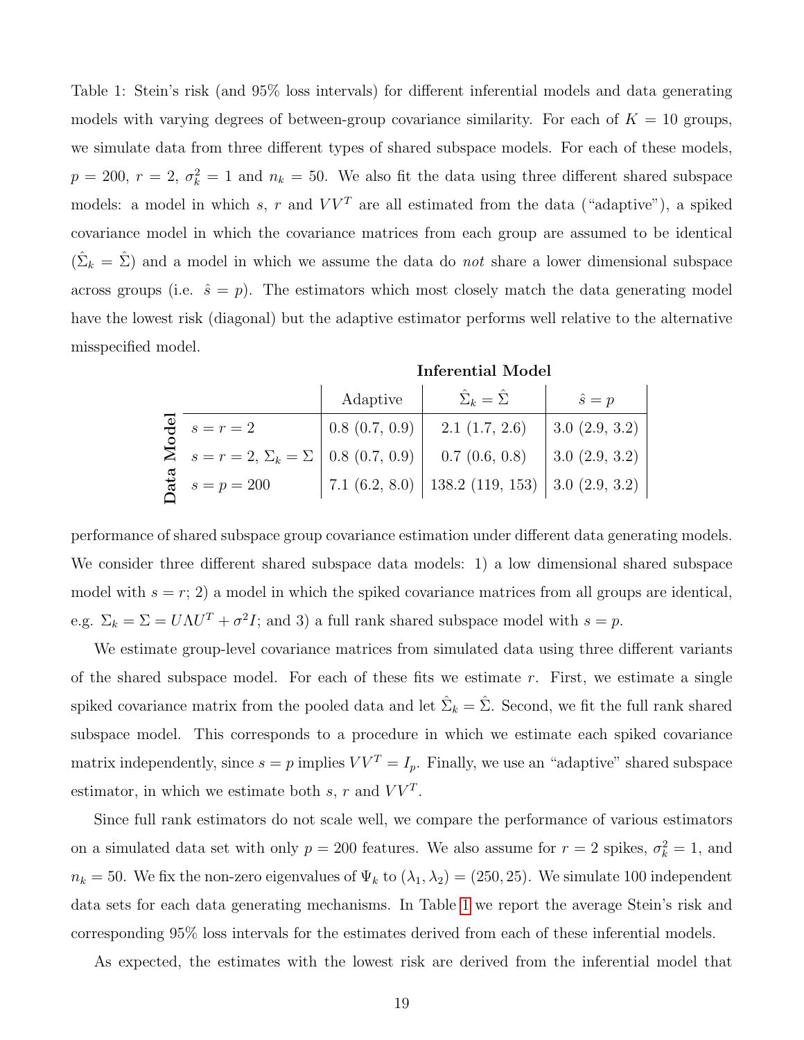Table 1: Stein's risk (and 95% loss intervals) for different inferential models and data generating models with varying degrees of between-group covariance similarity. For each of $K = 10$ groups, we simulate data from three different types of shared subspace models. For each of these models, $p = 200$, $r = 2$, $\sigma_k^2 = 1$ and $n_k = 50$. We also fit the data using three different shared subspace models: a model in which $s$, $r$ and $VV^T$ are all estimated from the data ("adaptive"), a spiked covariance model in which the covariance matrices from each group are assumed to be identical ($\hat{\Sigma}_k = \hat{\Sigma}$) and a model in which we assume the data do *not* share a lower dimensional subspace across groups (i.e. $\hat{s} = p$). The estimators which most closely match the data generating model have the lowest risk (diagonal) but the adaptive estimator performs well relative to the alternative misspecified model.

| Data Model | Inferential Model: Adaptive | $\hat{\Sigma}_k = \hat{\Sigma}$ | $\hat{s} = p$ |
|---|---|---|---|
| $s = r = 2$ | 0.8 (0.7, 0.9) | 2.1 (1.7, 2.6) | 3.0 (2.9, 3.2) |
| $s = r = 2$, $\Sigma_k = \Sigma$ | 0.8 (0.7, 0.9) | 0.7 (0.6, 0.8) | 3.0 (2.9, 3.2) |
| $s = p = 200$ | 7.1 (6.2, 8.0) | 138.2 (119, 153) | 3.0 (2.9, 3.2) |

performance of shared subspace group covariance estimation under different data generating models. We consider three different shared subspace data models: 1) a low dimensional shared subspace model with $s = r$; 2) a model in which the spiked covariance matrices from all groups are identical, e.g. $\Sigma_k = \Sigma = U\Lambda U^T + \sigma^2 I$; and 3) a full rank shared subspace model with $s = p$.

We estimate group-level covariance matrices from simulated data using three different variants of the shared subspace model. For each of these fits we estimate $r$. First, we estimate a single spiked covariance matrix from the pooled data and let $\hat{\Sigma}_k = \hat{\Sigma}$. Second, we fit the full rank shared subspace model. This corresponds to a procedure in which we estimate each spiked covariance matrix independently, since $s = p$ implies $VV^T = I_p$. Finally, we use an "adaptive" shared subspace estimator, in which we estimate both $s$, $r$ and $VV^T$.

Since full rank estimators do not scale well, we compare the performance of various estimators on a simulated data set with only $p = 200$ features. We also assume for $r = 2$ spikes, $\sigma_k^2 = 1$, and $n_k = 50$. We fix the non-zero eigenvalues of $\Psi_k$ to $(\lambda_1, \lambda_2) = (250, 25)$. We simulate 100 independent data sets for each data generating mechanisms. In Table 1 we report the average Stein's risk and corresponding 95% loss intervals for the estimates derived from each of these inferential models.

As expected, the estimates with the lowest risk are derived from the inferential model that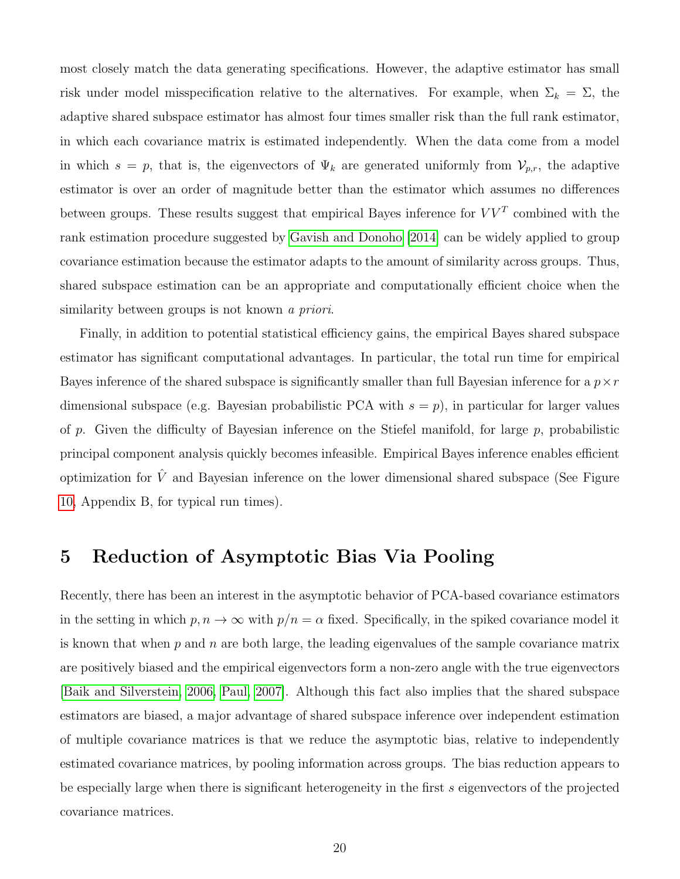most closely match the data generating specifications. However, the adaptive estimator has small risk under model misspecification relative to the alternatives. For example, when $\Sigma_k = \Sigma$, the adaptive shared subspace estimator has almost four times smaller risk than the full rank estimator, in which each covariance matrix is estimated independently. When the data come from a model in which $s = p$, that is, the eigenvectors of $\Psi_k$ are generated uniformly from $\mathcal{V}_{p,r}$, the adaptive estimator is over an order of magnitude better than the estimator which assumes no differences between groups. These results suggest that empirical Bayes inference for $VV^T$ combined with the rank estimation procedure suggested by Gavish and Donoho [2014] can be widely applied to group covariance estimation because the estimator adapts to the amount of similarity across groups. Thus, shared subspace estimation can be an appropriate and computationally efficient choice when the similarity between groups is not known *a priori*.

Finally, in addition to potential statistical efficiency gains, the empirical Bayes shared subspace estimator has significant computational advantages. In particular, the total run time for empirical Bayes inference of the shared subspace is significantly smaller than full Bayesian inference for a $p \times r$ dimensional subspace (e.g. Bayesian probabilistic PCA with $s = p$), in particular for larger values of $p$. Given the difficulty of Bayesian inference on the Stiefel manifold, for large $p$, probabilistic principal component analysis quickly becomes infeasible. Empirical Bayes inference enables efficient optimization for $\hat{V}$ and Bayesian inference on the lower dimensional shared subspace (See Figure 10, Appendix B, for typical run times).

# 5 Reduction of Asymptotic Bias Via Pooling

Recently, there has been an interest in the asymptotic behavior of PCA-based covariance estimators in the setting in which $p, n \to \infty$ with $p/n = \alpha$ fixed. Specifically, in the spiked covariance model it is known that when $p$ and $n$ are both large, the leading eigenvalues of the sample covariance matrix are positively biased and the empirical eigenvectors form a non-zero angle with the true eigenvectors [Baik and Silverstein, 2006, Paul, 2007]. Although this fact also implies that the shared subspace estimators are biased, a major advantage of shared subspace inference over independent estimation of multiple covariance matrices is that we reduce the asymptotic bias, relative to independently estimated covariance matrices, by pooling information across groups. The bias reduction appears to be especially large when there is significant heterogeneity in the first $s$ eigenvectors of the projected covariance matrices.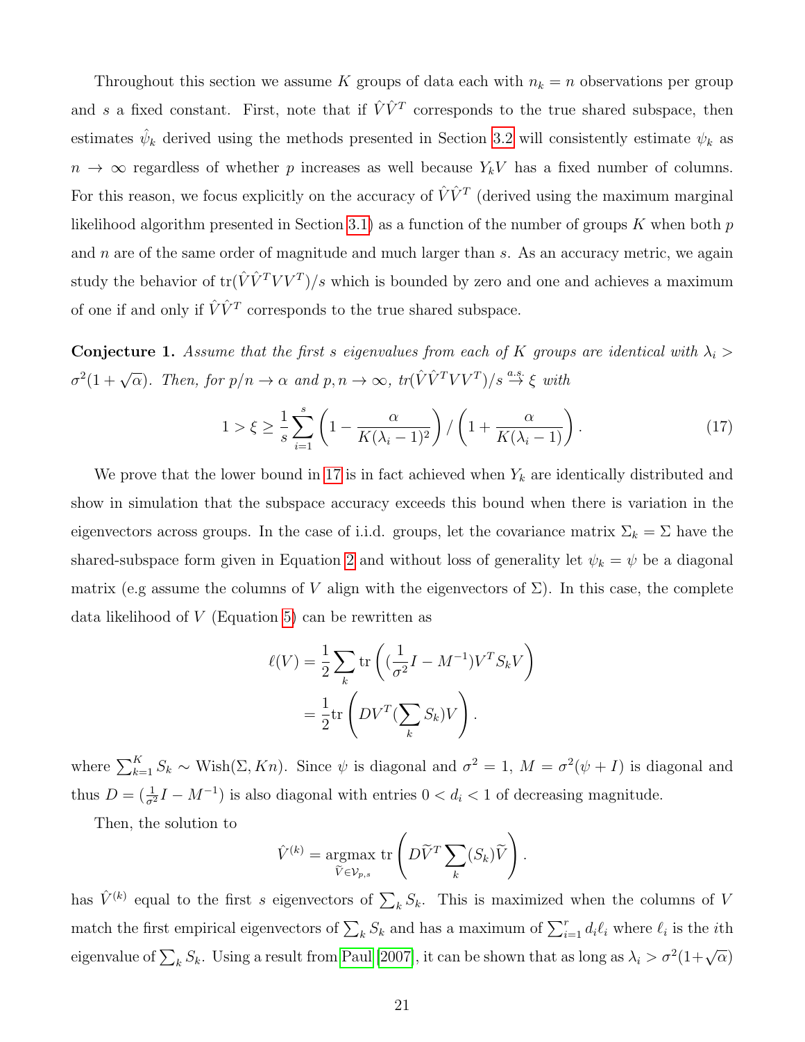Throughout this section we assume $K$ groups of data each with $n_k = n$ observations per group and $s$ a fixed constant. First, note that if $\hat{V}\hat{V}^T$ corresponds to the true shared subspace, then estimates $\hat{\psi}_k$ derived using the methods presented in Section 3.2 will consistently estimate $\psi_k$ as $n \to \infty$ regardless of whether $p$ increases as well because $Y_k V$ has a fixed number of columns. For this reason, we focus explicitly on the accuracy of $\hat{V}\hat{V}^T$ (derived using the maximum marginal likelihood algorithm presented in Section 3.1) as a function of the number of groups $K$ when both $p$ and $n$ are of the same order of magnitude and much larger than $s$. As an accuracy metric, we again study the behavior of $\text{tr}(\hat{V}\hat{V}^T VV^T)/s$ which is bounded by zero and one and achieves a maximum of one if and only if $\hat{V}\hat{V}^T$ corresponds to the true shared subspace.

**Conjecture 1.** *Assume that the first $s$ eigenvalues from each of $K$ groups are identical with $\lambda_i > \sigma^2(1+\sqrt{\alpha})$. Then, for $p/n \to \alpha$ and $p, n \to \infty$, $tr(\hat{V}\hat{V}^T VV^T)/s \overset{a.s.}{\to} \xi$ with*

$$1 > \xi \geq \frac{1}{s}\sum_{i=1}^{s}\left(1 - \frac{\alpha}{K(\lambda_i - 1)^2}\right) / \left(1 + \frac{\alpha}{K(\lambda_i - 1)}\right). \tag{17}$$

We prove that the lower bound in 17 is in fact achieved when $Y_k$ are identically distributed and show in simulation that the subspace accuracy exceeds this bound when there is variation in the eigenvectors across groups. In the case of i.i.d. groups, let the covariance matrix $\Sigma_k = \Sigma$ have the shared-subspace form given in Equation 2 and without loss of generality let $\psi_k = \psi$ be a diagonal matrix (e.g assume the columns of $V$ align with the eigenvectors of $\Sigma$). In this case, the complete data likelihood of $V$ (Equation 5) can be rewritten as

$$\begin{aligned}
\ell(V) &= \frac{1}{2}\sum_k \text{tr}\left((\frac{1}{\sigma^2}I - M^{-1})V^T S_k V\right) \\
&= \frac{1}{2}\text{tr}\left(DV^T(\sum_k S_k)V\right).
\end{aligned}$$

where $\sum_{k=1}^K S_k \sim \text{Wish}(\Sigma, Kn)$. Since $\psi$ is diagonal and $\sigma^2 = 1$, $M = \sigma^2(\psi + I)$ is diagonal and thus $D = (\frac{1}{\sigma^2}I - M^{-1})$ is also diagonal with entries $0 < d_i < 1$ of decreasing magnitude.

Then, the solution to

$$\hat{V}^{(k)} = \underset{\widetilde{V} \in \mathcal{V}_{p,s}}{\text{argmax}}\ \text{tr}\left(D\widetilde{V}^T \sum_k (S_k)\widetilde{V}\right).$$

has $\hat{V}^{(k)}$ equal to the first $s$ eigenvectors of $\sum_k S_k$. This is maximized when the columns of $V$ match the first empirical eigenvectors of $\sum_k S_k$ and has a maximum of $\sum_{i=1}^r d_i \ell_i$ where $\ell_i$ is the $i$th eigenvalue of $\sum_k S_k$. Using a result from Paul [2007], it can be shown that as long as $\lambda_i > \sigma^2(1+\sqrt{\alpha})$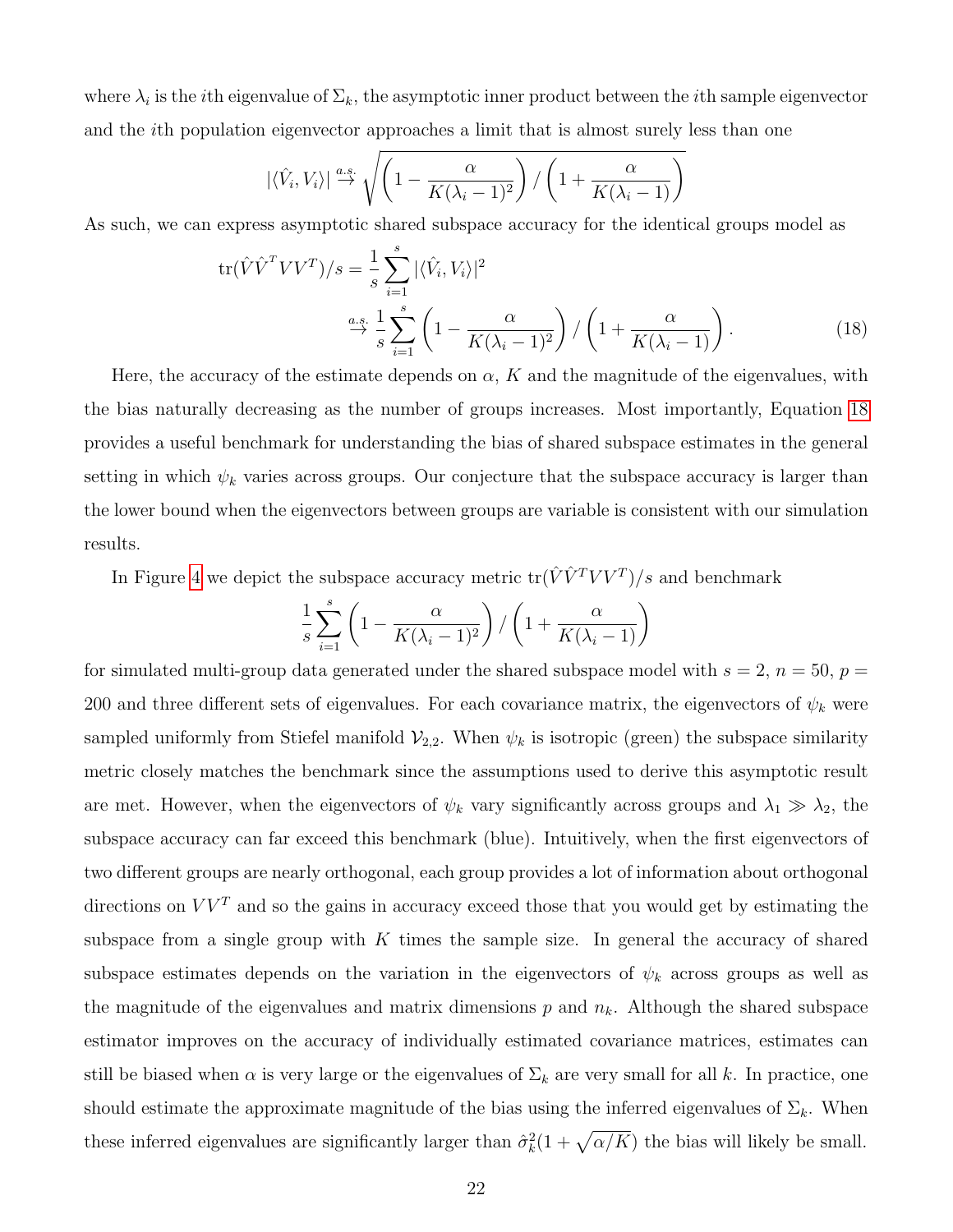where $\lambda_i$ is the $i$th eigenvalue of $\Sigma_k$, the asymptotic inner product between the $i$th sample eigenvector and the $i$th population eigenvector approaches a limit that is almost surely less than one

$$|\langle \hat{V}_i, V_i \rangle| \overset{a.s.}{\to} \sqrt{\left(1 - \frac{\alpha}{K(\lambda_i - 1)^2}\right) / \left(1 + \frac{\alpha}{K(\lambda_i - 1)}\right)}$$

As such, we can express asymptotic shared subspace accuracy for the identical groups model as

$$\begin{aligned}
\text{tr}(\hat{V}\hat{V}^T V V^T)/s &= \frac{1}{s}\sum_{i=1}^{s} |\langle \hat{V}_i, V_i \rangle|^2 \\
&\overset{a.s.}{\to} \frac{1}{s}\sum_{i=1}^{s} \left(1 - \frac{\alpha}{K(\lambda_i - 1)^2}\right) / \left(1 + \frac{\alpha}{K(\lambda_i - 1)}\right). \qquad (18)
\end{aligned}$$

Here, the accuracy of the estimate depends on $\alpha$, $K$ and the magnitude of the eigenvalues, with the bias naturally decreasing as the number of groups increases. Most importantly, Equation 18 provides a useful benchmark for understanding the bias of shared subspace estimates in the general setting in which $\psi_k$ varies across groups. Our conjecture that the subspace accuracy is larger than the lower bound when the eigenvectors between groups are variable is consistent with our simulation results.

In Figure 4 we depict the subspace accuracy metric $\text{tr}(\hat{V}\hat{V}^T V V^T)/s$ and benchmark

$$\frac{1}{s}\sum_{i=1}^{s} \left(1 - \frac{\alpha}{K(\lambda_i - 1)^2}\right) / \left(1 + \frac{\alpha}{K(\lambda_i - 1)}\right)$$

for simulated multi-group data generated under the shared subspace model with $s = 2$, $n = 50$, $p = 200$ and three different sets of eigenvalues. For each covariance matrix, the eigenvectors of $\psi_k$ were sampled uniformly from Stiefel manifold $\mathcal{V}_{2,2}$. When $\psi_k$ is isotropic (green) the subspace similarity metric closely matches the benchmark since the assumptions used to derive this asymptotic result are met. However, when the eigenvectors of $\psi_k$ vary significantly across groups and $\lambda_1 \gg \lambda_2$, the subspace accuracy can far exceed this benchmark (blue). Intuitively, when the first eigenvectors of two different groups are nearly orthogonal, each group provides a lot of information about orthogonal directions on $VV^T$ and so the gains in accuracy exceed those that you would get by estimating the subspace from a single group with $K$ times the sample size. In general the accuracy of shared subspace estimates depends on the variation in the eigenvectors of $\psi_k$ across groups as well as the magnitude of the eigenvalues and matrix dimensions $p$ and $n_k$. Although the shared subspace estimator improves on the accuracy of individually estimated covariance matrices, estimates can still be biased when $\alpha$ is very large or the eigenvalues of $\Sigma_k$ are very small for all $k$. In practice, one should estimate the approximate magnitude of the bias using the inferred eigenvalues of $\Sigma_k$. When these inferred eigenvalues are significantly larger than $\hat{\sigma}_k^2(1 + \sqrt{\alpha/K})$ the bias will likely be small.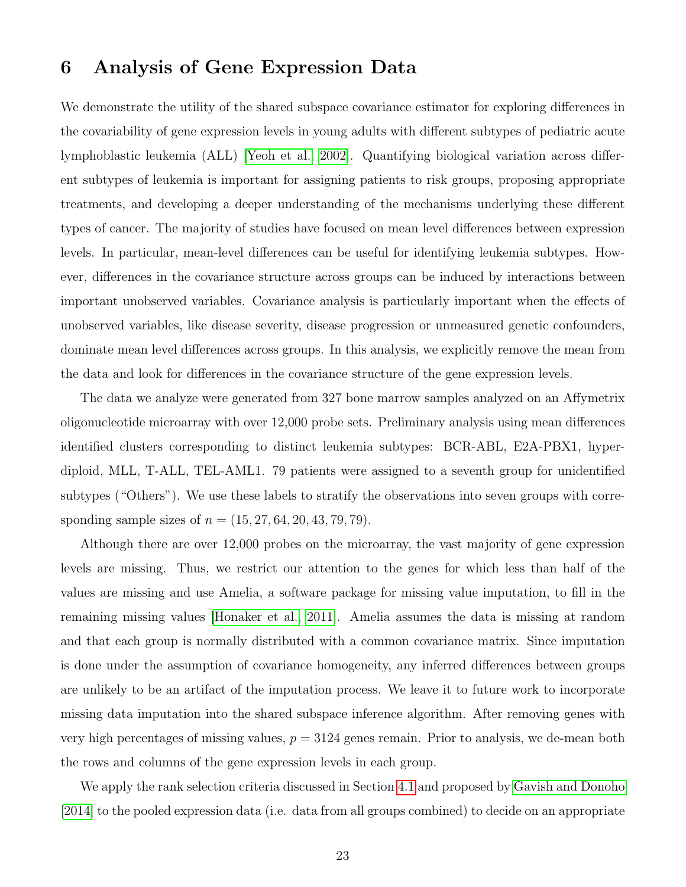# 6 Analysis of Gene Expression Data

We demonstrate the utility of the shared subspace covariance estimator for exploring differences in the covariability of gene expression levels in young adults with different subtypes of pediatric acute lymphoblastic leukemia (ALL) [Yeoh et al., 2002]. Quantifying biological variation across different subtypes of leukemia is important for assigning patients to risk groups, proposing appropriate treatments, and developing a deeper understanding of the mechanisms underlying these different types of cancer. The majority of studies have focused on mean level differences between expression levels. In particular, mean-level differences can be useful for identifying leukemia subtypes. However, differences in the covariance structure across groups can be induced by interactions between important unobserved variables. Covariance analysis is particularly important when the effects of unobserved variables, like disease severity, disease progression or unmeasured genetic confounders, dominate mean level differences across groups. In this analysis, we explicitly remove the mean from the data and look for differences in the covariance structure of the gene expression levels.

The data we analyze were generated from 327 bone marrow samples analyzed on an Affymetrix oligonucleotide microarray with over 12,000 probe sets. Preliminary analysis using mean differences identified clusters corresponding to distinct leukemia subtypes: BCR-ABL, E2A-PBX1, hyperdiploid, MLL, T-ALL, TEL-AML1. 79 patients were assigned to a seventh group for unidentified subtypes ("Others"). We use these labels to stratify the observations into seven groups with corresponding sample sizes of $n = (15, 27, 64, 20, 43, 79, 79)$.

Although there are over 12,000 probes on the microarray, the vast majority of gene expression levels are missing. Thus, we restrict our attention to the genes for which less than half of the values are missing and use Amelia, a software package for missing value imputation, to fill in the remaining missing values [Honaker et al., 2011]. Amelia assumes the data is missing at random and that each group is normally distributed with a common covariance matrix. Since imputation is done under the assumption of covariance homogeneity, any inferred differences between groups are unlikely to be an artifact of the imputation process. We leave it to future work to incorporate missing data imputation into the shared subspace inference algorithm. After removing genes with very high percentages of missing values, $p = 3124$ genes remain. Prior to analysis, we de-mean both the rows and columns of the gene expression levels in each group.

We apply the rank selection criteria discussed in Section 4.1 and proposed by Gavish and Donoho [2014] to the pooled expression data (i.e. data from all groups combined) to decide on an appropriate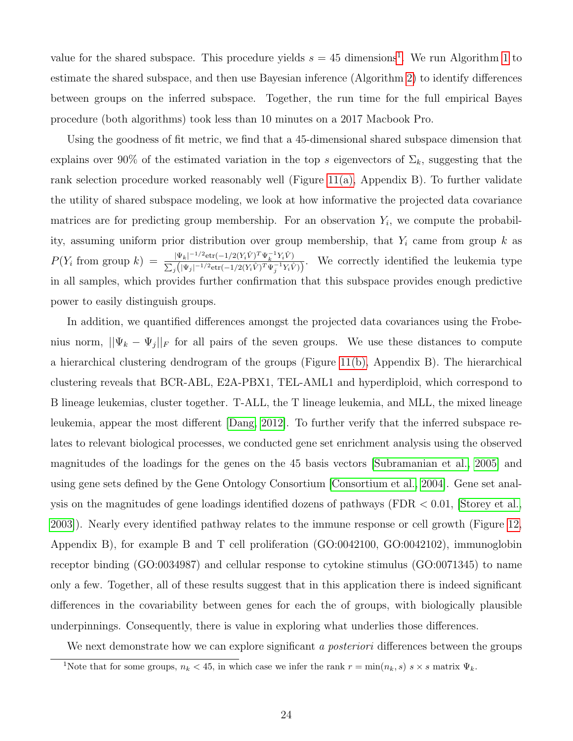value for the shared subspace. This procedure yields $s = 45$ dimensions[1]. We run Algorithm 1 to estimate the shared subspace, and then use Bayesian inference (Algorithm 2) to identify differences between groups on the inferred subspace. Together, the run time for the full empirical Bayes procedure (both algorithms) took less than 10 minutes on a 2017 Macbook Pro.

Using the goodness of fit metric, we find that a 45-dimensional shared subspace dimension that explains over 90% of the estimated variation in the top $s$ eigenvectors of $\Sigma_k$, suggesting that the rank selection procedure worked reasonably well (Figure 11(a), Appendix B). To further validate the utility of shared subspace modeling, we look at how informative the projected data covariance matrices are for predicting group membership. For an observation $Y_i$, we compute the probability, assuming uniform prior distribution over group membership, that $Y_i$ came from group $k$ as $P(Y_i \text{ from group } k) = \frac{|\Psi_k|^{-1/2}\text{etr}(-1/2(Y_i\hat{V})^T\Psi_k^{-1}Y_i\hat{V})}{\sum_j\left(|\Psi_j|^{-1/2}\text{etr}(-1/2(Y_i\hat{V})^T\Psi_j^{-1}Y_i\hat{V})\right)}$. We correctly identified the leukemia type in all samples, which provides further confirmation that this subspace provides enough predictive power to easily distinguish groups.

In addition, we quantified differences amongst the projected data covariances using the Frobenius norm, $||\Psi_k - \Psi_j||_F$ for all pairs of the seven groups. We use these distances to compute a hierarchical clustering dendrogram of the groups (Figure 11(b), Appendix B). The hierarchical clustering reveals that BCR-ABL, E2A-PBX1, TEL-AML1 and hyperdiploid, which correspond to B lineage leukemias, cluster together. T-ALL, the T lineage leukemia, and MLL, the mixed lineage leukemia, appear the most different [Dang, 2012]. To further verify that the inferred subspace relates to relevant biological processes, we conducted gene set enrichment analysis using the observed magnitudes of the loadings for the genes on the 45 basis vectors [Subramanian et al., 2005] and using gene sets defined by the Gene Ontology Consortium [Consortium et al., 2004]. Gene set analysis on the magnitudes of gene loadings identified dozens of pathways (FDR $< 0.01$, [Storey et al., 2003]). Nearly every identified pathway relates to the immune response or cell growth (Figure 12, Appendix B), for example B and T cell proliferation (GO:0042100, GO:0042102), immunoglobin receptor binding (GO:0034987) and cellular response to cytokine stimulus (GO:0071345) to name only a few. Together, all of these results suggest that in this application there is indeed significant differences in the covariability between genes for each the of groups, with biologically plausible underpinnings. Consequently, there is value in exploring what underlies those differences.

We next demonstrate how we can explore significant *a posteriori* differences between the groups

[1]Note that for some groups, $n_k < 45$, in which case we infer the rank $r = \min(n_k, s)$ $s \times s$ matrix $\Psi_k$.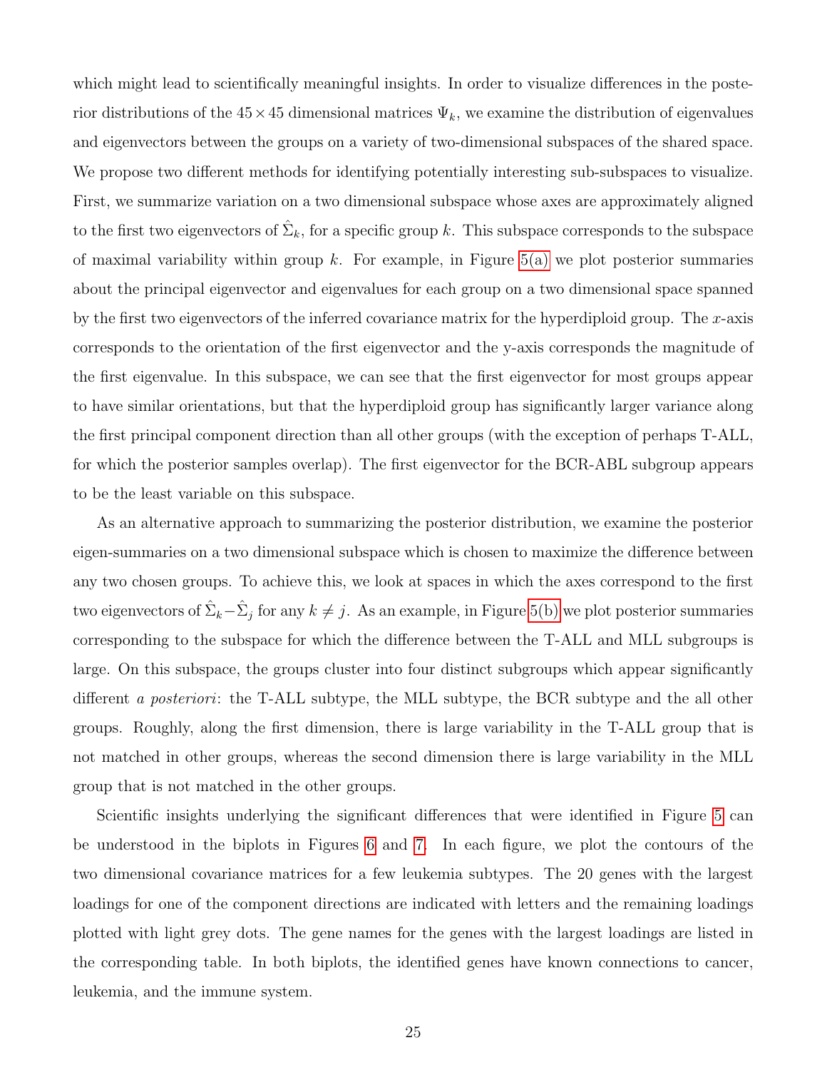which might lead to scientifically meaningful insights. In order to visualize differences in the posterior distributions of the $45 \times 45$ dimensional matrices $\Psi_k$, we examine the distribution of eigenvalues and eigenvectors between the groups on a variety of two-dimensional subspaces of the shared space. We propose two different methods for identifying potentially interesting sub-subspaces to visualize. First, we summarize variation on a two dimensional subspace whose axes are approximately aligned to the first two eigenvectors of $\hat{\Sigma}_k$, for a specific group $k$. This subspace corresponds to the subspace of maximal variability within group $k$. For example, in Figure 5(a) we plot posterior summaries about the principal eigenvector and eigenvalues for each group on a two dimensional space spanned by the first two eigenvectors of the inferred covariance matrix for the hyperdiploid group. The $x$-axis corresponds to the orientation of the first eigenvector and the y-axis corresponds the magnitude of the first eigenvalue. In this subspace, we can see that the first eigenvector for most groups appear to have similar orientations, but that the hyperdiploid group has significantly larger variance along the first principal component direction than all other groups (with the exception of perhaps T-ALL, for which the posterior samples overlap). The first eigenvector for the BCR-ABL subgroup appears to be the least variable on this subspace.

As an alternative approach to summarizing the posterior distribution, we examine the posterior eigen-summaries on a two dimensional subspace which is chosen to maximize the difference between any two chosen groups. To achieve this, we look at spaces in which the axes correspond to the first two eigenvectors of $\hat{\Sigma}_k - \hat{\Sigma}_j$ for any $k \neq j$. As an example, in Figure 5(b) we plot posterior summaries corresponding to the subspace for which the difference between the T-ALL and MLL subgroups is large. On this subspace, the groups cluster into four distinct subgroups which appear significantly different *a posteriori*: the T-ALL subtype, the MLL subtype, the BCR subtype and the all other groups. Roughly, along the first dimension, there is large variability in the T-ALL group that is not matched in other groups, whereas the second dimension there is large variability in the MLL group that is not matched in the other groups.

Scientific insights underlying the significant differences that were identified in Figure 5 can be understood in the biplots in Figures 6 and 7. In each figure, we plot the contours of the two dimensional covariance matrices for a few leukemia subtypes. The 20 genes with the largest loadings for one of the component directions are indicated with letters and the remaining loadings plotted with light grey dots. The gene names for the genes with the largest loadings are listed in the corresponding table. In both biplots, the identified genes have known connections to cancer, leukemia, and the immune system.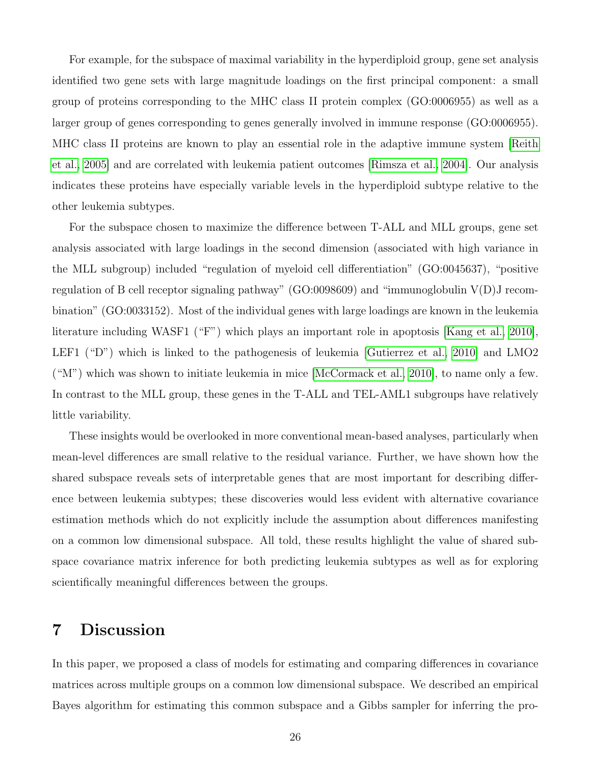For example, for the subspace of maximal variability in the hyperdiploid group, gene set analysis identified two gene sets with large magnitude loadings on the first principal component: a small group of proteins corresponding to the MHC class II protein complex (GO:0006955) as well as a larger group of genes corresponding to genes generally involved in immune response (GO:0006955). MHC class II proteins are known to play an essential role in the adaptive immune system [Reith et al., 2005] and are correlated with leukemia patient outcomes [Rimsza et al., 2004]. Our analysis indicates these proteins have especially variable levels in the hyperdiploid subtype relative to the other leukemia subtypes.

For the subspace chosen to maximize the difference between T-ALL and MLL groups, gene set analysis associated with large loadings in the second dimension (associated with high variance in the MLL subgroup) included "regulation of myeloid cell differentiation" (GO:0045637), "positive regulation of B cell receptor signaling pathway" (GO:0098609) and "immunoglobulin V(D)J recombination" (GO:0033152). Most of the individual genes with large loadings are known in the leukemia literature including WASF1 ("F") which plays an important role in apoptosis [Kang et al., 2010], LEF1 ("D") which is linked to the pathogenesis of leukemia [Gutierrez et al., 2010] and LMO2 ("M") which was shown to initiate leukemia in mice [McCormack et al., 2010], to name only a few. In contrast to the MLL group, these genes in the T-ALL and TEL-AML1 subgroups have relatively little variability.

These insights would be overlooked in more conventional mean-based analyses, particularly when mean-level differences are small relative to the residual variance. Further, we have shown how the shared subspace reveals sets of interpretable genes that are most important for describing difference between leukemia subtypes; these discoveries would less evident with alternative covariance estimation methods which do not explicitly include the assumption about differences manifesting on a common low dimensional subspace. All told, these results highlight the value of shared subspace covariance matrix inference for both predicting leukemia subtypes as well as for exploring scientifically meaningful differences between the groups.

# 7 Discussion

In this paper, we proposed a class of models for estimating and comparing differences in covariance matrices across multiple groups on a common low dimensional subspace. We described an empirical Bayes algorithm for estimating this common subspace and a Gibbs sampler for inferring the pro-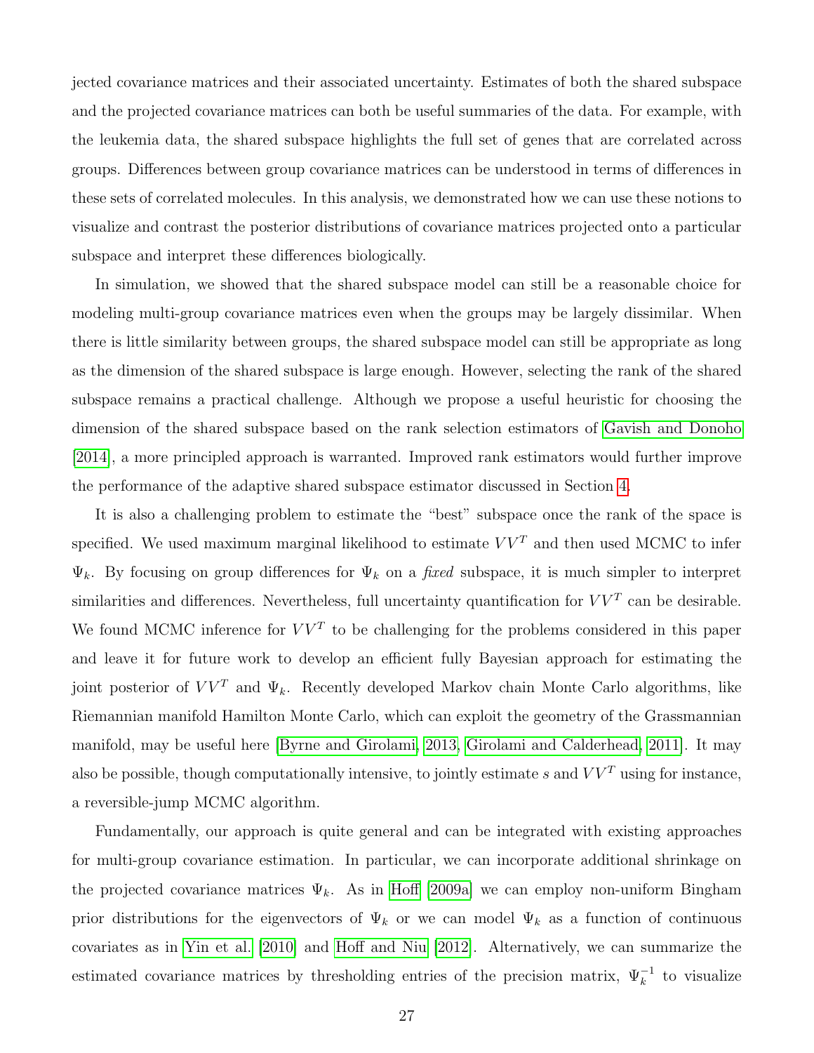jected covariance matrices and their associated uncertainty. Estimates of both the shared subspace and the projected covariance matrices can both be useful summaries of the data. For example, with the leukemia data, the shared subspace highlights the full set of genes that are correlated across groups. Differences between group covariance matrices can be understood in terms of differences in these sets of correlated molecules. In this analysis, we demonstrated how we can use these notions to visualize and contrast the posterior distributions of covariance matrices projected onto a particular subspace and interpret these differences biologically.

In simulation, we showed that the shared subspace model can still be a reasonable choice for modeling multi-group covariance matrices even when the groups may be largely dissimilar. When there is little similarity between groups, the shared subspace model can still be appropriate as long as the dimension of the shared subspace is large enough. However, selecting the rank of the shared subspace remains a practical challenge. Although we propose a useful heuristic for choosing the dimension of the shared subspace based on the rank selection estimators of Gavish and Donoho [2014], a more principled approach is warranted. Improved rank estimators would further improve the performance of the adaptive shared subspace estimator discussed in Section 4.

It is also a challenging problem to estimate the "best" subspace once the rank of the space is specified. We used maximum marginal likelihood to estimate $VV^T$ and then used MCMC to infer $\Psi_k$. By focusing on group differences for $\Psi_k$ on a *fixed* subspace, it is much simpler to interpret similarities and differences. Nevertheless, full uncertainty quantification for $VV^T$ can be desirable. We found MCMC inference for $VV^T$ to be challenging for the problems considered in this paper and leave it for future work to develop an efficient fully Bayesian approach for estimating the joint posterior of $VV^T$ and $\Psi_k$. Recently developed Markov chain Monte Carlo algorithms, like Riemannian manifold Hamilton Monte Carlo, which can exploit the geometry of the Grassmannian manifold, may be useful here [Byrne and Girolami, 2013, Girolami and Calderhead, 2011]. It may also be possible, though computationally intensive, to jointly estimate $s$ and $VV^T$ using for instance, a reversible-jump MCMC algorithm.

Fundamentally, our approach is quite general and can be integrated with existing approaches for multi-group covariance estimation. In particular, we can incorporate additional shrinkage on the projected covariance matrices $\Psi_k$. As in Hoff [2009a] we can employ non-uniform Bingham prior distributions for the eigenvectors of $\Psi_k$ or we can model $\Psi_k$ as a function of continuous covariates as in Yin et al. [2010] and Hoff and Niu [2012]. Alternatively, we can summarize the estimated covariance matrices by thresholding entries of the precision matrix, $\Psi_k^{-1}$ to visualize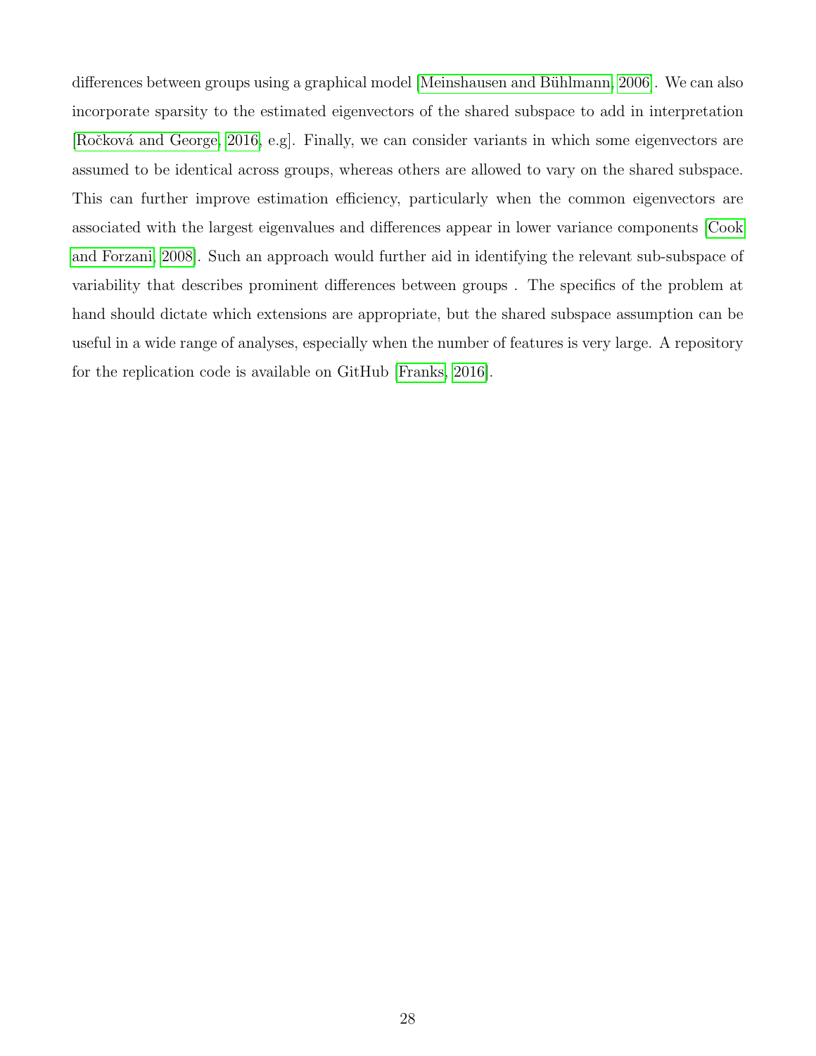differences between groups using a graphical model [Meinshausen and Bühlmann, 2006]. We can also incorporate sparsity to the estimated eigenvectors of the shared subspace to add in interpretation [Ročková and George, 2016, e.g]. Finally, we can consider variants in which some eigenvectors are assumed to be identical across groups, whereas others are allowed to vary on the shared subspace. This can further improve estimation efficiency, particularly when the common eigenvectors are associated with the largest eigenvalues and differences appear in lower variance components [Cook and Forzani, 2008]. Such an approach would further aid in identifying the relevant sub-subspace of variability that describes prominent differences between groups . The specifics of the problem at hand should dictate which extensions are appropriate, but the shared subspace assumption can be useful in a wide range of analyses, especially when the number of features is very large. A repository for the replication code is available on GitHub [Franks, 2016].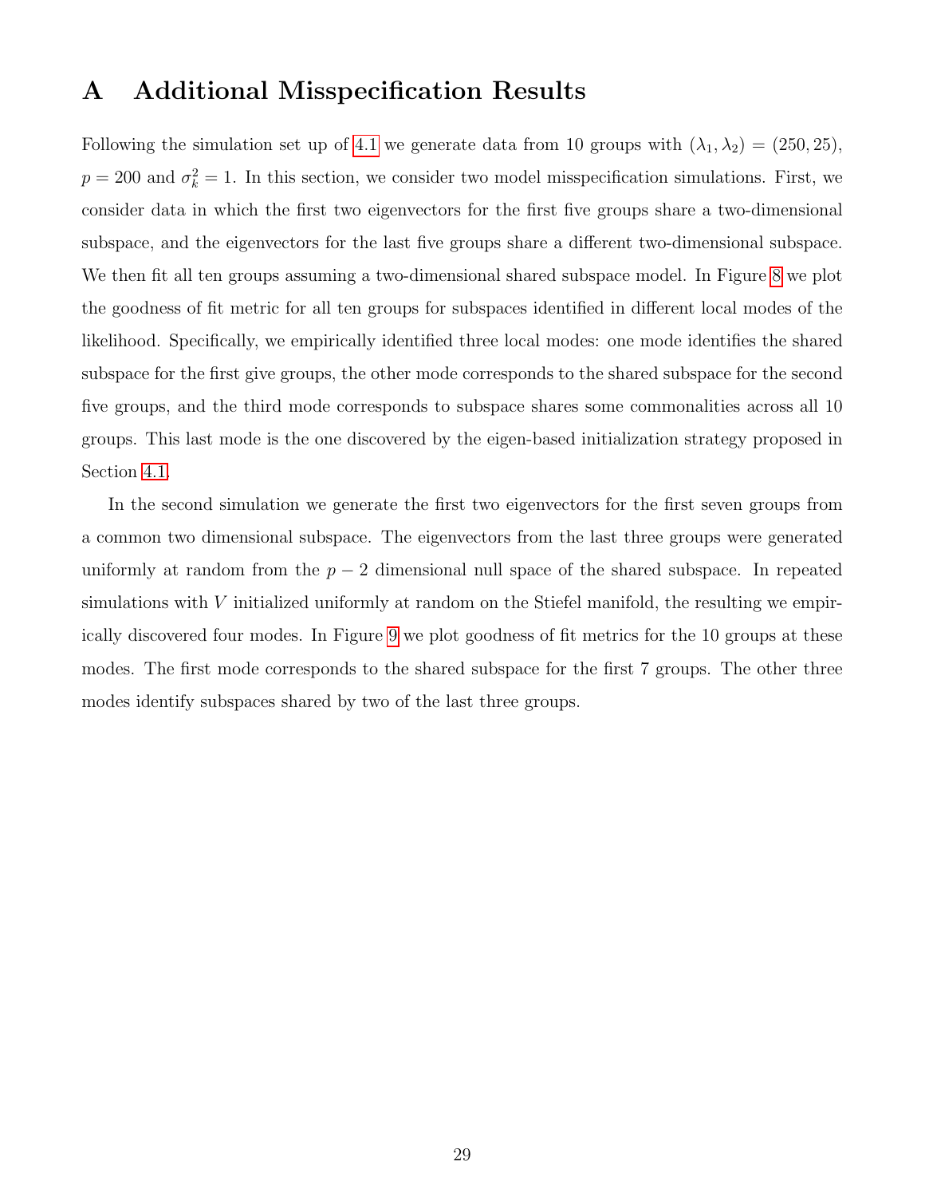# A Additional Misspecification Results

Following the simulation set up of 4.1 we generate data from 10 groups with $(\lambda_1, \lambda_2) = (250, 25)$, $p = 200$ and $\sigma_k^2 = 1$. In this section, we consider two model misspecification simulations. First, we consider data in which the first two eigenvectors for the first five groups share a two-dimensional subspace, and the eigenvectors for the last five groups share a different two-dimensional subspace. We then fit all ten groups assuming a two-dimensional shared subspace model. In Figure 8 we plot the goodness of fit metric for all ten groups for subspaces identified in different local modes of the likelihood. Specifically, we empirically identified three local modes: one mode identifies the shared subspace for the first give groups, the other mode corresponds to the shared subspace for the second five groups, and the third mode corresponds to subspace shares some commonalities across all 10 groups. This last mode is the one discovered by the eigen-based initialization strategy proposed in Section 4.1.

In the second simulation we generate the first two eigenvectors for the first seven groups from a common two dimensional subspace. The eigenvectors from the last three groups were generated uniformly at random from the $p - 2$ dimensional null space of the shared subspace. In repeated simulations with $V$ initialized uniformly at random on the Stiefel manifold, the resulting we empirically discovered four modes. In Figure 9 we plot goodness of fit metrics for the 10 groups at these modes. The first mode corresponds to the shared subspace for the first 7 groups. The other three modes identify subspaces shared by two of the last three groups.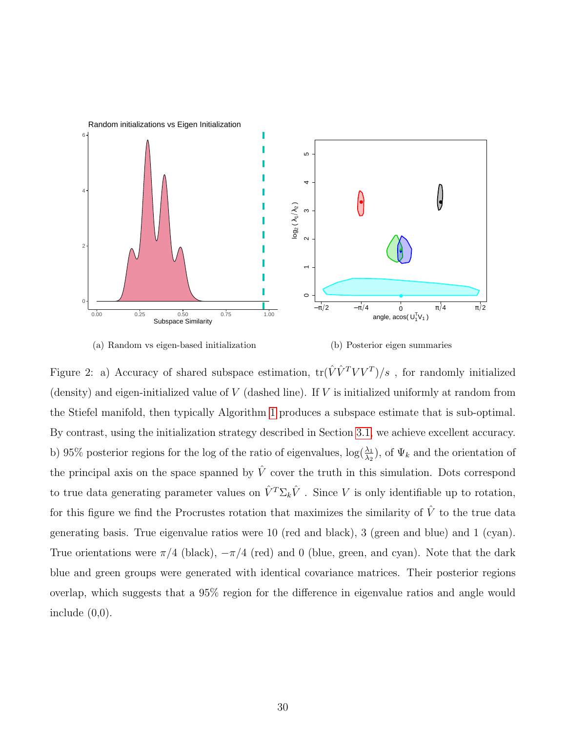(a) Random vs eigen-based initialization

(b) Posterior eigen summaries

Figure 2: a) Accuracy of shared subspace estimation, $\text{tr}(\hat{V}\hat{V}^T V V^T)/s$ , for randomly initialized (density) and eigen-initialized value of $V$ (dashed line). If $V$ is initialized uniformly at random from the Stiefel manifold, then typically Algorithm 1 produces a subspace estimate that is sub-optimal. By contrast, using the initialization strategy described in Section 3.1, we achieve excellent accuracy. b) 95% posterior regions for the log of the ratio of eigenvalues, $\log(\frac{\lambda_1}{\lambda_2})$, of $\Psi_k$ and the orientation of the principal axis on the space spanned by $\hat{V}$ cover the truth in this simulation. Dots correspond to true data generating parameter values on $\hat{V}^T \Sigma_k \hat{V}$ . Since $V$ is only identifiable up to rotation, for this figure we find the Procrustes rotation that maximizes the similarity of $\hat{V}$ to the true data generating basis. True eigenvalue ratios were 10 (red and black), 3 (green and blue) and 1 (cyan). True orientations were $\pi/4$ (black), $-\pi/4$ (red) and 0 (blue, green, and cyan). Note that the dark blue and green groups were generated with identical covariance matrices. Their posterior regions overlap, which suggests that a 95% region for the difference in eigenvalue ratios and angle would include (0,0).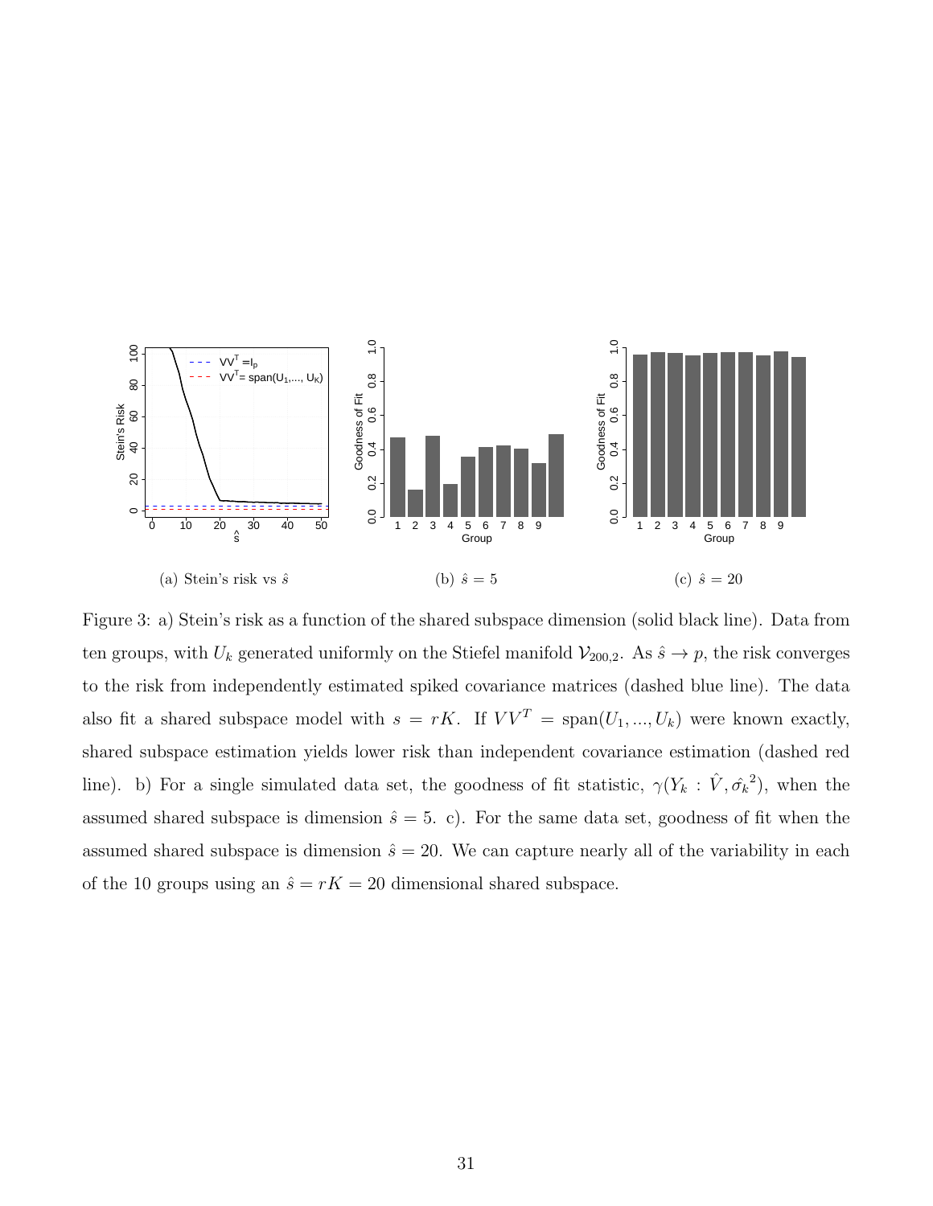(a) Stein's risk vs $\hat{s}$

(b) $\hat{s} = 5$

(c) $\hat{s} = 20$

Figure 3: a) Stein's risk as a function of the shared subspace dimension (solid black line). Data from ten groups, with $U_k$ generated uniformly on the Stiefel manifold $\mathcal{V}_{200,2}$. As $\hat{s} \to p$, the risk converges to the risk from independently estimated spiked covariance matrices (dashed blue line). The data also fit a shared subspace model with $s = rK$. If $VV^T = \text{span}(U_1, ..., U_k)$ were known exactly, shared subspace estimation yields lower risk than independent covariance estimation (dashed red line). b) For a single simulated data set, the goodness of fit statistic, $\gamma(Y_k : \hat{V}, \hat{\sigma_k}^2)$, when the assumed shared subspace is dimension $\hat{s} = 5$. c). For the same data set, goodness of fit when the assumed shared subspace is dimension $\hat{s} = 20$. We can capture nearly all of the variability in each of the 10 groups using an $\hat{s} = rK = 20$ dimensional shared subspace.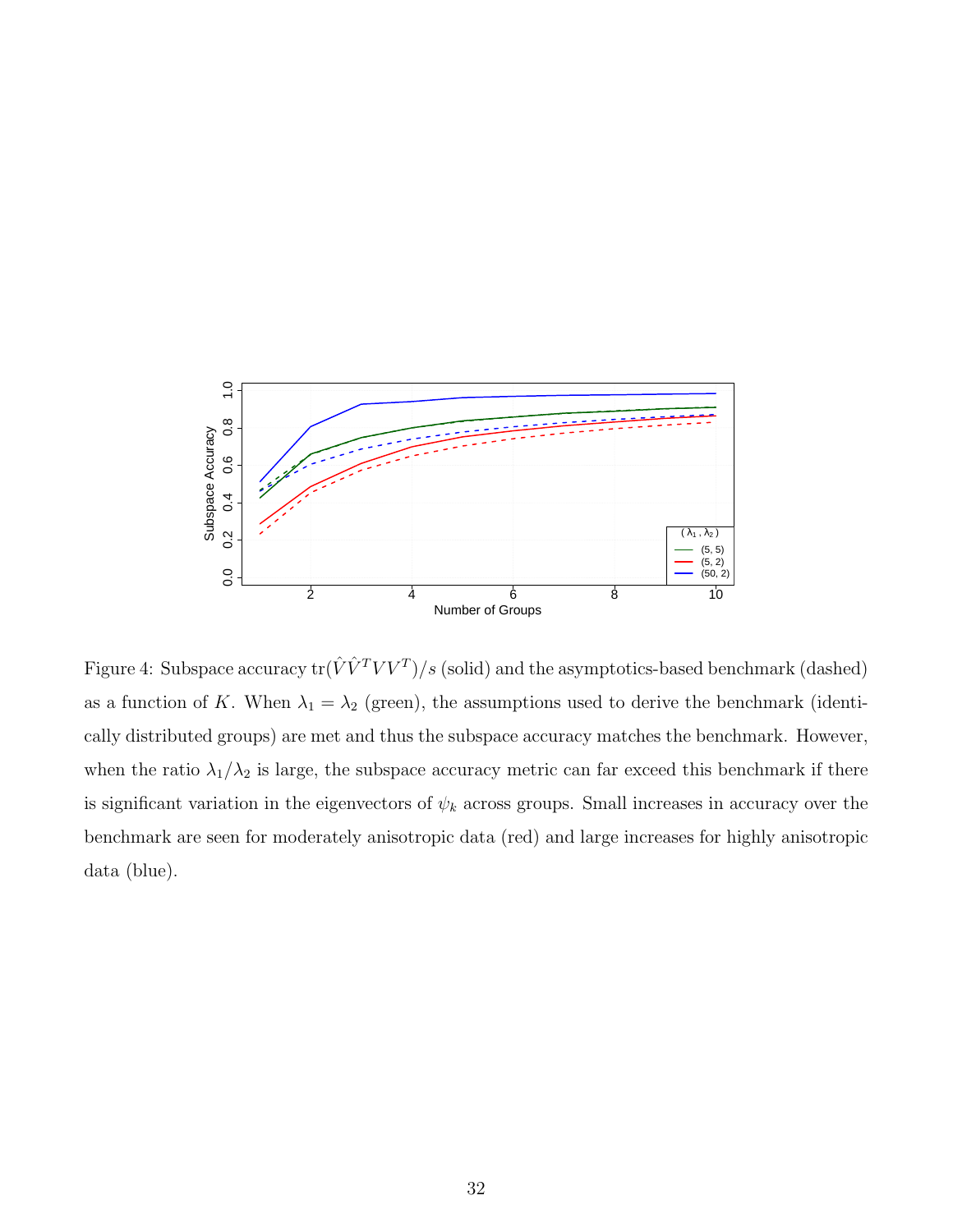Figure 4: Subspace accuracy $\text{tr}(\hat{V}\hat{V}^T VV^T)/s$ (solid) and the asymptotics-based benchmark (dashed) as a function of $K$. When $\lambda_1 = \lambda_2$ (green), the assumptions used to derive the benchmark (identically distributed groups) are met and thus the subspace accuracy matches the benchmark. However, when the ratio $\lambda_1/\lambda_2$ is large, the subspace accuracy metric can far exceed this benchmark if there is significant variation in the eigenvectors of $\psi_k$ across groups. Small increases in accuracy over the benchmark are seen for moderately anisotropic data (red) and large increases for highly anisotropic data (blue).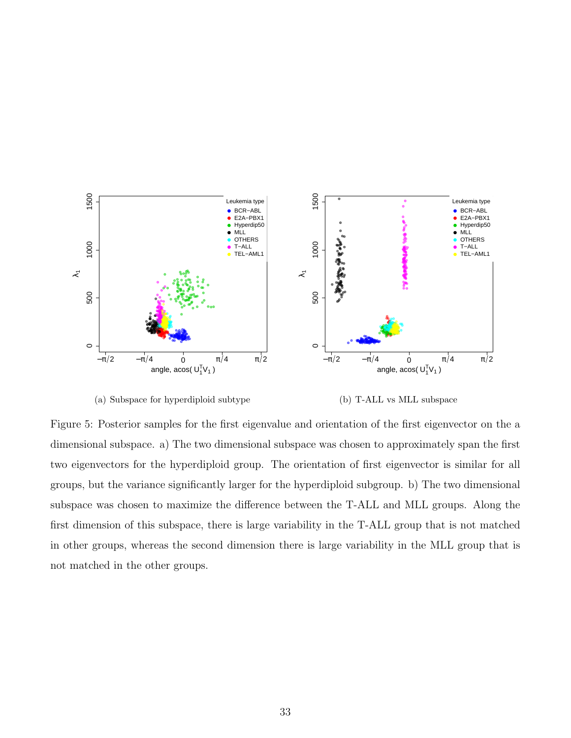(a) Subspace for hyperdiploid subtype

(b) T-ALL vs MLL subspace

Figure 5: Posterior samples for the first eigenvalue and orientation of the first eigenvector on the a dimensional subspace. a) The two dimensional subspace was chosen to approximately span the first two eigenvectors for the hyperdiploid group. The orientation of first eigenvector is similar for all groups, but the variance significantly larger for the hyperdiploid subgroup. b) The two dimensional subspace was chosen to maximize the difference between the T-ALL and MLL groups. Along the first dimension of this subspace, there is large variability in the T-ALL group that is not matched in other groups, whereas the second dimension there is large variability in the MLL group that is not matched in the other groups.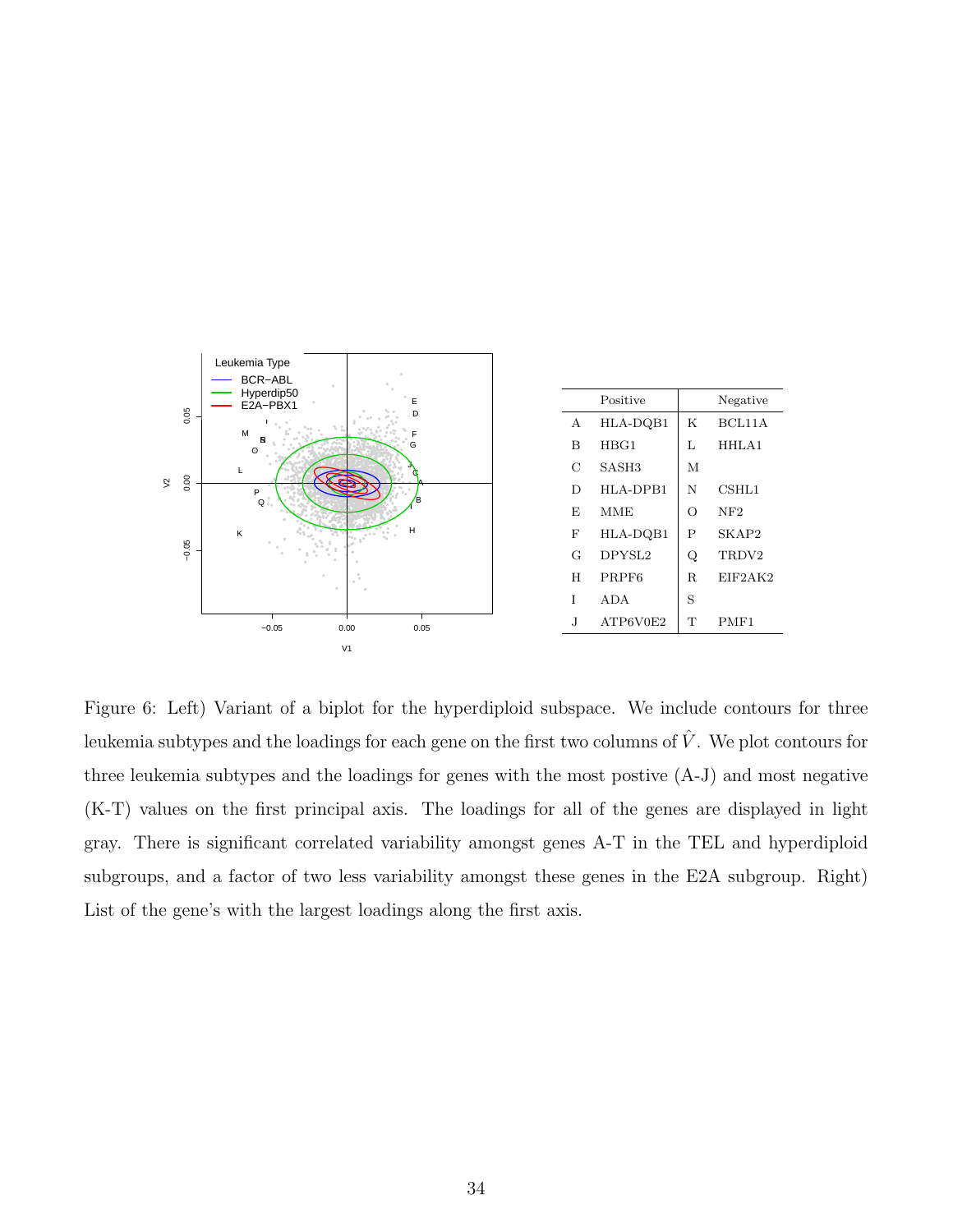|   | Positive |   | Negative |
|---|---|---|---|
| A | HLA-DQB1 | K | BCL11A |
| B | HBG1 | L | HHLA1 |
| C | SASH3 | M |  |
| D | HLA-DPB1 | N | CSHL1 |
| E | MME | O | NF2 |
| F | HLA-DQB1 | P | SKAP2 |
| G | DPYSL2 | Q | TRDV2 |
| H | PRPF6 | R | EIF2AK2 |
| I | ADA | S |  |
| J | ATP6V0E2 | T | PMF1 |

Figure 6: Left) Variant of a biplot for the hyperdiploid subspace. We include contours for three leukemia subtypes and the loadings for each gene on the first two columns of $\hat{V}$. We plot contours for three leukemia subtypes and the loadings for genes with the most postive (A-J) and most negative (K-T) values on the first principal axis. The loadings for all of the genes are displayed in light gray. There is significant correlated variability amongst genes A-T in the TEL and hyperdiploid subgroups, and a factor of two less variability amongst these genes in the E2A subgroup. Right) List of the gene's with the largest loadings along the first axis.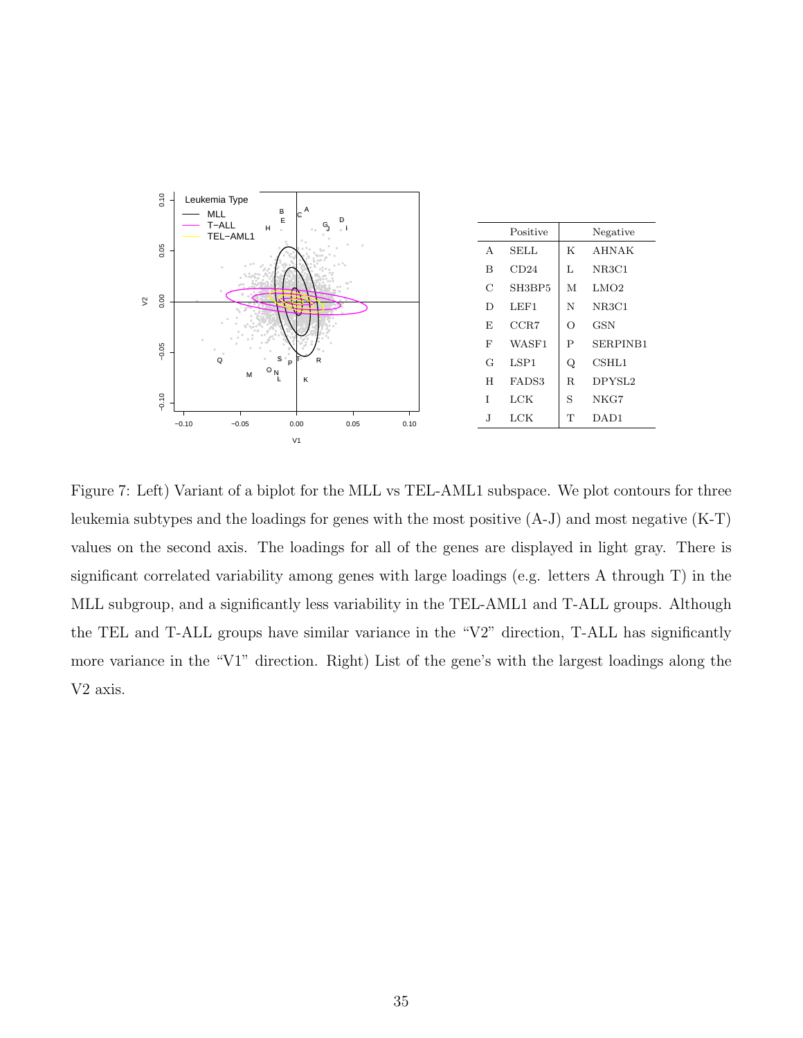| | Positive | | Negative |
|---|---|---|---|
| A | SELL | K | AHNAK |
| B | CD24 | L | NR3C1 |
| C | SH3BP5 | M | LMO2 |
| D | LEF1 | N | NR3C1 |
| E | CCR7 | O | GSN |
| F | WASF1 | P | SERPINB1 |
| G | LSP1 | Q | CSHL1 |
| H | FADS3 | R | DPYSL2 |
| I | LCK | S | NKG7 |
| J | LCK | T | DAD1 |

Figure 7: Left) Variant of a biplot for the MLL vs TEL-AML1 subspace. We plot contours for three leukemia subtypes and the loadings for genes with the most positive (A-J) and most negative (K-T) values on the second axis. The loadings for all of the genes are displayed in light gray. There is significant correlated variability among genes with large loadings (e.g. letters A through T) in the MLL subgroup, and a significantly less variability in the TEL-AML1 and T-ALL groups. Although the TEL and T-ALL groups have similar variance in the "V2" direction, T-ALL has significantly more variance in the "V1" direction. Right) List of the gene's with the largest loadings along the V2 axis.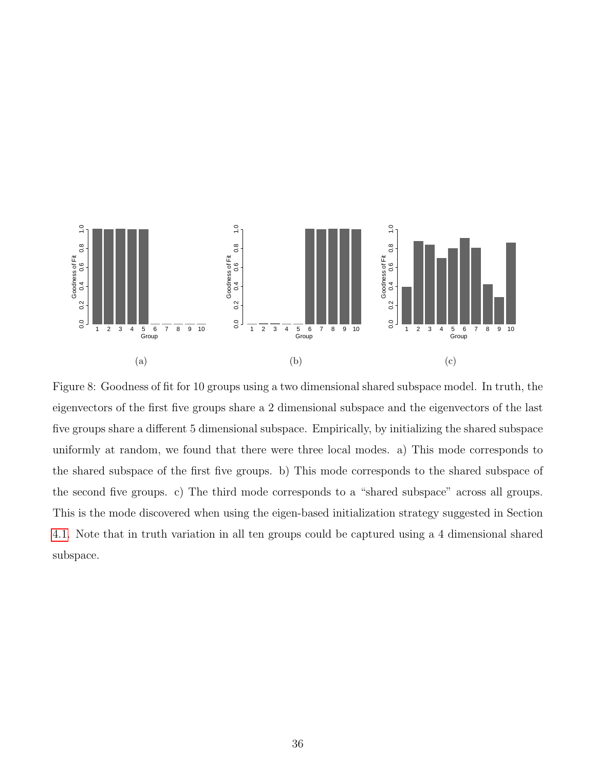(a)

(b)

(c)

Figure 8: Goodness of fit for 10 groups using a two dimensional shared subspace model. In truth, the eigenvectors of the first five groups share a 2 dimensional subspace and the eigenvectors of the last five groups share a different 5 dimensional subspace. Empirically, by initializing the shared subspace uniformly at random, we found that there were three local modes. a) This mode corresponds to the shared subspace of the first five groups. b) This mode corresponds to the shared subspace of the second five groups. c) The third mode corresponds to a "shared subspace" across all groups. This is the mode discovered when using the eigen-based initialization strategy suggested in Section 4.1. Note that in truth variation in all ten groups could be captured using a 4 dimensional shared subspace.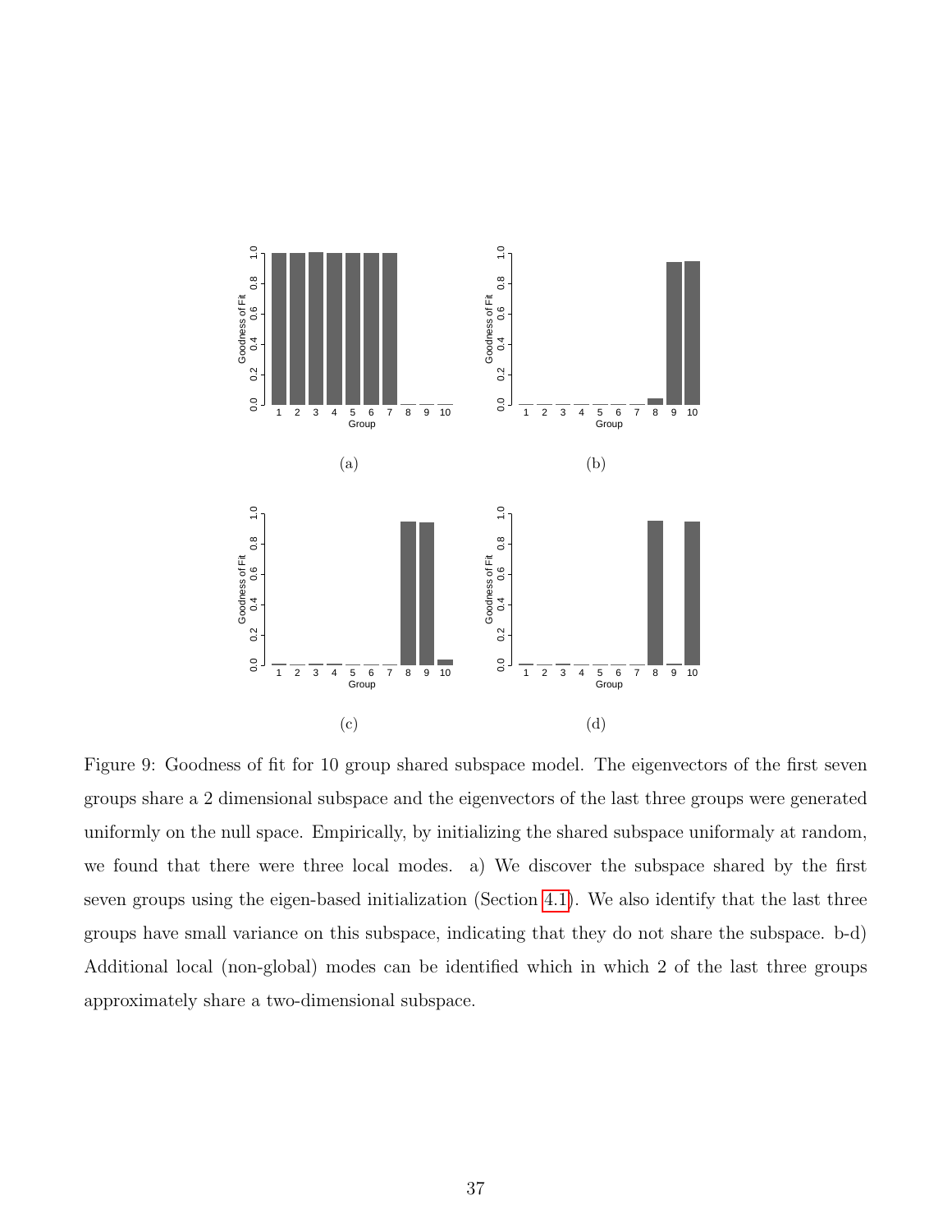(a)

(b)

(c)

(d)

Figure 9: Goodness of fit for 10 group shared subspace model. The eigenvectors of the first seven groups share a 2 dimensional subspace and the eigenvectors of the last three groups were generated uniformly on the null space. Empirically, by initializing the shared subspace uniformaly at random, we found that there were three local modes. a) We discover the subspace shared by the first seven groups using the eigen-based initialization (Section 4.1). We also identify that the last three groups have small variance on this subspace, indicating that they do not share the subspace. b-d) Additional local (non-global) modes can be identified which in which 2 of the last three groups approximately share a two-dimensional subspace.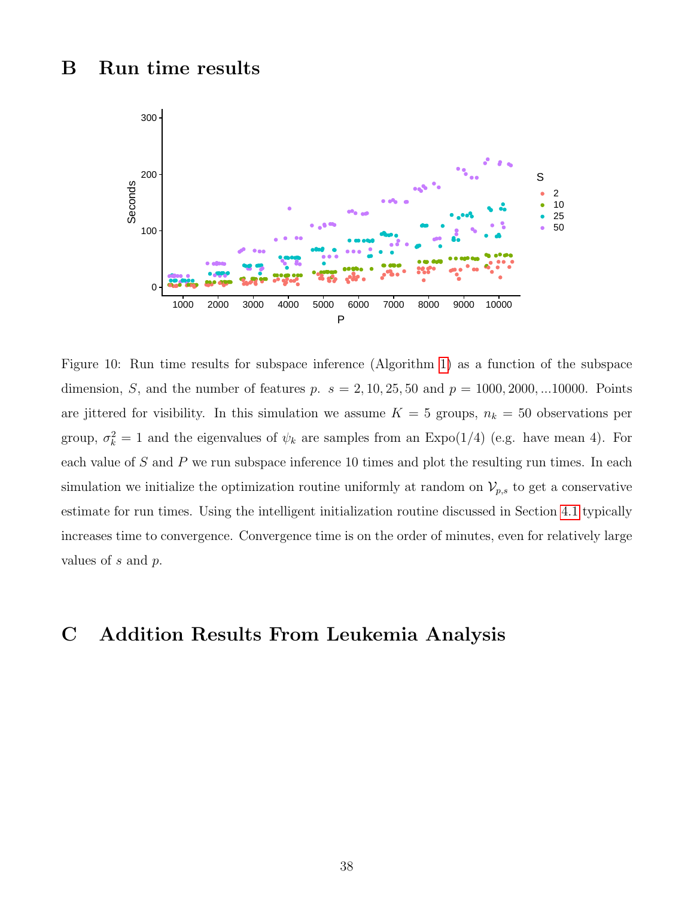# B Run time results

Figure 10: Run time results for subspace inference (Algorithm 1) as a function of the subspace dimension, $S$, and the number of features $p$. $s = 2, 10, 25, 50$ and $p = 1000, 2000, ...10000$. Points are jittered for visibility. In this simulation we assume $K = 5$ groups, $n_k = 50$ observations per group, $\sigma_k^2 = 1$ and the eigenvalues of $\psi_k$ are samples from an Expo(1/4) (e.g. have mean 4). For each value of $S$ and $P$ we run subspace inference 10 times and plot the resulting run times. In each simulation we initialize the optimization routine uniformly at random on $\mathcal{V}_{p,s}$ to get a conservative estimate for run times. Using the intelligent initialization routine discussed in Section 4.1 typically increases time to convergence. Convergence time is on the order of minutes, even for relatively large values of $s$ and $p$.

# C Addition Results From Leukemia Analysis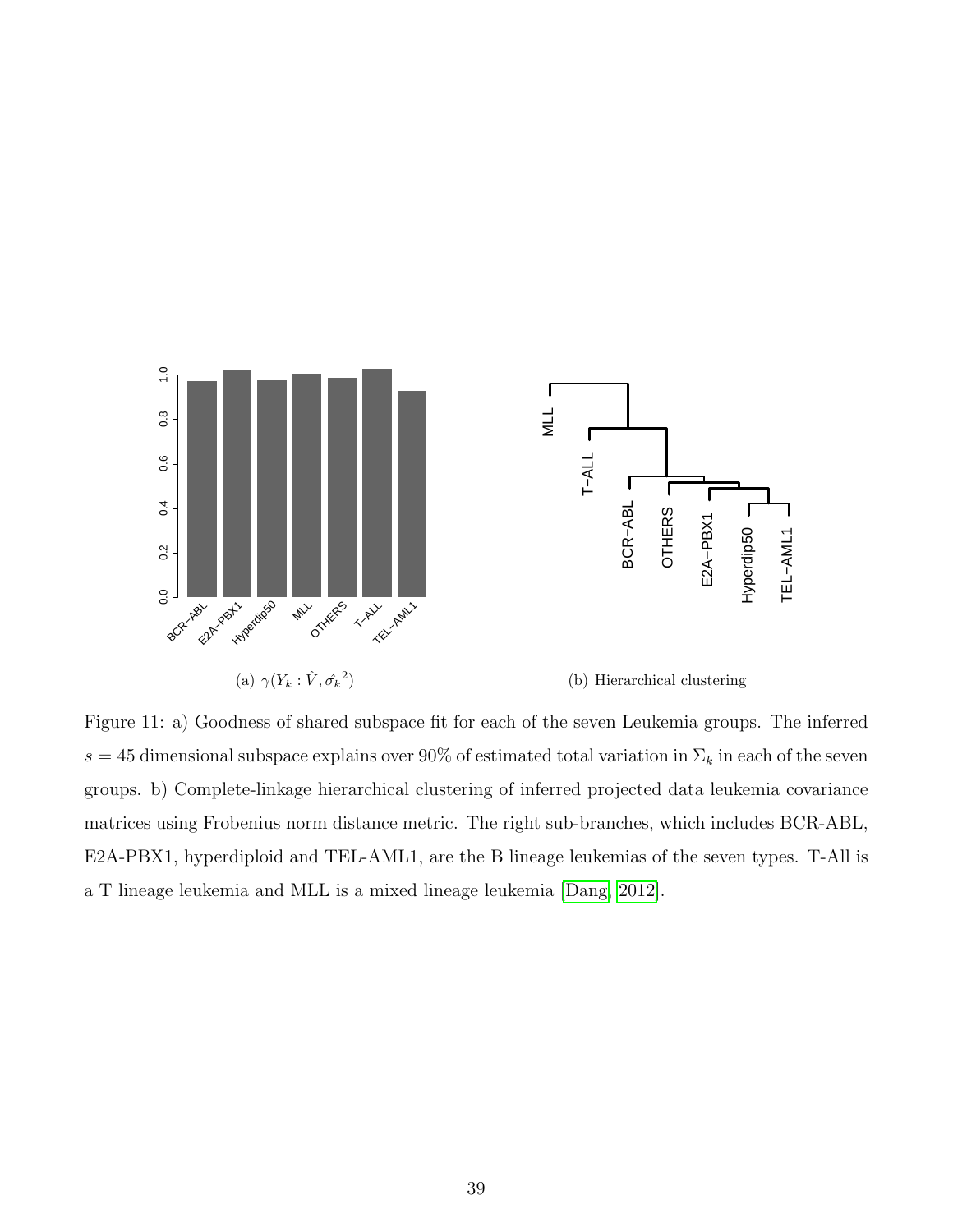(a) $\gamma(Y_k : \hat{V}, \hat{\sigma_k}^2)$

(b) Hierarchical clustering

Figure 11: a) Goodness of shared subspace fit for each of the seven Leukemia groups. The inferred $s = 45$ dimensional subspace explains over 90% of estimated total variation in $\Sigma_k$ in each of the seven groups. b) Complete-linkage hierarchical clustering of inferred projected data leukemia covariance matrices using Frobenius norm distance metric. The right sub-branches, which includes BCR-ABL, E2A-PBX1, hyperdiploid and TEL-AML1, are the B lineage leukemias of the seven types. T-All is a T lineage leukemia and MLL is a mixed lineage leukemia [Dang, 2012].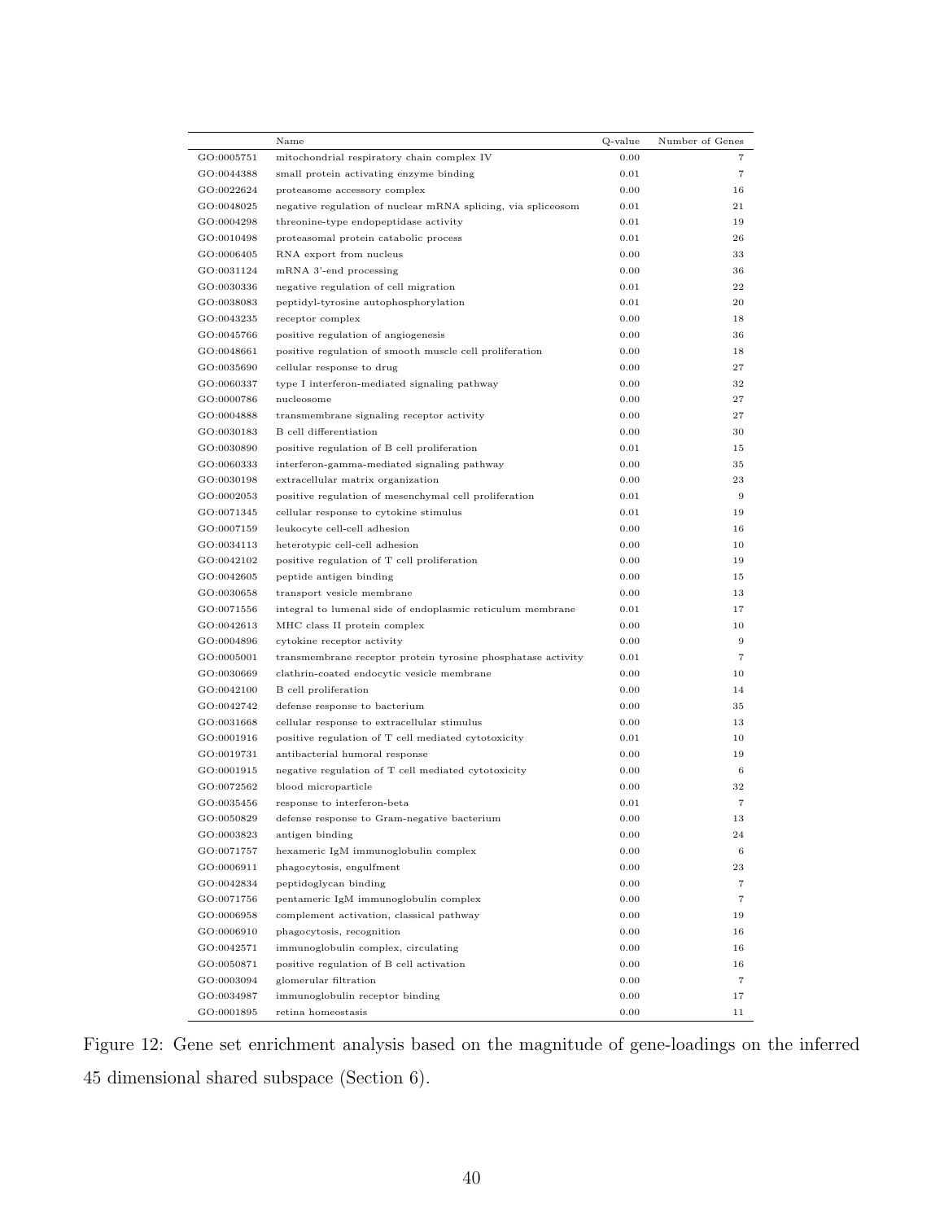| | Name | Q-value | Number of Genes |
|---|---|---|---|
| GO:0005751 | mitochondrial respiratory chain complex IV | 0.00 | 7 |
| GO:0044388 | small protein activating enzyme binding | 0.01 | 7 |
| GO:0022624 | proteasome accessory complex | 0.00 | 16 |
| GO:0048025 | negative regulation of nuclear mRNA splicing, via spliceosom | 0.01 | 21 |
| GO:0004298 | threonine-type endopeptidase activity | 0.01 | 19 |
| GO:0010498 | proteasomal protein catabolic process | 0.01 | 26 |
| GO:0006405 | RNA export from nucleus | 0.00 | 33 |
| GO:0031124 | mRNA 3'-end processing | 0.00 | 36 |
| GO:0030336 | negative regulation of cell migration | 0.01 | 22 |
| GO:0038083 | peptidyl-tyrosine autophosphorylation | 0.01 | 20 |
| GO:0043235 | receptor complex | 0.00 | 18 |
| GO:0045766 | positive regulation of angiogenesis | 0.00 | 36 |
| GO:0048661 | positive regulation of smooth muscle cell proliferation | 0.00 | 18 |
| GO:0035690 | cellular response to drug | 0.00 | 27 |
| GO:0060337 | type I interferon-mediated signaling pathway | 0.00 | 32 |
| GO:0000786 | nucleosome | 0.00 | 27 |
| GO:0004888 | transmembrane signaling receptor activity | 0.00 | 27 |
| GO:0030183 | B cell differentiation | 0.00 | 30 |
| GO:0030890 | positive regulation of B cell proliferation | 0.01 | 15 |
| GO:0060333 | interferon-gamma-mediated signaling pathway | 0.00 | 35 |
| GO:0030198 | extracellular matrix organization | 0.00 | 23 |
| GO:0002053 | positive regulation of mesenchymal cell proliferation | 0.01 | 9 |
| GO:0071345 | cellular response to cytokine stimulus | 0.01 | 19 |
| GO:0007159 | leukocyte cell-cell adhesion | 0.00 | 16 |
| GO:0034113 | heterotypic cell-cell adhesion | 0.00 | 10 |
| GO:0042102 | positive regulation of T cell proliferation | 0.00 | 19 |
| GO:0042605 | peptide antigen binding | 0.00 | 15 |
| GO:0030658 | transport vesicle membrane | 0.00 | 13 |
| GO:0071556 | integral to lumenal side of endoplasmic reticulum membrane | 0.01 | 17 |
| GO:0042613 | MHC class II protein complex | 0.00 | 10 |
| GO:0004896 | cytokine receptor activity | 0.00 | 9 |
| GO:0005001 | transmembrane receptor protein tyrosine phosphatase activity | 0.01 | 7 |
| GO:0030669 | clathrin-coated endocytic vesicle membrane | 0.00 | 10 |
| GO:0042100 | B cell proliferation | 0.00 | 14 |
| GO:0042742 | defense response to bacterium | 0.00 | 35 |
| GO:0031668 | cellular response to extracellular stimulus | 0.00 | 13 |
| GO:0001916 | positive regulation of T cell mediated cytotoxicity | 0.01 | 10 |
| GO:0019731 | antibacterial humoral response | 0.00 | 19 |
| GO:0001915 | negative regulation of T cell mediated cytotoxicity | 0.00 | 6 |
| GO:0072562 | blood microparticle | 0.00 | 32 |
| GO:0035456 | response to interferon-beta | 0.01 | 7 |
| GO:0050829 | defense response to Gram-negative bacterium | 0.00 | 13 |
| GO:0003823 | antigen binding | 0.00 | 24 |
| GO:0071757 | hexameric IgM immunoglobulin complex | 0.00 | 6 |
| GO:0006911 | phagocytosis, engulfment | 0.00 | 23 |
| GO:0042834 | peptidoglycan binding | 0.00 | 7 |
| GO:0071756 | pentameric IgM immunoglobulin complex | 0.00 | 7 |
| GO:0006958 | complement activation, classical pathway | 0.00 | 19 |
| GO:0006910 | phagocytosis, recognition | 0.00 | 16 |
| GO:0042571 | immunoglobulin complex, circulating | 0.00 | 16 |
| GO:0050871 | positive regulation of B cell activation | 0.00 | 16 |
| GO:0003094 | glomerular filtration | 0.00 | 7 |
| GO:0034987 | immunoglobulin receptor binding | 0.00 | 17 |
| GO:0001895 | retina homeostasis | 0.00 | 11 |

Figure 12: Gene set enrichment analysis based on the magnitude of gene-loadings on the inferred 45 dimensional shared subspace (Section 6).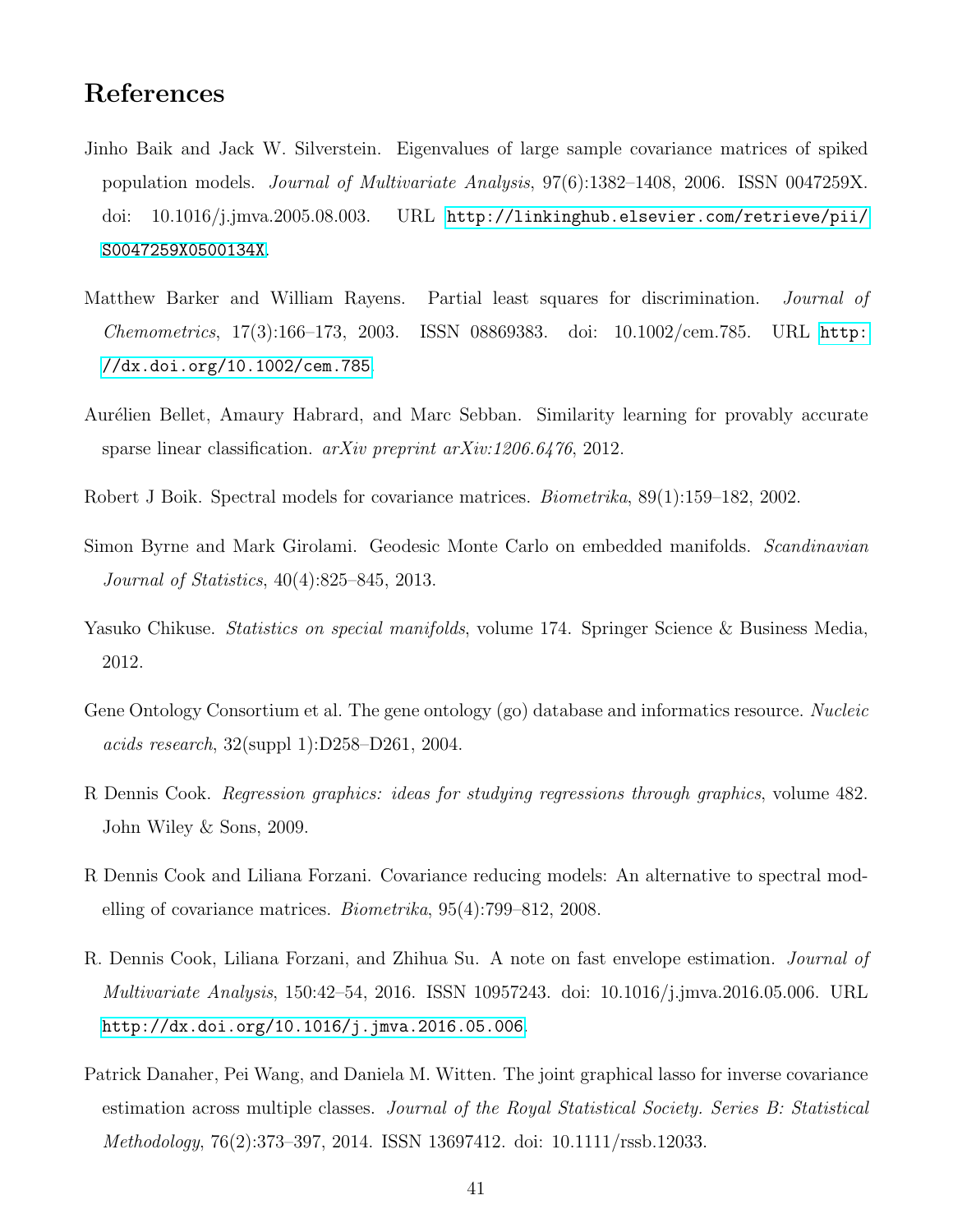# References

Jinho Baik and Jack W. Silverstein. Eigenvalues of large sample covariance matrices of spiked population models. *Journal of Multivariate Analysis*, 97(6):1382–1408, 2006. ISSN 0047259X. doi: 10.1016/j.jmva.2005.08.003. URL http://linkinghub.elsevier.com/retrieve/pii/S0047259X0500134X.

Matthew Barker and William Rayens. Partial least squares for discrimination. *Journal of Chemometrics*, 17(3):166–173, 2003. ISSN 08869383. doi: 10.1002/cem.785. URL http://dx.doi.org/10.1002/cem.785.

Aurélien Bellet, Amaury Habrard, and Marc Sebban. Similarity learning for provably accurate sparse linear classification. *arXiv preprint arXiv:1206.6476*, 2012.

Robert J Boik. Spectral models for covariance matrices. *Biometrika*, 89(1):159–182, 2002.

Simon Byrne and Mark Girolami. Geodesic Monte Carlo on embedded manifolds. *Scandinavian Journal of Statistics*, 40(4):825–845, 2013.

Yasuko Chikuse. *Statistics on special manifolds*, volume 174. Springer Science & Business Media, 2012.

Gene Ontology Consortium et al. The gene ontology (go) database and informatics resource. *Nucleic acids research*, 32(suppl 1):D258–D261, 2004.

R Dennis Cook. *Regression graphics: ideas for studying regressions through graphics*, volume 482. John Wiley & Sons, 2009.

R Dennis Cook and Liliana Forzani. Covariance reducing models: An alternative to spectral modelling of covariance matrices. *Biometrika*, 95(4):799–812, 2008.

R. Dennis Cook, Liliana Forzani, and Zhihua Su. A note on fast envelope estimation. *Journal of Multivariate Analysis*, 150:42–54, 2016. ISSN 10957243. doi: 10.1016/j.jmva.2016.05.006. URL http://dx.doi.org/10.1016/j.jmva.2016.05.006.

Patrick Danaher, Pei Wang, and Daniela M. Witten. The joint graphical lasso for inverse covariance estimation across multiple classes. *Journal of the Royal Statistical Society. Series B: Statistical Methodology*, 76(2):373–397, 2014. ISSN 13697412. doi: 10.1111/rssb.12033.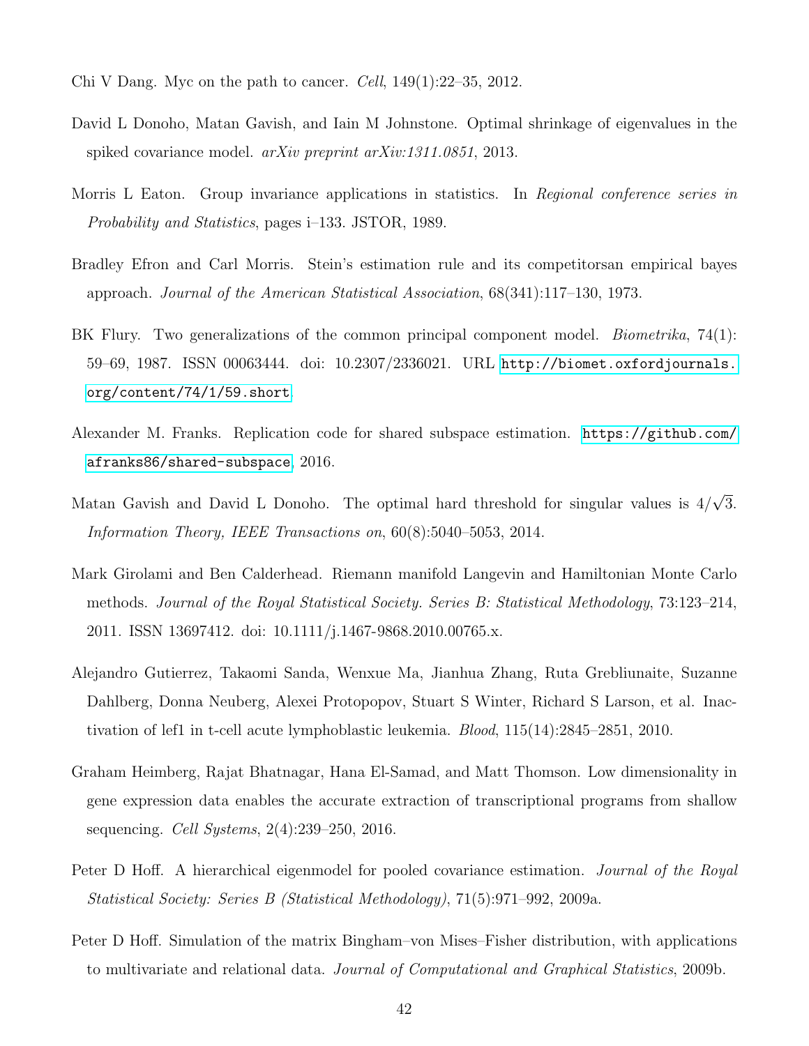Chi V Dang. Myc on the path to cancer. *Cell*, 149(1):22–35, 2012.

David L Donoho, Matan Gavish, and Iain M Johnstone. Optimal shrinkage of eigenvalues in the spiked covariance model. *arXiv preprint arXiv:1311.0851*, 2013.

Morris L Eaton. Group invariance applications in statistics. In *Regional conference series in Probability and Statistics*, pages i–133. JSTOR, 1989.

Bradley Efron and Carl Morris. Stein's estimation rule and its competitorsan empirical bayes approach. *Journal of the American Statistical Association*, 68(341):117–130, 1973.

BK Flury. Two generalizations of the common principal component model. *Biometrika*, 74(1): 59–69, 1987. ISSN 00063444. doi: 10.2307/2336021. URL http://biomet.oxfordjournals.org/content/74/1/59.short.

Alexander M. Franks. Replication code for shared subspace estimation. https://github.com/afranks86/shared-subspace, 2016.

Matan Gavish and David L Donoho. The optimal hard threshold for singular values is $4/\sqrt{3}$. *Information Theory, IEEE Transactions on*, 60(8):5040–5053, 2014.

Mark Girolami and Ben Calderhead. Riemann manifold Langevin and Hamiltonian Monte Carlo methods. *Journal of the Royal Statistical Society. Series B: Statistical Methodology*, 73:123–214, 2011. ISSN 13697412. doi: 10.1111/j.1467-9868.2010.00765.x.

Alejandro Gutierrez, Takaomi Sanda, Wenxue Ma, Jianhua Zhang, Ruta Grebliunaite, Suzanne Dahlberg, Donna Neuberg, Alexei Protopopov, Stuart S Winter, Richard S Larson, et al. Inactivation of lef1 in t-cell acute lymphoblastic leukemia. *Blood*, 115(14):2845–2851, 2010.

Graham Heimberg, Rajat Bhatnagar, Hana El-Samad, and Matt Thomson. Low dimensionality in gene expression data enables the accurate extraction of transcriptional programs from shallow sequencing. *Cell Systems*, 2(4):239–250, 2016.

Peter D Hoff. A hierarchical eigenmodel for pooled covariance estimation. *Journal of the Royal Statistical Society: Series B (Statistical Methodology)*, 71(5):971–992, 2009a.

Peter D Hoff. Simulation of the matrix Bingham–von Mises–Fisher distribution, with applications to multivariate and relational data. *Journal of Computational and Graphical Statistics*, 2009b.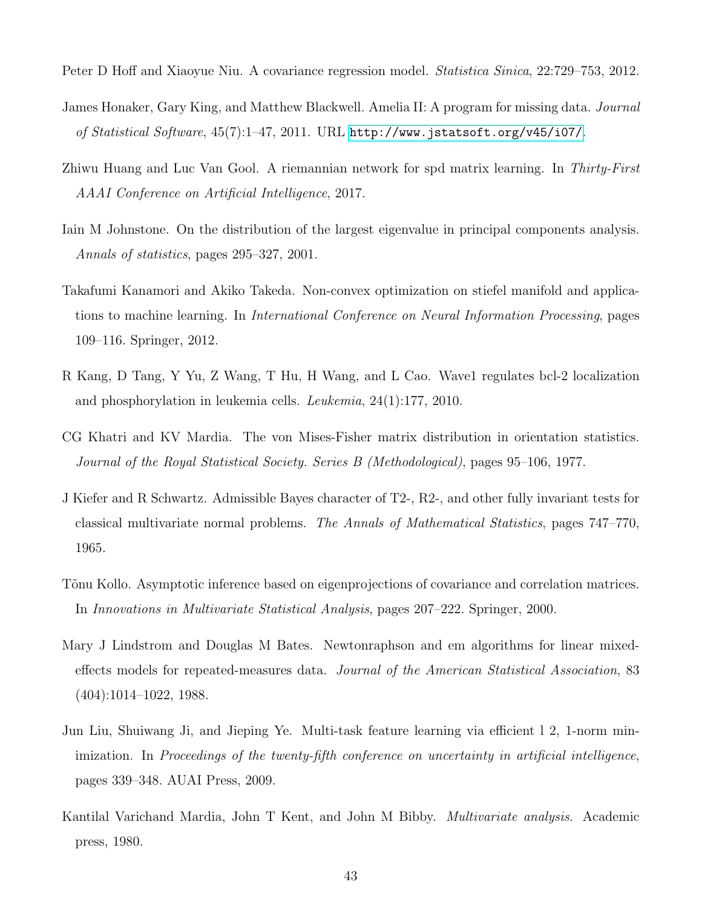Peter D Hoff and Xiaoyue Niu. A covariance regression model. *Statistica Sinica*, 22:729–753, 2012.

James Honaker, Gary King, and Matthew Blackwell. Amelia II: A program for missing data. *Journal of Statistical Software*, 45(7):1–47, 2011. URL http://www.jstatsoft.org/v45/i07/.

Zhiwu Huang and Luc Van Gool. A riemannian network for spd matrix learning. In *Thirty-First AAAI Conference on Artificial Intelligence*, 2017.

Iain M Johnstone. On the distribution of the largest eigenvalue in principal components analysis. *Annals of statistics*, pages 295–327, 2001.

Takafumi Kanamori and Akiko Takeda. Non-convex optimization on stiefel manifold and applications to machine learning. In *International Conference on Neural Information Processing*, pages 109–116. Springer, 2012.

R Kang, D Tang, Y Yu, Z Wang, T Hu, H Wang, and L Cao. Wave1 regulates bcl-2 localization and phosphorylation in leukemia cells. *Leukemia*, 24(1):177, 2010.

CG Khatri and KV Mardia. The von Mises-Fisher matrix distribution in orientation statistics. *Journal of the Royal Statistical Society. Series B (Methodological)*, pages 95–106, 1977.

J Kiefer and R Schwartz. Admissible Bayes character of T2-, R2-, and other fully invariant tests for classical multivariate normal problems. *The Annals of Mathematical Statistics*, pages 747–770, 1965.

Tõnu Kollo. Asymptotic inference based on eigenprojections of covariance and correlation matrices. In *Innovations in Multivariate Statistical Analysis*, pages 207–222. Springer, 2000.

Mary J Lindstrom and Douglas M Bates. Newtonraphson and em algorithms for linear mixed-effects models for repeated-measures data. *Journal of the American Statistical Association*, 83 (404):1014–1022, 1988.

Jun Liu, Shuiwang Ji, and Jieping Ye. Multi-task feature learning via efficient l 2, 1-norm minimization. In *Proceedings of the twenty-fifth conference on uncertainty in artificial intelligence*, pages 339–348. AUAI Press, 2009.

Kantilal Varichand Mardia, John T Kent, and John M Bibby. *Multivariate analysis*. Academic press, 1980.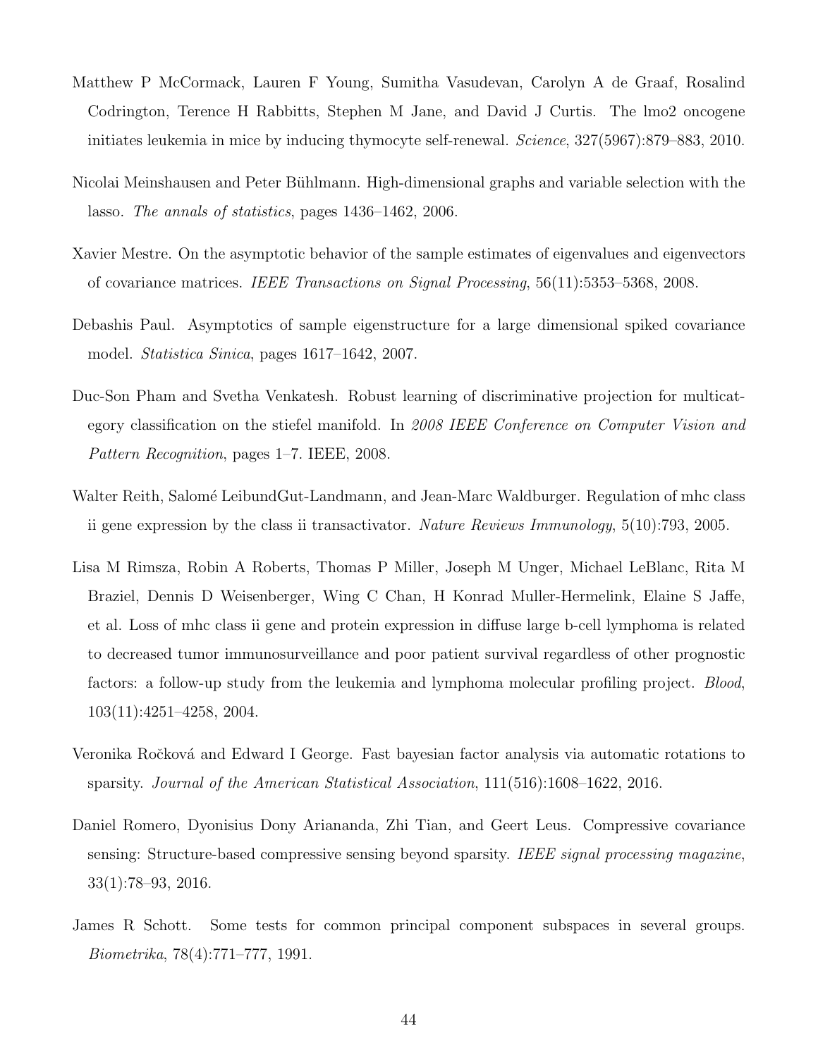Matthew P McCormack, Lauren F Young, Sumitha Vasudevan, Carolyn A de Graaf, Rosalind Codrington, Terence H Rabbitts, Stephen M Jane, and David J Curtis. The lmo2 oncogene initiates leukemia in mice by inducing thymocyte self-renewal. *Science*, 327(5967):879–883, 2010.

Nicolai Meinshausen and Peter Bühlmann. High-dimensional graphs and variable selection with the lasso. *The annals of statistics*, pages 1436–1462, 2006.

Xavier Mestre. On the asymptotic behavior of the sample estimates of eigenvalues and eigenvectors of covariance matrices. *IEEE Transactions on Signal Processing*, 56(11):5353–5368, 2008.

Debashis Paul. Asymptotics of sample eigenstructure for a large dimensional spiked covariance model. *Statistica Sinica*, pages 1617–1642, 2007.

Duc-Son Pham and Svetha Venkatesh. Robust learning of discriminative projection for multicategory classification on the stiefel manifold. In *2008 IEEE Conference on Computer Vision and Pattern Recognition*, pages 1–7. IEEE, 2008.

Walter Reith, Salomé LeibundGut-Landmann, and Jean-Marc Waldburger. Regulation of mhc class ii gene expression by the class ii transactivator. *Nature Reviews Immunology*, 5(10):793, 2005.

Lisa M Rimsza, Robin A Roberts, Thomas P Miller, Joseph M Unger, Michael LeBlanc, Rita M Braziel, Dennis D Weisenberger, Wing C Chan, H Konrad Muller-Hermelink, Elaine S Jaffe, et al. Loss of mhc class ii gene and protein expression in diffuse large b-cell lymphoma is related to decreased tumor immunosurveillance and poor patient survival regardless of other prognostic factors: a follow-up study from the leukemia and lymphoma molecular profiling project. *Blood*, 103(11):4251–4258, 2004.

Veronika Ročková and Edward I George. Fast bayesian factor analysis via automatic rotations to sparsity. *Journal of the American Statistical Association*, 111(516):1608–1622, 2016.

Daniel Romero, Dyonisius Dony Ariananda, Zhi Tian, and Geert Leus. Compressive covariance sensing: Structure-based compressive sensing beyond sparsity. *IEEE signal processing magazine*, 33(1):78–93, 2016.

James R Schott. Some tests for common principal component subspaces in several groups. *Biometrika*, 78(4):771–777, 1991.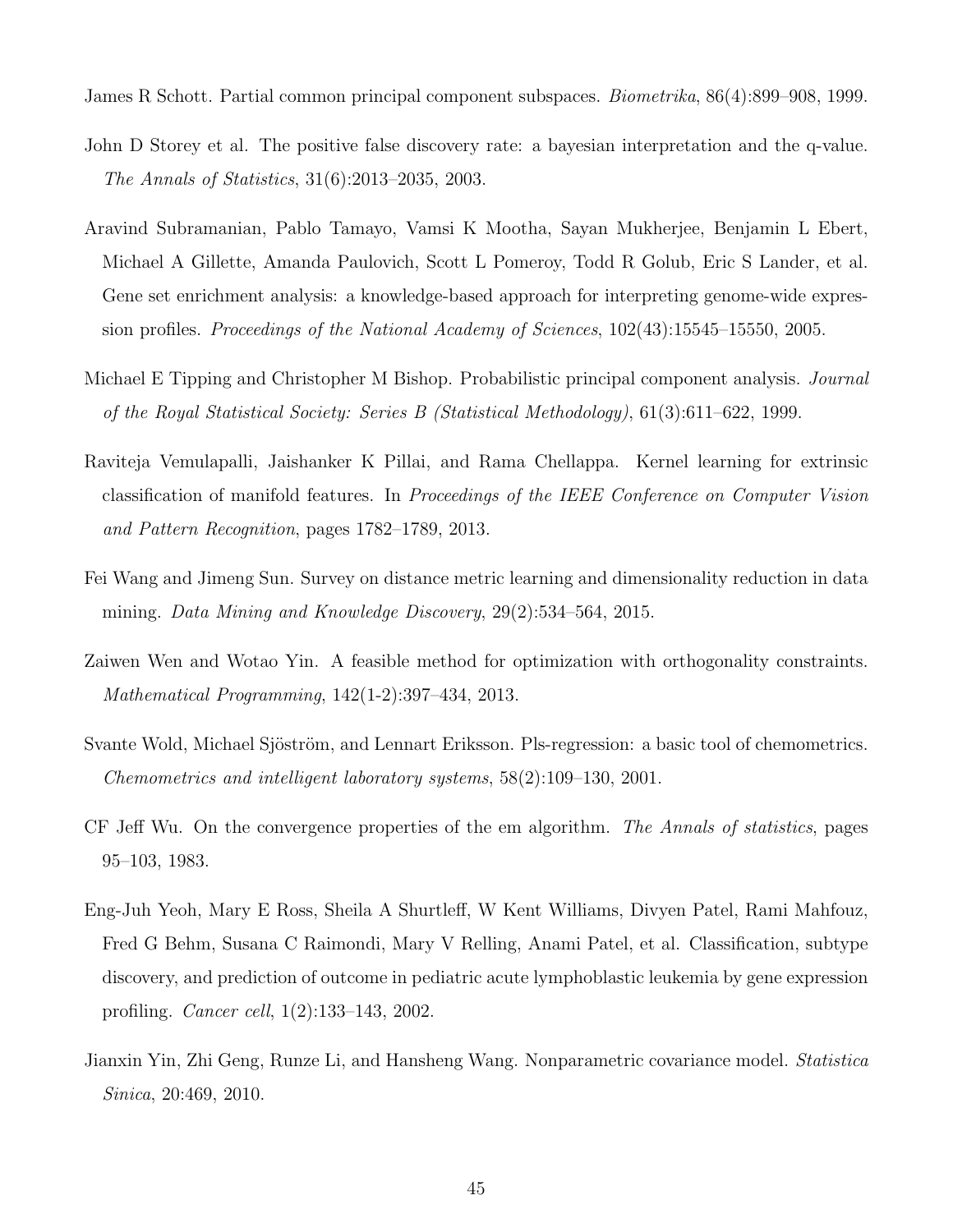James R Schott. Partial common principal component subspaces. *Biometrika*, 86(4):899–908, 1999.

John D Storey et al. The positive false discovery rate: a bayesian interpretation and the q-value. *The Annals of Statistics*, 31(6):2013–2035, 2003.

Aravind Subramanian, Pablo Tamayo, Vamsi K Mootha, Sayan Mukherjee, Benjamin L Ebert, Michael A Gillette, Amanda Paulovich, Scott L Pomeroy, Todd R Golub, Eric S Lander, et al. Gene set enrichment analysis: a knowledge-based approach for interpreting genome-wide expression profiles. *Proceedings of the National Academy of Sciences*, 102(43):15545–15550, 2005.

Michael E Tipping and Christopher M Bishop. Probabilistic principal component analysis. *Journal of the Royal Statistical Society: Series B (Statistical Methodology)*, 61(3):611–622, 1999.

Raviteja Vemulapalli, Jaishanker K Pillai, and Rama Chellappa. Kernel learning for extrinsic classification of manifold features. In *Proceedings of the IEEE Conference on Computer Vision and Pattern Recognition*, pages 1782–1789, 2013.

Fei Wang and Jimeng Sun. Survey on distance metric learning and dimensionality reduction in data mining. *Data Mining and Knowledge Discovery*, 29(2):534–564, 2015.

Zaiwen Wen and Wotao Yin. A feasible method for optimization with orthogonality constraints. *Mathematical Programming*, 142(1-2):397–434, 2013.

Svante Wold, Michael Sjöström, and Lennart Eriksson. Pls-regression: a basic tool of chemometrics. *Chemometrics and intelligent laboratory systems*, 58(2):109–130, 2001.

CF Jeff Wu. On the convergence properties of the em algorithm. *The Annals of statistics*, pages 95–103, 1983.

Eng-Juh Yeoh, Mary E Ross, Sheila A Shurtleff, W Kent Williams, Divyen Patel, Rami Mahfouz, Fred G Behm, Susana C Raimondi, Mary V Relling, Anami Patel, et al. Classification, subtype discovery, and prediction of outcome in pediatric acute lymphoblastic leukemia by gene expression profiling. *Cancer cell*, 1(2):133–143, 2002.

Jianxin Yin, Zhi Geng, Runze Li, and Hansheng Wang. Nonparametric covariance model. *Statistica Sinica*, 20:469, 2010.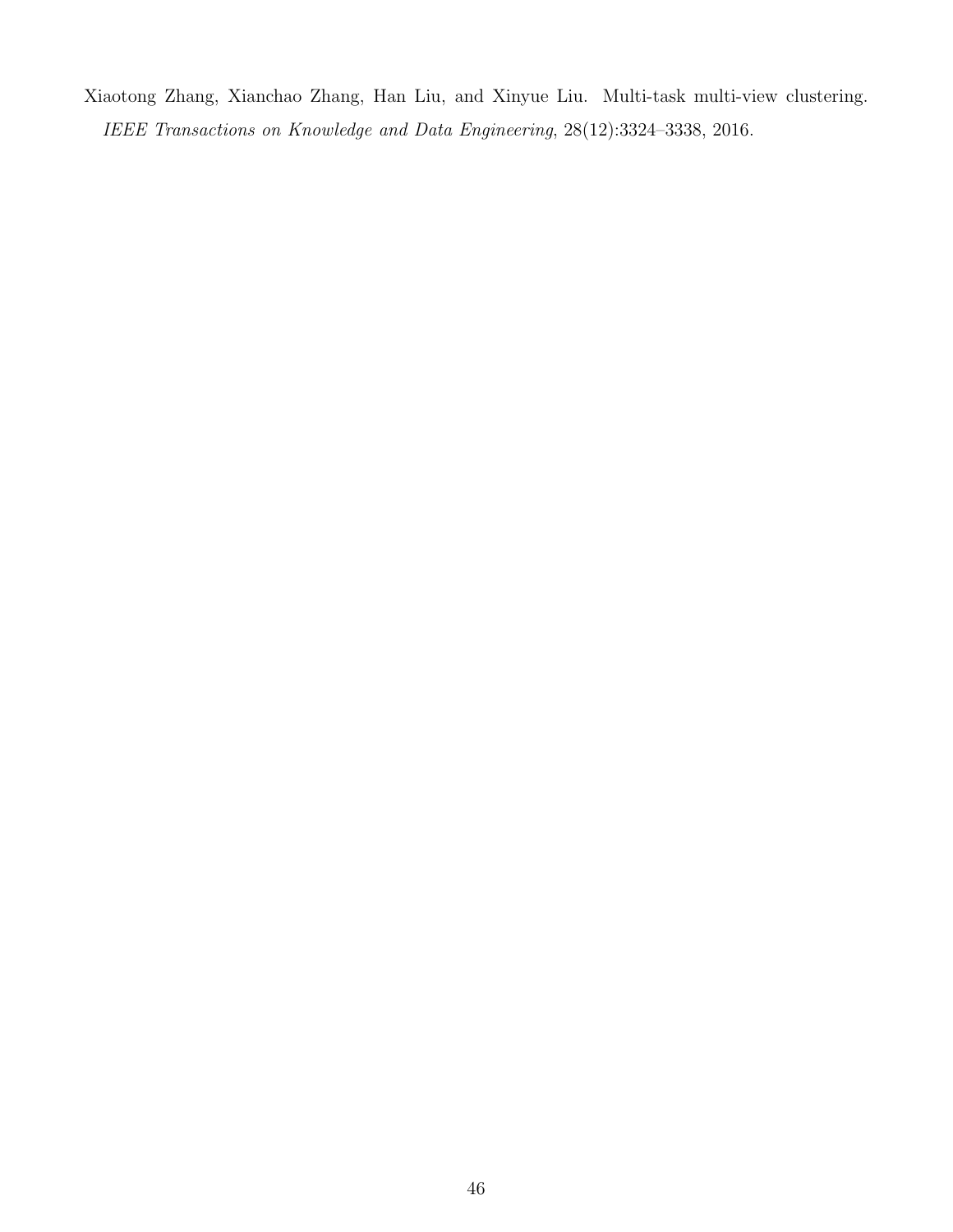Xiaotong Zhang, Xianchao Zhang, Han Liu, and Xinyue Liu. Multi-task multi-view clustering. *IEEE Transactions on Knowledge and Data Engineering*, 28(12):3324–3338, 2016.